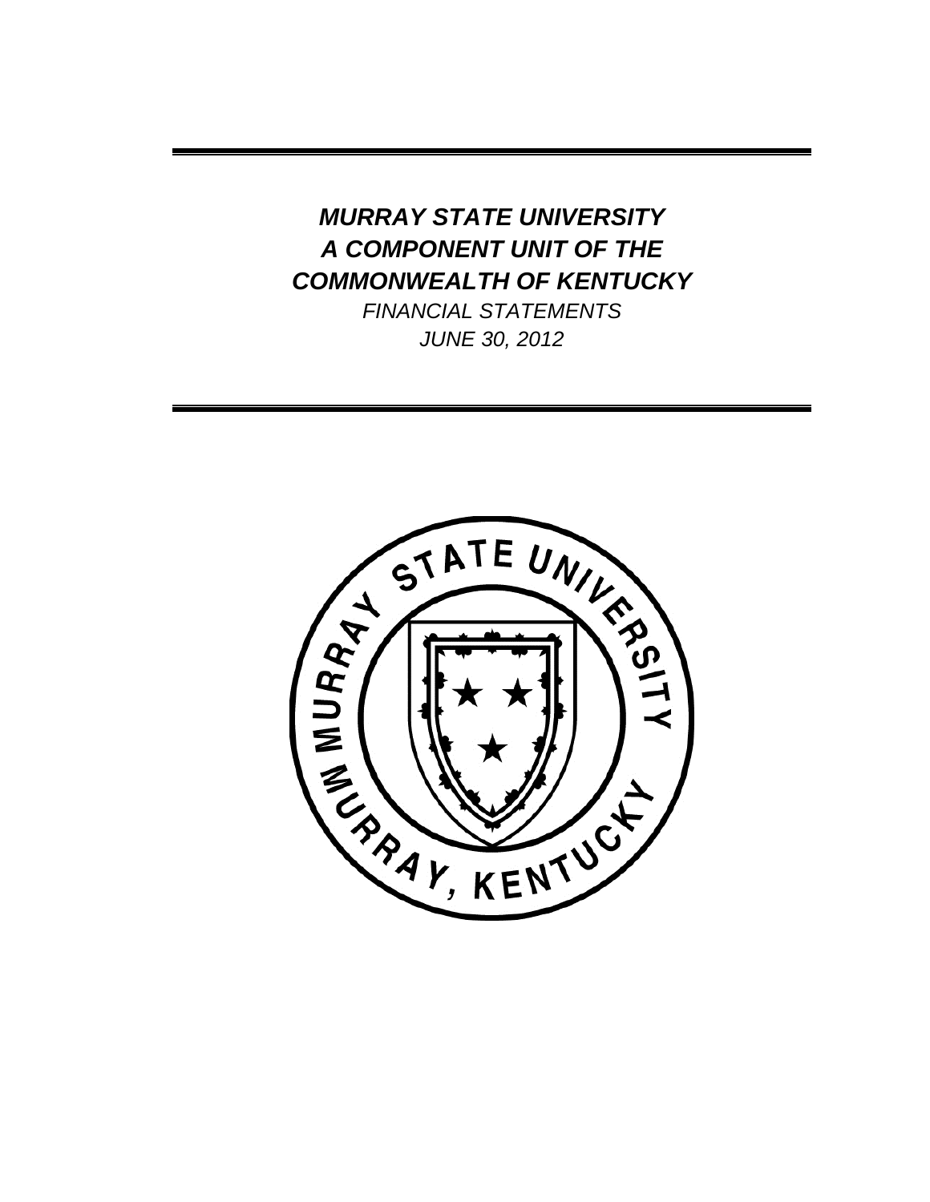# *MURRAY STATE UNIVERSITY*
# *A COMPONENT UNIT OF THE*
# *COMMONWEALTH OF KENTUCKY*

*FINANCIAL STATEMENTS*

*JUNE 30, 2012*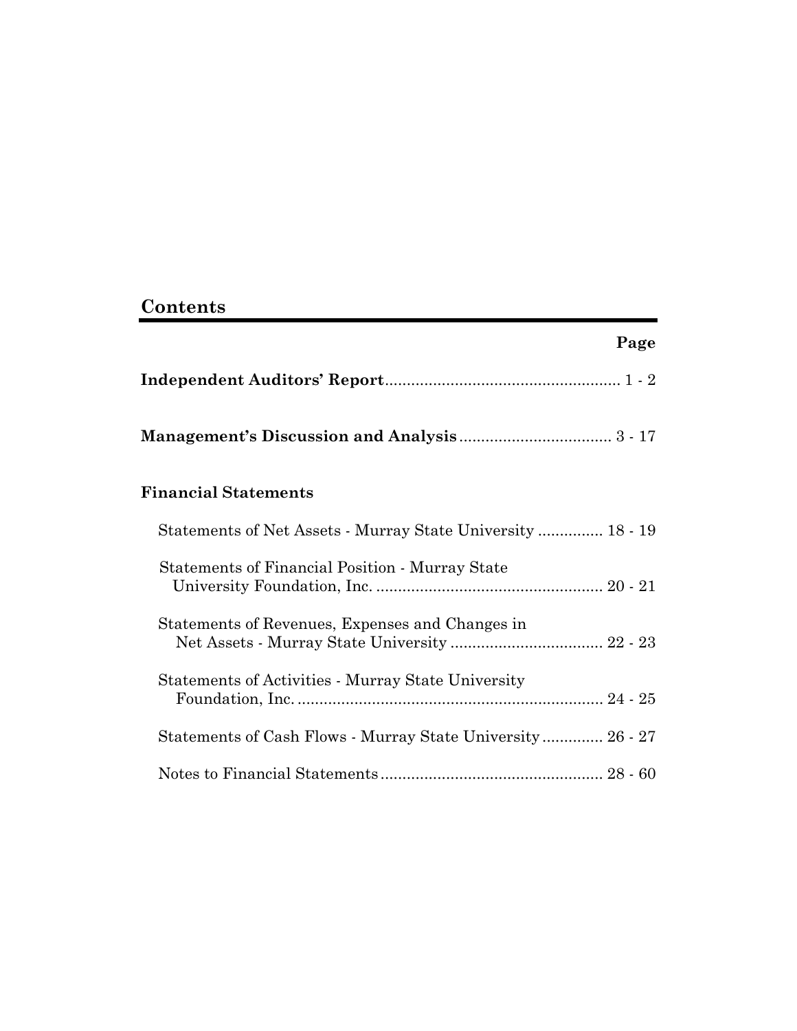## Contents

| | Page |
|---|---|
| **Independent Auditors' Report** | 1 - 2 |
| **Management's Discussion and Analysis** | 3 - 17 |
| **Financial Statements** | |
| Statements of Net Assets - Murray State University | 18 - 19 |
| Statements of Financial Position - Murray State University Foundation, Inc. | 20 - 21 |
| Statements of Revenues, Expenses and Changes in Net Assets - Murray State University | 22 - 23 |
| Statements of Activities - Murray State University Foundation, Inc. | 24 - 25 |
| Statements of Cash Flows - Murray State University | 26 - 27 |
| Notes to Financial Statements | 28 - 60 |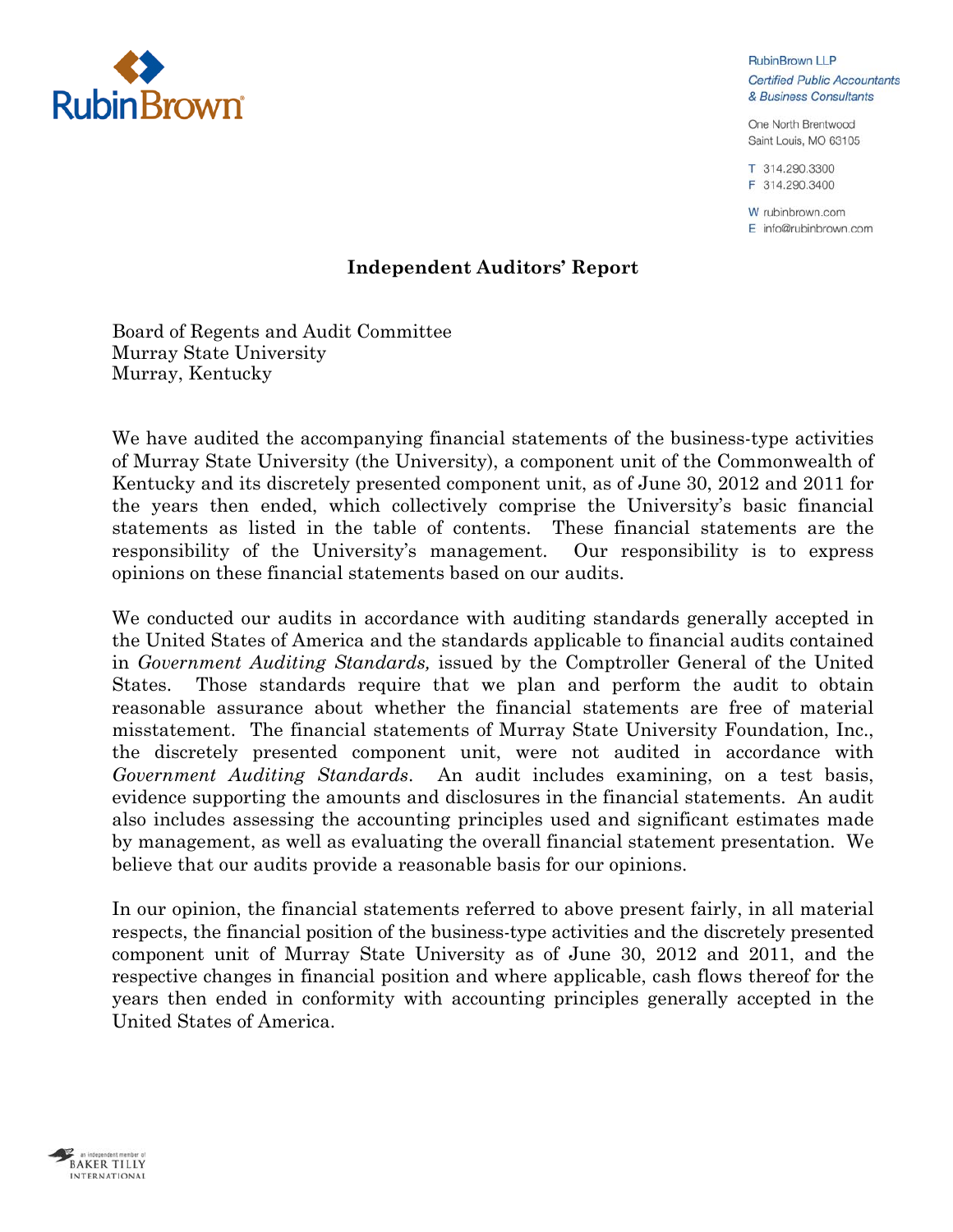RubinBrown LLP
*Certified Public Accountants & Business Consultants*

One North Brentwood
Saint Louis, MO 63105

T 314.290.3300
F 314.290.3400

W rubinbrown.com
E info@rubinbrown.com

## Independent Auditors' Report

Board of Regents and Audit Committee
Murray State University
Murray, Kentucky

We have audited the accompanying financial statements of the business-type activities of Murray State University (the University), a component unit of the Commonwealth of Kentucky and its discretely presented component unit, as of June 30, 2012 and 2011 for the years then ended, which collectively comprise the University's basic financial statements as listed in the table of contents. These financial statements are the responsibility of the University's management. Our responsibility is to express opinions on these financial statements based on our audits.

We conducted our audits in accordance with auditing standards generally accepted in the United States of America and the standards applicable to financial audits contained in *Government Auditing Standards,* issued by the Comptroller General of the United States. Those standards require that we plan and perform the audit to obtain reasonable assurance about whether the financial statements are free of material misstatement. The financial statements of Murray State University Foundation, Inc., the discretely presented component unit, were not audited in accordance with *Government Auditing Standards*. An audit includes examining, on a test basis, evidence supporting the amounts and disclosures in the financial statements. An audit also includes assessing the accounting principles used and significant estimates made by management, as well as evaluating the overall financial statement presentation. We believe that our audits provide a reasonable basis for our opinions.

In our opinion, the financial statements referred to above present fairly, in all material respects, the financial position of the business-type activities and the discretely presented component unit of Murray State University as of June 30, 2012 and 2011, and the respective changes in financial position and where applicable, cash flows thereof for the years then ended in conformity with accounting principles generally accepted in the United States of America.

an independent member of BAKER TILLY INTERNATIONAL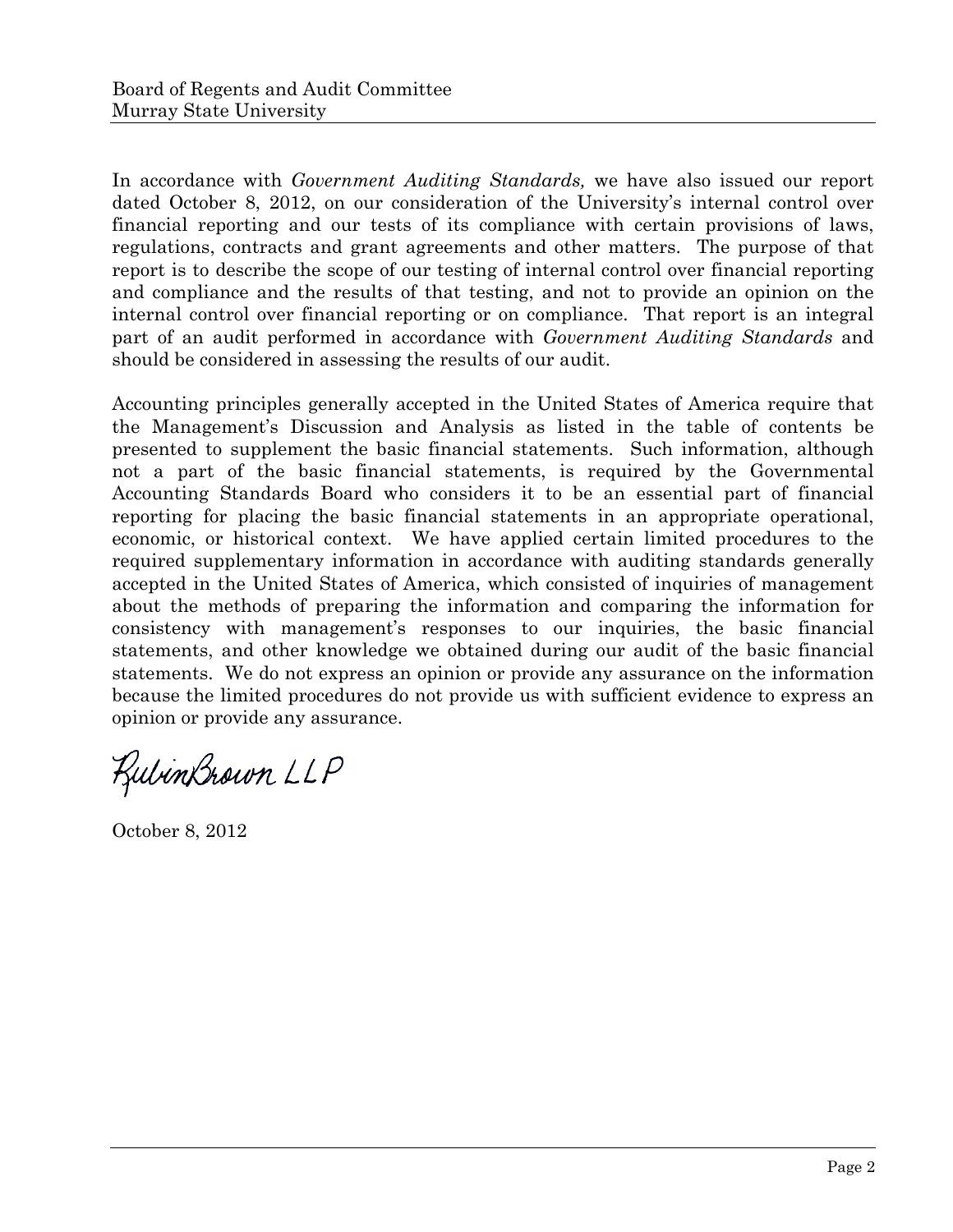In accordance with *Government Auditing Standards,* we have also issued our report dated October 8, 2012, on our consideration of the University's internal control over financial reporting and our tests of its compliance with certain provisions of laws, regulations, contracts and grant agreements and other matters. The purpose of that report is to describe the scope of our testing of internal control over financial reporting and compliance and the results of that testing, and not to provide an opinion on the internal control over financial reporting or on compliance. That report is an integral part of an audit performed in accordance with *Government Auditing Standards* and should be considered in assessing the results of our audit.

Accounting principles generally accepted in the United States of America require that the Management's Discussion and Analysis as listed in the table of contents be presented to supplement the basic financial statements. Such information, although not a part of the basic financial statements, is required by the Governmental Accounting Standards Board who considers it to be an essential part of financial reporting for placing the basic financial statements in an appropriate operational, economic, or historical context. We have applied certain limited procedures to the required supplementary information in accordance with auditing standards generally accepted in the United States of America, which consisted of inquiries of management about the methods of preparing the information and comparing the information for consistency with management's responses to our inquiries, the basic financial statements, and other knowledge we obtained during our audit of the basic financial statements. We do not express an opinion or provide any assurance on the information because the limited procedures do not provide us with sufficient evidence to express an opinion or provide any assurance.

RubinBrown LLP

October 8, 2012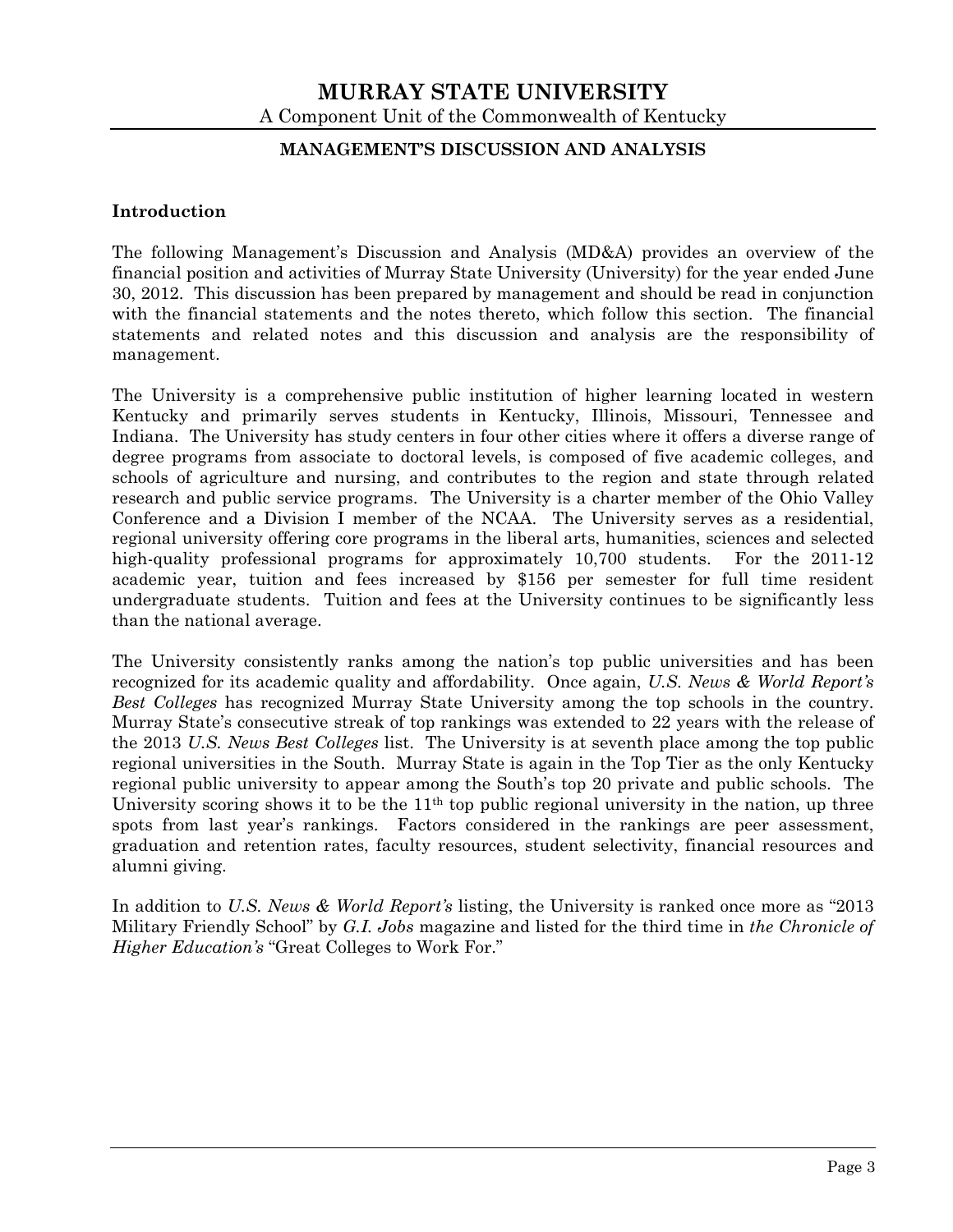**MURRAY STATE UNIVERSITY**

A Component Unit of the Commonwealth of Kentucky

**MANAGEMENT'S DISCUSSION AND ANALYSIS**

**Introduction**

The following Management's Discussion and Analysis (MD&A) provides an overview of the financial position and activities of Murray State University (University) for the year ended June 30, 2012. This discussion has been prepared by management and should be read in conjunction with the financial statements and the notes thereto, which follow this section. The financial statements and related notes and this discussion and analysis are the responsibility of management.

The University is a comprehensive public institution of higher learning located in western Kentucky and primarily serves students in Kentucky, Illinois, Missouri, Tennessee and Indiana. The University has study centers in four other cities where it offers a diverse range of degree programs from associate to doctoral levels, is composed of five academic colleges, and schools of agriculture and nursing, and contributes to the region and state through related research and public service programs. The University is a charter member of the Ohio Valley Conference and a Division I member of the NCAA. The University serves as a residential, regional university offering core programs in the liberal arts, humanities, sciences and selected high-quality professional programs for approximately 10,700 students. For the 2011-12 academic year, tuition and fees increased by $156 per semester for full time resident undergraduate students. Tuition and fees at the University continues to be significantly less than the national average.

The University consistently ranks among the nation's top public universities and has been recognized for its academic quality and affordability. Once again, *U.S. News & World Report's Best Colleges* has recognized Murray State University among the top schools in the country. Murray State's consecutive streak of top rankings was extended to 22 years with the release of the 2013 *U.S. News Best Colleges* list. The University is at seventh place among the top public regional universities in the South. Murray State is again in the Top Tier as the only Kentucky regional public university to appear among the South's top 20 private and public schools. The University scoring shows it to be the 11th top public regional university in the nation, up three spots from last year's rankings. Factors considered in the rankings are peer assessment, graduation and retention rates, faculty resources, student selectivity, financial resources and alumni giving.

In addition to *U.S. News & World Report's* listing, the University is ranked once more as "2013 Military Friendly School" by *G.I. Jobs* magazine and listed for the third time in *the Chronicle of Higher Education's* "Great Colleges to Work For."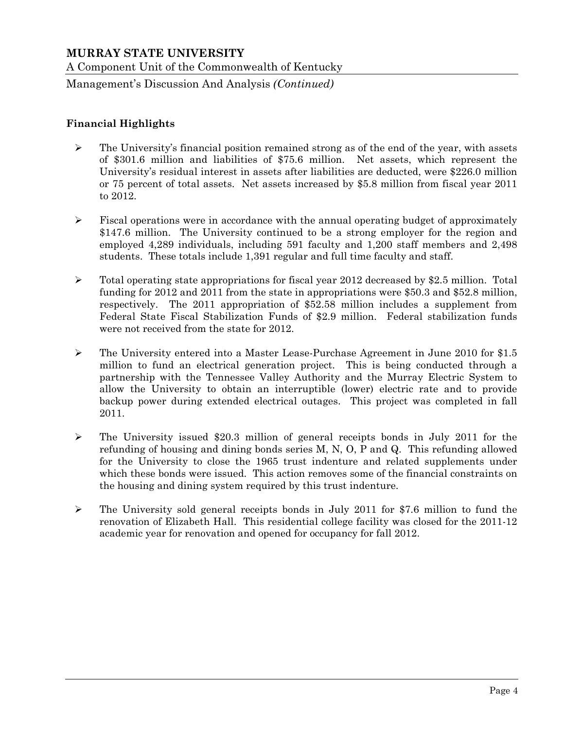## Financial Highlights

- The University's financial position remained strong as of the end of the year, with assets of $301.6 million and liabilities of $75.6 million. Net assets, which represent the University's residual interest in assets after liabilities are deducted, were $226.0 million or 75 percent of total assets. Net assets increased by $5.8 million from fiscal year 2011 to 2012.

- Fiscal operations were in accordance with the annual operating budget of approximately $147.6 million. The University continued to be a strong employer for the region and employed 4,289 individuals, including 591 faculty and 1,200 staff members and 2,498 students. These totals include 1,391 regular and full time faculty and staff.

- Total operating state appropriations for fiscal year 2012 decreased by $2.5 million. Total funding for 2012 and 2011 from the state in appropriations were $50.3 and $52.8 million, respectively. The 2011 appropriation of $52.58 million includes a supplement from Federal State Fiscal Stabilization Funds of $2.9 million. Federal stabilization funds were not received from the state for 2012.

- The University entered into a Master Lease-Purchase Agreement in June 2010 for $1.5 million to fund an electrical generation project. This is being conducted through a partnership with the Tennessee Valley Authority and the Murray Electric System to allow the University to obtain an interruptible (lower) electric rate and to provide backup power during extended electrical outages. This project was completed in fall 2011.

- The University issued $20.3 million of general receipts bonds in July 2011 for the refunding of housing and dining bonds series M, N, O, P and Q. This refunding allowed for the University to close the 1965 trust indenture and related supplements under which these bonds were issued. This action removes some of the financial constraints on the housing and dining system required by this trust indenture.

- The University sold general receipts bonds in July 2011 for $7.6 million to fund the renovation of Elizabeth Hall. This residential college facility was closed for the 2011-12 academic year for renovation and opened for occupancy for fall 2012.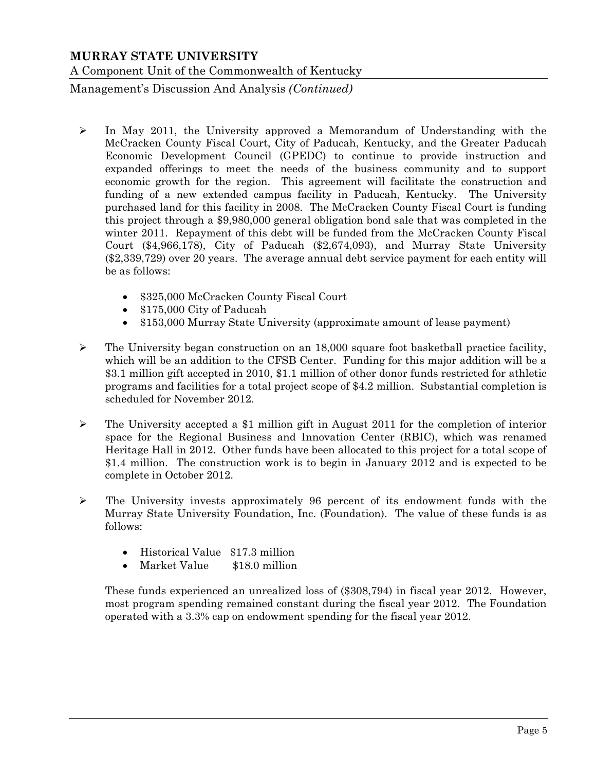- In May 2011, the University approved a Memorandum of Understanding with the McCracken County Fiscal Court, City of Paducah, Kentucky, and the Greater Paducah Economic Development Council (GPEDC) to continue to provide instruction and expanded offerings to meet the needs of the business community and to support economic growth for the region. This agreement will facilitate the construction and funding of a new extended campus facility in Paducah, Kentucky. The University purchased land for this facility in 2008. The McCracken County Fiscal Court is funding this project through a $9,980,000 general obligation bond sale that was completed in the winter 2011. Repayment of this debt will be funded from the McCracken County Fiscal Court ($4,966,178), City of Paducah ($2,674,093), and Murray State University ($2,339,729) over 20 years. The average annual debt service payment for each entity will be as follows:

  - $325,000 McCracken County Fiscal Court
  - $175,000 City of Paducah
  - $153,000 Murray State University (approximate amount of lease payment)

- The University began construction on an 18,000 square foot basketball practice facility, which will be an addition to the CFSB Center. Funding for this major addition will be a $3.1 million gift accepted in 2010, $1.1 million of other donor funds restricted for athletic programs and facilities for a total project scope of $4.2 million. Substantial completion is scheduled for November 2012.

- The University accepted a $1 million gift in August 2011 for the completion of interior space for the Regional Business and Innovation Center (RBIC), which was renamed Heritage Hall in 2012. Other funds have been allocated to this project for a total scope of $1.4 million. The construction work is to begin in January 2012 and is expected to be complete in October 2012.

- The University invests approximately 96 percent of its endowment funds with the Murray State University Foundation, Inc. (Foundation). The value of these funds is as follows:

  - Historical Value $17.3 million
  - Market Value $18.0 million

  These funds experienced an unrealized loss of ($308,794) in fiscal year 2012. However, most program spending remained constant during the fiscal year 2012. The Foundation operated with a 3.3% cap on endowment spending for the fiscal year 2012.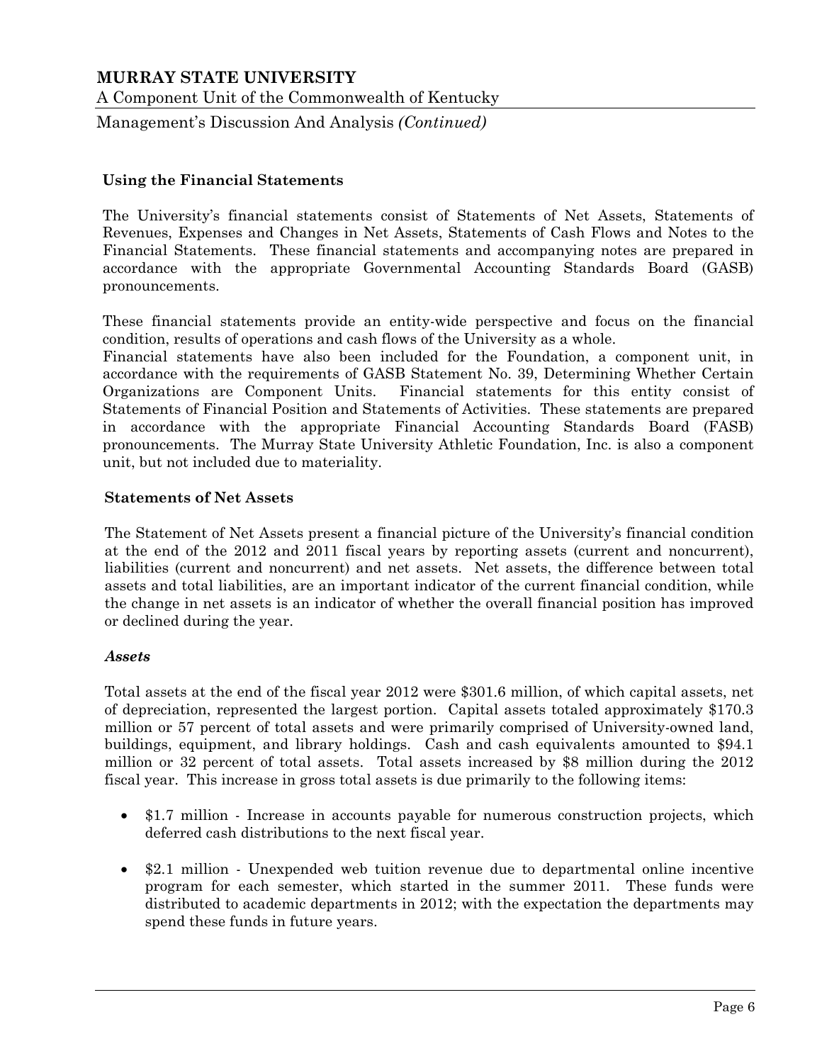## Using the Financial Statements

The University's financial statements consist of Statements of Net Assets, Statements of Revenues, Expenses and Changes in Net Assets, Statements of Cash Flows and Notes to the Financial Statements. These financial statements and accompanying notes are prepared in accordance with the appropriate Governmental Accounting Standards Board (GASB) pronouncements.

These financial statements provide an entity-wide perspective and focus on the financial condition, results of operations and cash flows of the University as a whole.
Financial statements have also been included for the Foundation, a component unit, in accordance with the requirements of GASB Statement No. 39, Determining Whether Certain Organizations are Component Units. Financial statements for this entity consist of Statements of Financial Position and Statements of Activities. These statements are prepared in accordance with the appropriate Financial Accounting Standards Board (FASB) pronouncements. The Murray State University Athletic Foundation, Inc. is also a component unit, but not included due to materiality.

## Statements of Net Assets

The Statement of Net Assets present a financial picture of the University's financial condition at the end of the 2012 and 2011 fiscal years by reporting assets (current and noncurrent), liabilities (current and noncurrent) and net assets. Net assets, the difference between total assets and total liabilities, are an important indicator of the current financial condition, while the change in net assets is an indicator of whether the overall financial position has improved or declined during the year.

### *Assets*

Total assets at the end of the fiscal year 2012 were $301.6 million, of which capital assets, net of depreciation, represented the largest portion. Capital assets totaled approximately $170.3 million or 57 percent of total assets and were primarily comprised of University-owned land, buildings, equipment, and library holdings. Cash and cash equivalents amounted to $94.1 million or 32 percent of total assets. Total assets increased by $8 million during the 2012 fiscal year. This increase in gross total assets is due primarily to the following items:

- $1.7 million - Increase in accounts payable for numerous construction projects, which deferred cash distributions to the next fiscal year.
- $2.1 million - Unexpended web tuition revenue due to departmental online incentive program for each semester, which started in the summer 2011. These funds were distributed to academic departments in 2012; with the expectation the departments may spend these funds in future years.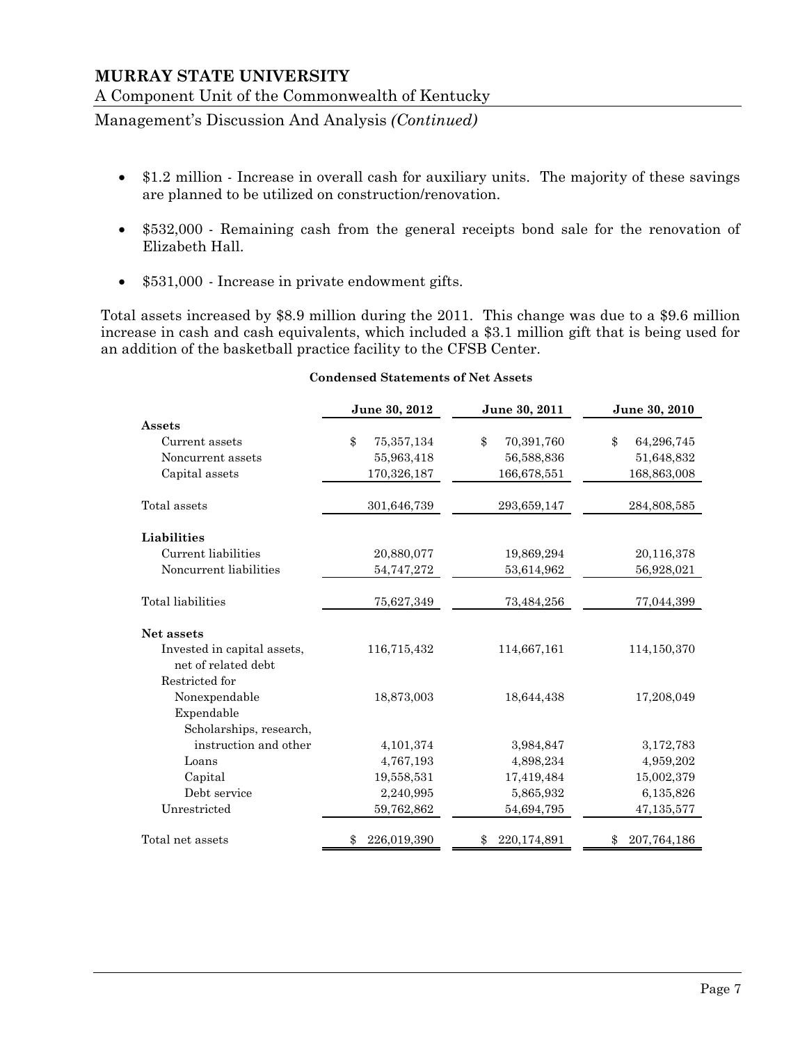- $1.2 million - Increase in overall cash for auxiliary units. The majority of these savings are planned to be utilized on construction/renovation.

- $532,000 - Remaining cash from the general receipts bond sale for the renovation of Elizabeth Hall.

- $531,000 - Increase in private endowment gifts.

Total assets increased by $8.9 million during the 2011. This change was due to a $9.6 million increase in cash and cash equivalents, which included a $3.1 million gift that is being used for an addition of the basketball practice facility to the CFSB Center.

**Condensed Statements of Net Assets**

| | June 30, 2012 | June 30, 2011 | June 30, 2010 |
|---|---|---|---|
| **Assets** | | | |
| Current assets | $ 75,357,134 | $ 70,391,760 | $ 64,296,745 |
| Noncurrent assets | 55,963,418 | 56,588,836 | 51,648,832 |
| Capital assets | 170,326,187 | 166,678,551 | 168,863,008 |
| Total assets | 301,646,739 | 293,659,147 | 284,808,585 |
| **Liabilities** | | | |
| Current liabilities | 20,880,077 | 19,869,294 | 20,116,378 |
| Noncurrent liabilities | 54,747,272 | 53,614,962 | 56,928,021 |
| Total liabilities | 75,627,349 | 73,484,256 | 77,044,399 |
| **Net assets** | | | |
| Invested in capital assets, net of related debt | 116,715,432 | 114,667,161 | 114,150,370 |
| Restricted for | | | |
| Nonexpendable | 18,873,003 | 18,644,438 | 17,208,049 |
| Expendable | | | |
| Scholarships, research, instruction and other | 4,101,374 | 3,984,847 | 3,172,783 |
| Loans | 4,767,193 | 4,898,234 | 4,959,202 |
| Capital | 19,558,531 | 17,419,484 | 15,002,379 |
| Debt service | 2,240,995 | 5,865,932 | 6,135,826 |
| Unrestricted | 59,762,862 | 54,694,795 | 47,135,577 |
| Total net assets | $ 226,019,390 | $ 220,174,891 | $ 207,764,186 |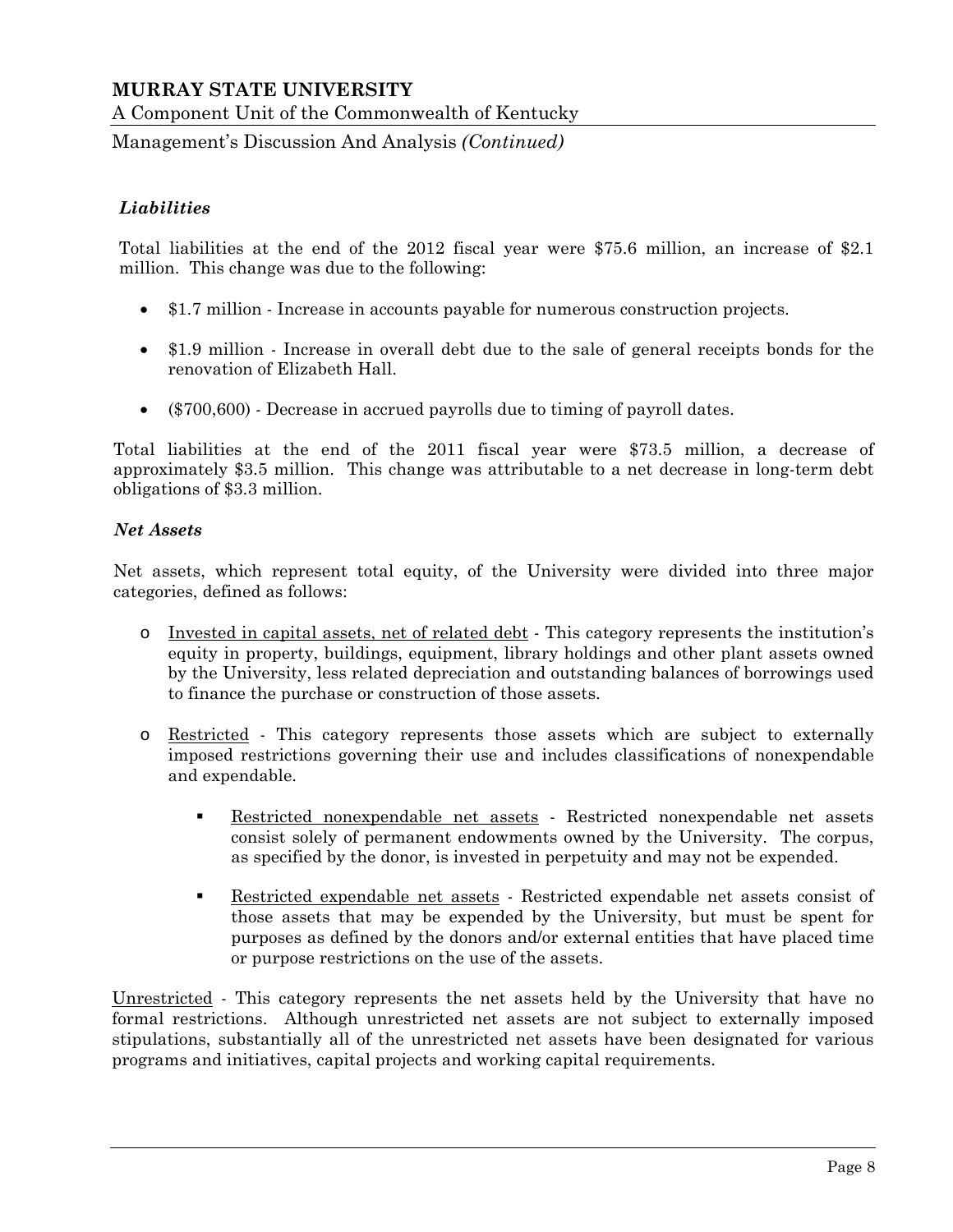### *Liabilities*

Total liabilities at the end of the 2012 fiscal year were $75.6 million, an increase of $2.1 million. This change was due to the following:

- $1.7 million - Increase in accounts payable for numerous construction projects.
- $1.9 million - Increase in overall debt due to the sale of general receipts bonds for the renovation of Elizabeth Hall.
- ($700,600) - Decrease in accrued payrolls due to timing of payroll dates.

Total liabilities at the end of the 2011 fiscal year were $73.5 million, a decrease of approximately $3.5 million. This change was attributable to a net decrease in long-term debt obligations of $3.3 million.

### *Net Assets*

Net assets, which represent total equity, of the University were divided into three major categories, defined as follows:

- Invested in capital assets, net of related debt - This category represents the institution's equity in property, buildings, equipment, library holdings and other plant assets owned by the University, less related depreciation and outstanding balances of borrowings used to finance the purchase or construction of those assets.
- Restricted - This category represents those assets which are subject to externally imposed restrictions governing their use and includes classifications of nonexpendable and expendable.
  - Restricted nonexpendable net assets - Restricted nonexpendable net assets consist solely of permanent endowments owned by the University. The corpus, as specified by the donor, is invested in perpetuity and may not be expended.
  - Restricted expendable net assets - Restricted expendable net assets consist of those assets that may be expended by the University, but must be spent for purposes as defined by the donors and/or external entities that have placed time or purpose restrictions on the use of the assets.

Unrestricted - This category represents the net assets held by the University that have no formal restrictions. Although unrestricted net assets are not subject to externally imposed stipulations, substantially all of the unrestricted net assets have been designated for various programs and initiatives, capital projects and working capital requirements.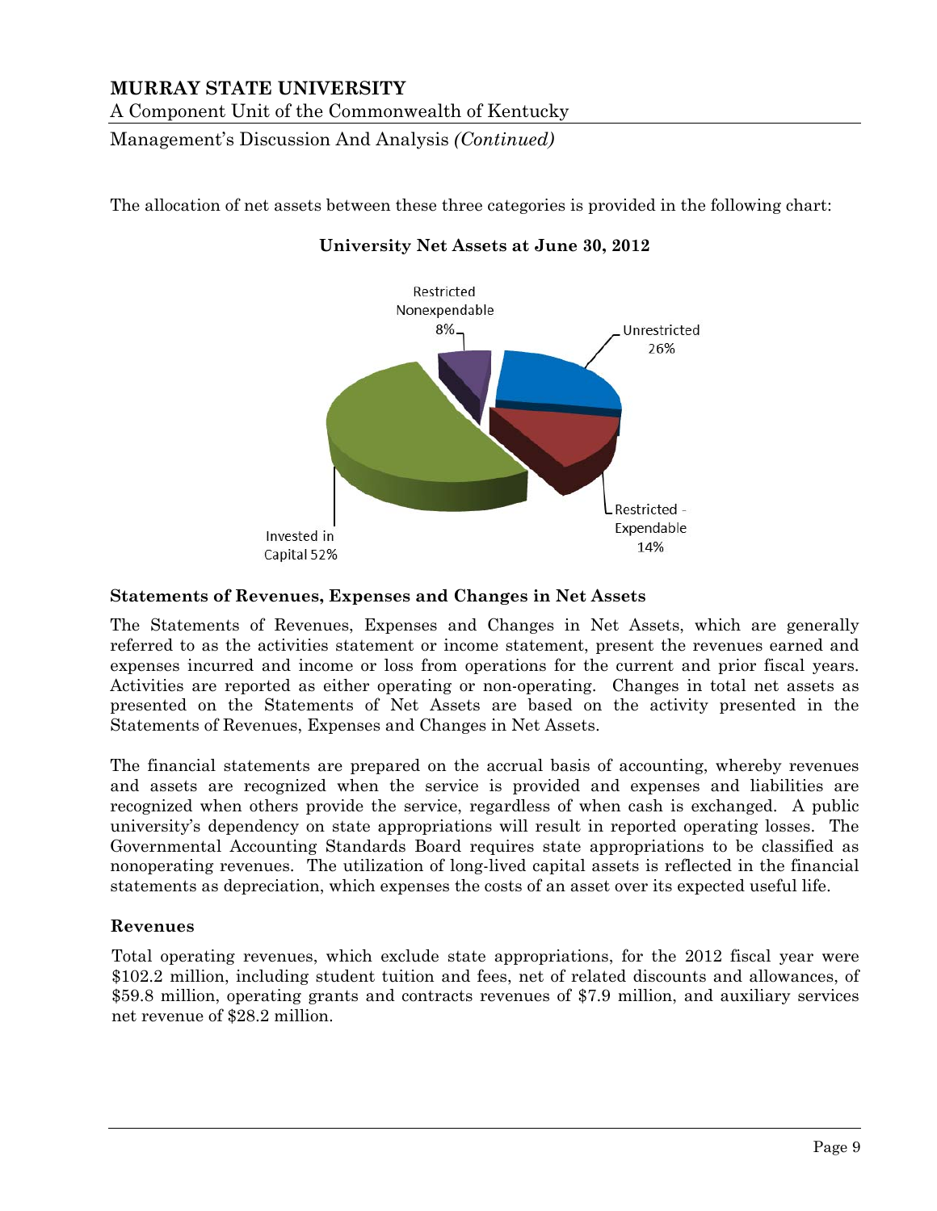The allocation of net assets between these three categories is provided in the following chart:

**University Net Assets at June 30, 2012**

Restricted Nonexpendable 8%

Unrestricted 26%

Restricted - Expendable 14%

Invested in Capital 52%

### Statements of Revenues, Expenses and Changes in Net Assets

The Statements of Revenues, Expenses and Changes in Net Assets, which are generally referred to as the activities statement or income statement, present the revenues earned and expenses incurred and income or loss from operations for the current and prior fiscal years. Activities are reported as either operating or non-operating. Changes in total net assets as presented on the Statements of Net Assets are based on the activity presented in the Statements of Revenues, Expenses and Changes in Net Assets.

The financial statements are prepared on the accrual basis of accounting, whereby revenues and assets are recognized when the service is provided and expenses and liabilities are recognized when others provide the service, regardless of when cash is exchanged. A public university's dependency on state appropriations will result in reported operating losses. The Governmental Accounting Standards Board requires state appropriations to be classified as nonoperating revenues. The utilization of long-lived capital assets is reflected in the financial statements as depreciation, which expenses the costs of an asset over its expected useful life.

### Revenues

Total operating revenues, which exclude state appropriations, for the 2012 fiscal year were $102.2 million, including student tuition and fees, net of related discounts and allowances, of $59.8 million, operating grants and contracts revenues of $7.9 million, and auxiliary services net revenue of $28.2 million.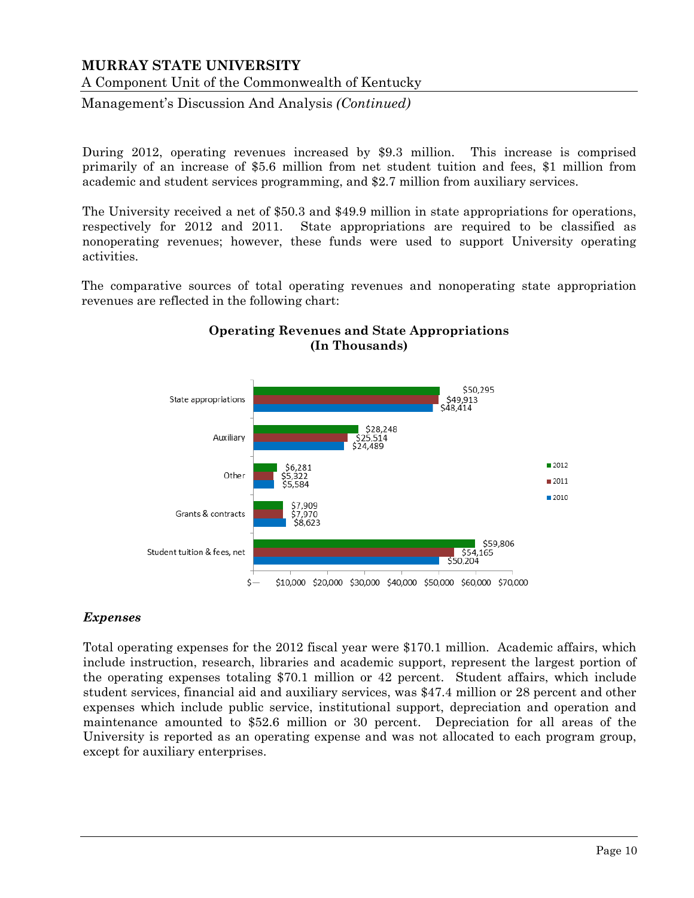During 2012, operating revenues increased by $9.3 million. This increase is comprised primarily of an increase of $5.6 million from net student tuition and fees, $1 million from academic and student services programming, and $2.7 million from auxiliary services.

The University received a net of $50.3 and $49.9 million in state appropriations for operations, respectively for 2012 and 2011. State appropriations are required to be classified as nonoperating revenues; however, these funds were used to support University operating activities.

The comparative sources of total operating revenues and nonoperating state appropriation revenues are reflected in the following chart:

**Operating Revenues and State Appropriations (In Thousands)**

| | 2012 | 2011 | 2010 |
|---|---|---|---|
| State appropriations | $50,295 | $49,913 | $48,414 |
| Auxiliary | $28,248 | $25,514 | $24,489 |
| Other | $6,281 | $5,322 | $5,584 |
| Grants & contracts | $7,909 | $7,970 | $8,623 |
| Student tuition & fees, net | $59,806 | $54,165 | $50,204 |

### *Expenses*

Total operating expenses for the 2012 fiscal year were $170.1 million. Academic affairs, which include instruction, research, libraries and academic support, represent the largest portion of the operating expenses totaling $70.1 million or 42 percent. Student affairs, which include student services, financial aid and auxiliary services, was $47.4 million or 28 percent and other expenses which include public service, institutional support, depreciation and operation and maintenance amounted to $52.6 million or 30 percent. Depreciation for all areas of the University is reported as an operating expense and was not allocated to each program group, except for auxiliary enterprises.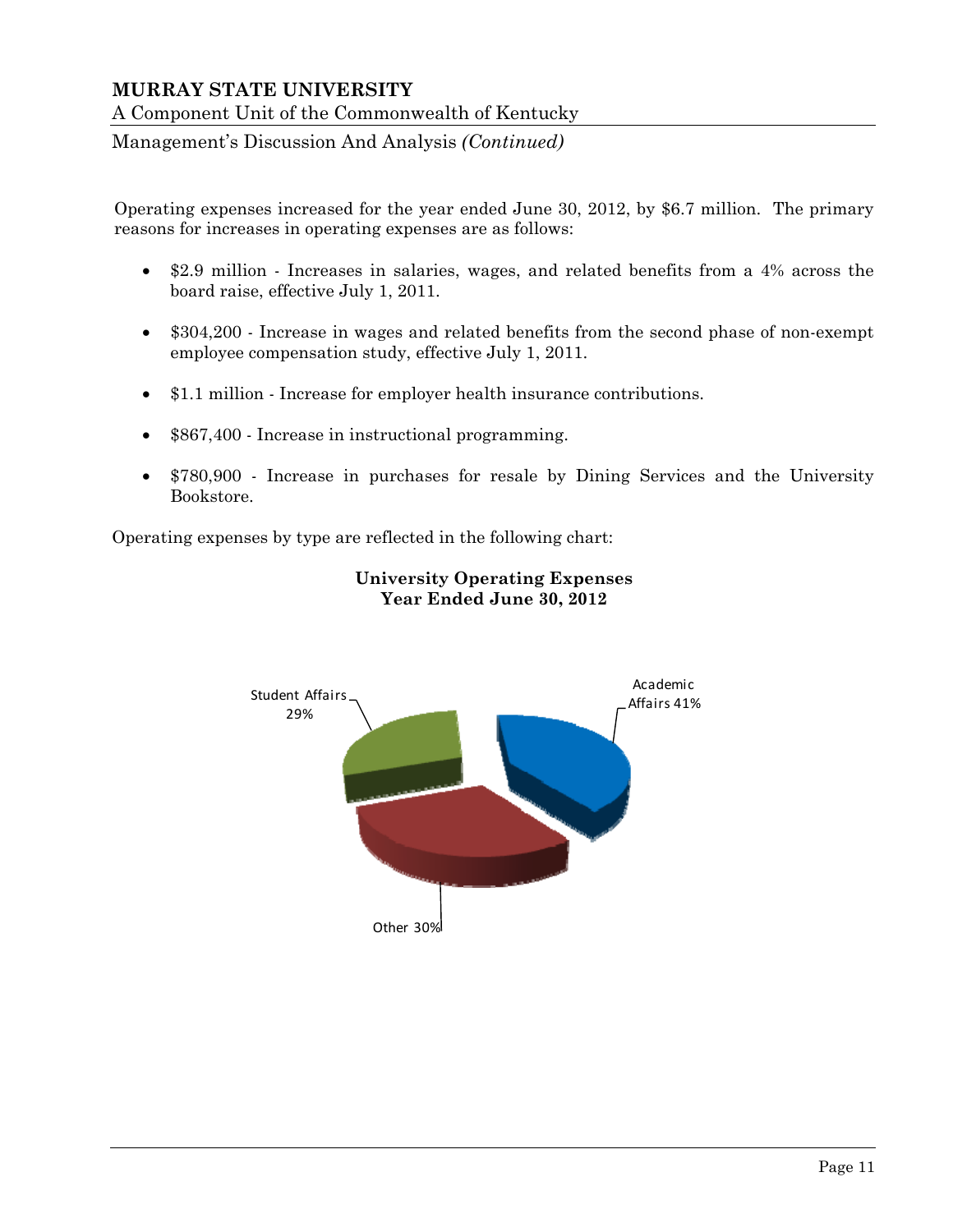Operating expenses increased for the year ended June 30, 2012, by $6.7 million. The primary reasons for increases in operating expenses are as follows:

- $2.9 million - Increases in salaries, wages, and related benefits from a 4% across the board raise, effective July 1, 2011.
- $304,200 - Increase in wages and related benefits from the second phase of non-exempt employee compensation study, effective July 1, 2011.
- $1.1 million - Increase for employer health insurance contributions.
- $867,400 - Increase in instructional programming.
- $780,900 - Increase in purchases for resale by Dining Services and the University Bookstore.

Operating expenses by type are reflected in the following chart:

**University Operating Expenses**
**Year Ended June 30, 2012**

Academic Affairs 41%

Student Affairs 29%

Other 30%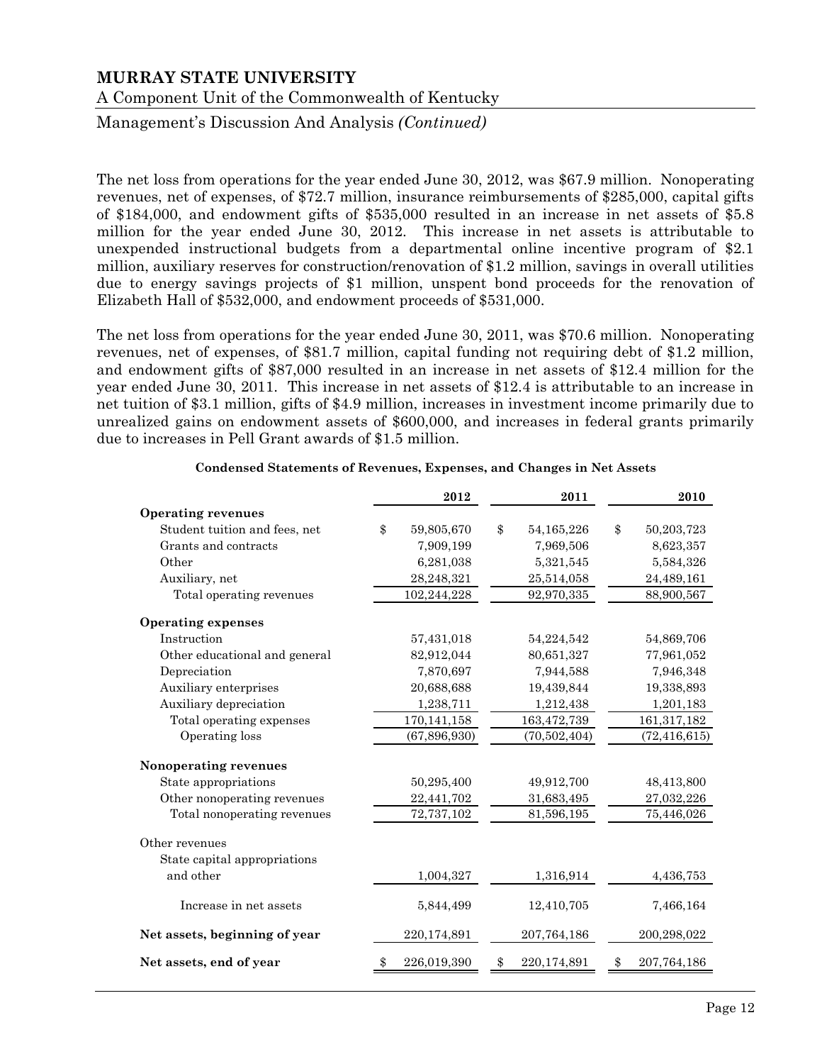The net loss from operations for the year ended June 30, 2012, was $67.9 million. Nonoperating revenues, net of expenses, of $72.7 million, insurance reimbursements of $285,000, capital gifts of $184,000, and endowment gifts of $535,000 resulted in an increase in net assets of $5.8 million for the year ended June 30, 2012. This increase in net assets is attributable to unexpended instructional budgets from a departmental online incentive program of $2.1 million, auxiliary reserves for construction/renovation of $1.2 million, savings in overall utilities due to energy savings projects of $1 million, unspent bond proceeds for the renovation of Elizabeth Hall of $532,000, and endowment proceeds of $531,000.

The net loss from operations for the year ended June 30, 2011, was $70.6 million. Nonoperating revenues, net of expenses, of $81.7 million, capital funding not requiring debt of $1.2 million, and endowment gifts of $87,000 resulted in an increase in net assets of $12.4 million for the year ended June 30, 2011. This increase in net assets of $12.4 is attributable to an increase in net tuition of $3.1 million, gifts of $4.9 million, increases in investment income primarily due to unrealized gains on endowment assets of $600,000, and increases in federal grants primarily due to increases in Pell Grant awards of $1.5 million.

**Condensed Statements of Revenues, Expenses, and Changes in Net Assets**

| | 2012 | 2011 | 2010 |
|---|---|---|---|
| **Operating revenues** | | | |
| Student tuition and fees, net | $ 59,805,670 | $ 54,165,226 | $ 50,203,723 |
| Grants and contracts | 7,909,199 | 7,969,506 | 8,623,357 |
| Other | 6,281,038 | 5,321,545 | 5,584,326 |
| Auxiliary, net | 28,248,321 | 25,514,058 | 24,489,161 |
| Total operating revenues | 102,244,228 | 92,970,335 | 88,900,567 |
| **Operating expenses** | | | |
| Instruction | 57,431,018 | 54,224,542 | 54,869,706 |
| Other educational and general | 82,912,044 | 80,651,327 | 77,961,052 |
| Depreciation | 7,870,697 | 7,944,588 | 7,946,348 |
| Auxiliary enterprises | 20,688,688 | 19,439,844 | 19,338,893 |
| Auxiliary depreciation | 1,238,711 | 1,212,438 | 1,201,183 |
| Total operating expenses | 170,141,158 | 163,472,739 | 161,317,182 |
| Operating loss | (67,896,930) | (70,502,404) | (72,416,615) |
| **Nonoperating revenues** | | | |
| State appropriations | 50,295,400 | 49,912,700 | 48,413,800 |
| Other nonoperating revenues | 22,441,702 | 31,683,495 | 27,032,226 |
| Total nonoperating revenues | 72,737,102 | 81,596,195 | 75,446,026 |
| Other revenues | | | |
| State capital appropriations and other | 1,004,327 | 1,316,914 | 4,436,753 |
| Increase in net assets | 5,844,499 | 12,410,705 | 7,466,164 |
| **Net assets, beginning of year** | 220,174,891 | 207,764,186 | 200,298,022 |
| **Net assets, end of year** | $ 226,019,390 | $ 220,174,891 | $ 207,764,186 |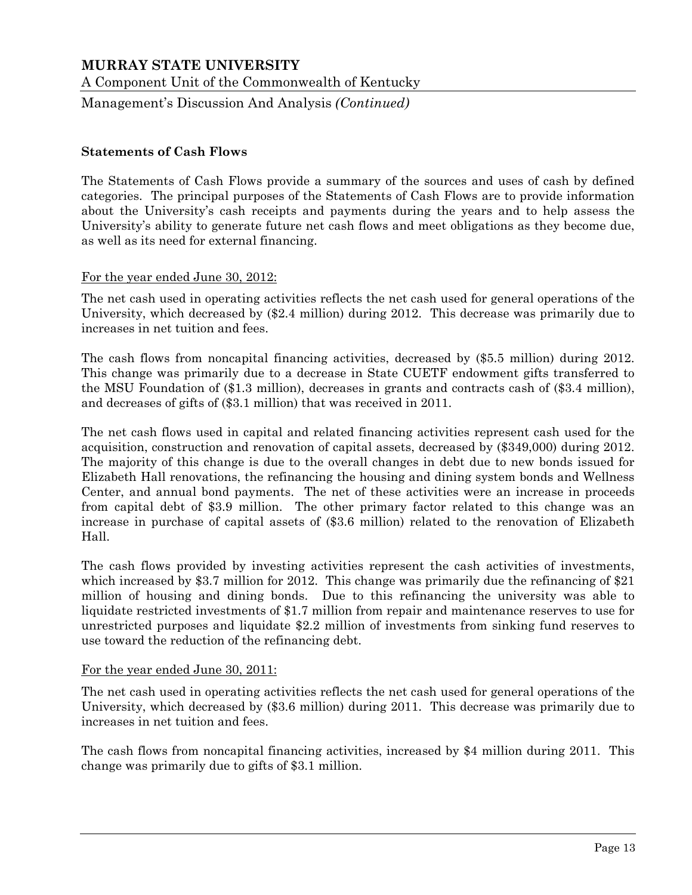### Statements of Cash Flows

The Statements of Cash Flows provide a summary of the sources and uses of cash by defined categories. The principal purposes of the Statements of Cash Flows are to provide information about the University's cash receipts and payments during the years and to help assess the University's ability to generate future net cash flows and meet obligations as they become due, as well as its need for external financing.

<u>For the year ended June 30, 2012:</u>

The net cash used in operating activities reflects the net cash used for general operations of the University, which decreased by ($2.4 million) during 2012. This decrease was primarily due to increases in net tuition and fees.

The cash flows from noncapital financing activities, decreased by ($5.5 million) during 2012. This change was primarily due to a decrease in State CUETF endowment gifts transferred to the MSU Foundation of ($1.3 million), decreases in grants and contracts cash of ($3.4 million), and decreases of gifts of ($3.1 million) that was received in 2011.

The net cash flows used in capital and related financing activities represent cash used for the acquisition, construction and renovation of capital assets, decreased by ($349,000) during 2012. The majority of this change is due to the overall changes in debt due to new bonds issued for Elizabeth Hall renovations, the refinancing the housing and dining system bonds and Wellness Center, and annual bond payments. The net of these activities were an increase in proceeds from capital debt of $3.9 million. The other primary factor related to this change was an increase in purchase of capital assets of ($3.6 million) related to the renovation of Elizabeth Hall.

The cash flows provided by investing activities represent the cash activities of investments, which increased by $3.7 million for 2012. This change was primarily due the refinancing of $21 million of housing and dining bonds. Due to this refinancing the university was able to liquidate restricted investments of $1.7 million from repair and maintenance reserves to use for unrestricted purposes and liquidate $2.2 million of investments from sinking fund reserves to use toward the reduction of the refinancing debt.

<u>For the year ended June 30, 2011:</u>

The net cash used in operating activities reflects the net cash used for general operations of the University, which decreased by ($3.6 million) during 2011. This decrease was primarily due to increases in net tuition and fees.

The cash flows from noncapital financing activities, increased by $4 million during 2011. This change was primarily due to gifts of $3.1 million.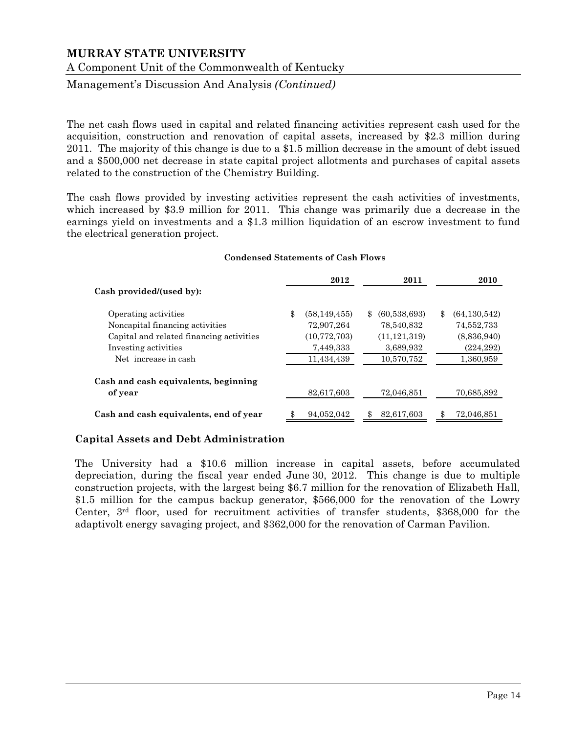The net cash flows used in capital and related financing activities represent cash used for the acquisition, construction and renovation of capital assets, increased by $2.3 million during 2011. The majority of this change is due to a $1.5 million decrease in the amount of debt issued and a $500,000 net decrease in state capital project allotments and purchases of capital assets related to the construction of the Chemistry Building.

The cash flows provided by investing activities represent the cash activities of investments, which increased by $3.9 million for 2011. This change was primarily due a decrease in the earnings yield on investments and a $1.3 million liquidation of an escrow investment to fund the electrical generation project.

**Condensed Statements of Cash Flows**

| | 2012 | 2011 | 2010 |
|---|---|---|---|
| **Cash provided/(used by):** | | | |
| Operating activities | $ (58,149,455) | $ (60,538,693) | $ (64,130,542) |
| Noncapital financing activities | 72,907,264 | 78,540,832 | 74,552,733 |
| Capital and related financing activities | (10,772,703) | (11,121,319) | (8,836,940) |
| Investing activities | 7,449,333 | 3,689,932 | (224,292) |
| Net increase in cash | 11,434,439 | 10,570,752 | 1,360,959 |
| **Cash and cash equivalents, beginning of year** | 82,617,603 | 72,046,851 | 70,685,892 |
| **Cash and cash equivalents, end of year** | $ 94,052,042 | $ 82,617,603 | $ 72,046,851 |

## Capital Assets and Debt Administration

The University had a $10.6 million increase in capital assets, before accumulated depreciation, during the fiscal year ended June 30, 2012. This change is due to multiple construction projects, with the largest being $6.7 million for the renovation of Elizabeth Hall, $1.5 million for the campus backup generator, $566,000 for the renovation of the Lowry Center, 3rd floor, used for recruitment activities of transfer students, $368,000 for the adaptivolt energy savaging project, and $362,000 for the renovation of Carman Pavilion.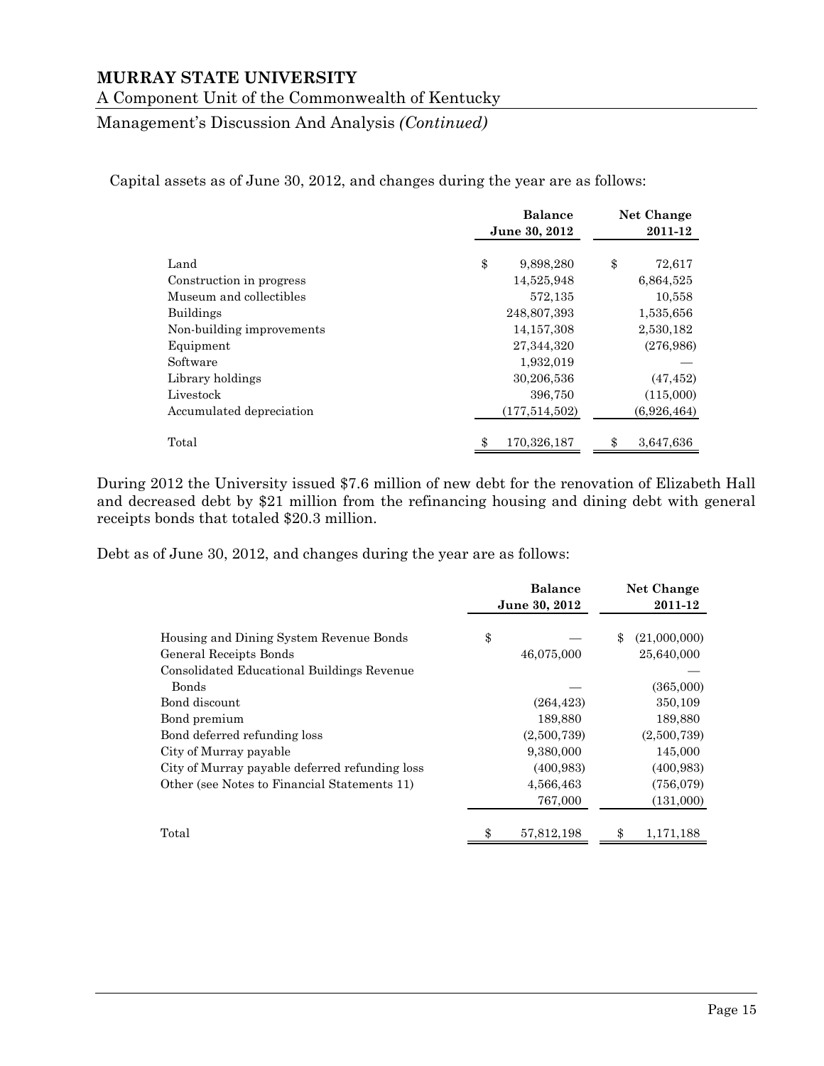Capital assets as of June 30, 2012, and changes during the year are as follows:

| | Balance June 30, 2012 | Net Change 2011-12 |
|---|---|---|
| Land | $ 9,898,280 | $ 72,617 |
| Construction in progress | 14,525,948 | 6,864,525 |
| Museum and collectibles | 572,135 | 10,558 |
| Buildings | 248,807,393 | 1,535,656 |
| Non-building improvements | 14,157,308 | 2,530,182 |
| Equipment | 27,344,320 | (276,986) |
| Software | 1,932,019 | — |
| Library holdings | 30,206,536 | (47,452) |
| Livestock | 396,750 | (115,000) |
| Accumulated depreciation | (177,514,502) | (6,926,464) |
| Total | $ 170,326,187 | $ 3,647,636 |

During 2012 the University issued $7.6 million of new debt for the renovation of Elizabeth Hall and decreased debt by $21 million from the refinancing housing and dining debt with general receipts bonds that totaled $20.3 million.

Debt as of June 30, 2012, and changes during the year are as follows:

| | Balance June 30, 2012 | Net Change 2011-12 |
|---|---|---|
| Housing and Dining System Revenue Bonds | $ — | $ (21,000,000) |
| General Receipts Bonds | 46,075,000 | 25,640,000 |
| Consolidated Educational Buildings Revenue Bonds | — | (365,000) |
| Bond discount | (264,423) | 350,109 |
| Bond premium | 189,880 | 189,880 |
| Bond deferred refunding loss | (2,500,739) | (2,500,739) |
| City of Murray payable | 9,380,000 | 145,000 |
| City of Murray payable deferred refunding loss | (400,983) | (400,983) |
| Other (see Notes to Financial Statements 11) | 4,566,463 | (756,079) |
| | 767,000 | (131,000) |
| Total | $ 57,812,198 | $ 1,171,188 |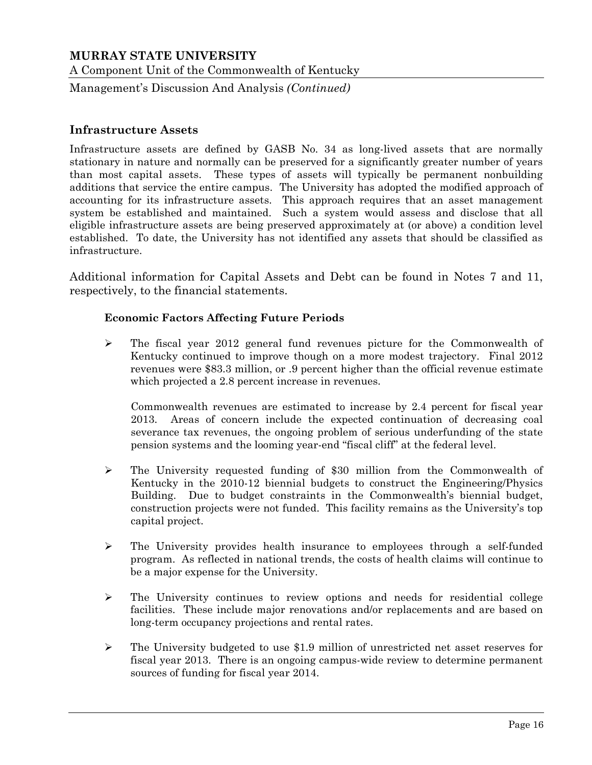## Infrastructure Assets

Infrastructure assets are defined by GASB No. 34 as long-lived assets that are normally stationary in nature and normally can be preserved for a significantly greater number of years than most capital assets. These types of assets will typically be permanent nonbuilding additions that service the entire campus. The University has adopted the modified approach of accounting for its infrastructure assets. This approach requires that an asset management system be established and maintained. Such a system would assess and disclose that all eligible infrastructure assets are being preserved approximately at (or above) a condition level established. To date, the University has not identified any assets that should be classified as infrastructure.

Additional information for Capital Assets and Debt can be found in Notes 7 and 11, respectively, to the financial statements.

### Economic Factors Affecting Future Periods

- The fiscal year 2012 general fund revenues picture for the Commonwealth of Kentucky continued to improve though on a more modest trajectory. Final 2012 revenues were $83.3 million, or .9 percent higher than the official revenue estimate which projected a 2.8 percent increase in revenues.

  Commonwealth revenues are estimated to increase by 2.4 percent for fiscal year 2013. Areas of concern include the expected continuation of decreasing coal severance tax revenues, the ongoing problem of serious underfunding of the state pension systems and the looming year-end "fiscal cliff" at the federal level.

- The University requested funding of $30 million from the Commonwealth of Kentucky in the 2010-12 biennial budgets to construct the Engineering/Physics Building. Due to budget constraints in the Commonwealth's biennial budget, construction projects were not funded. This facility remains as the University's top capital project.

- The University provides health insurance to employees through a self-funded program. As reflected in national trends, the costs of health claims will continue to be a major expense for the University.

- The University continues to review options and needs for residential college facilities. These include major renovations and/or replacements and are based on long-term occupancy projections and rental rates.

- The University budgeted to use $1.9 million of unrestricted net asset reserves for fiscal year 2013. There is an ongoing campus-wide review to determine permanent sources of funding for fiscal year 2014.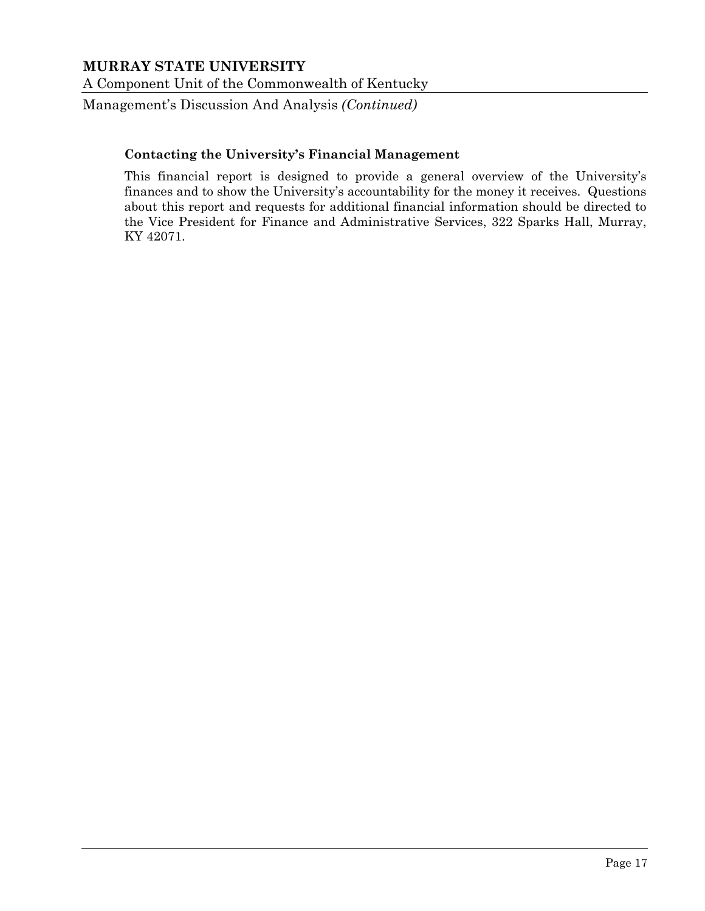### Contacting the University's Financial Management

This financial report is designed to provide a general overview of the University's finances and to show the University's accountability for the money it receives. Questions about this report and requests for additional financial information should be directed to the Vice President for Finance and Administrative Services, 322 Sparks Hall, Murray, KY 42071.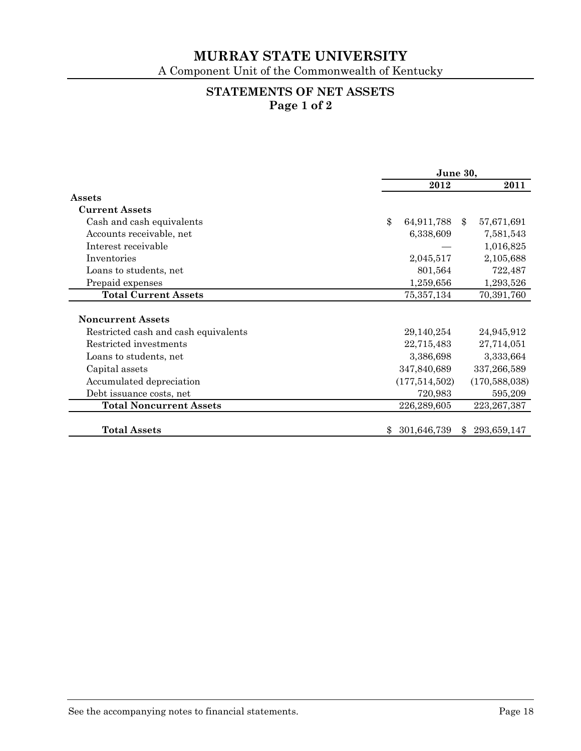# MURRAY STATE UNIVERSITY

A Component Unit of the Commonwealth of Kentucky

## STATEMENTS OF NET ASSETS
### Page 1 of 2

| | June 30, 2012 | June 30, 2011 |
|---|---|---|
| **Assets** | | |
| **Current Assets** | | |
| Cash and cash equivalents | $ 64,911,788 | $ 57,671,691 |
| Accounts receivable, net | 6,338,609 | 7,581,543 |
| Interest receivable | — | 1,016,825 |
| Inventories | 2,045,517 | 2,105,688 |
| Loans to students, net | 801,564 | 722,487 |
| Prepaid expenses | 1,259,656 | 1,293,526 |
| **Total Current Assets** | 75,357,134 | 70,391,760 |
| **Noncurrent Assets** | | |
| Restricted cash and cash equivalents | 29,140,254 | 24,945,912 |
| Restricted investments | 22,715,483 | 27,714,051 |
| Loans to students, net | 3,386,698 | 3,333,664 |
| Capital assets | 347,840,689 | 337,266,589 |
| Accumulated depreciation | (177,514,502) | (170,588,038) |
| Debt issuance costs, net | 720,983 | 595,209 |
| **Total Noncurrent Assets** | 226,289,605 | 223,267,387 |
| **Total Assets** | $ 301,646,739 | $ 293,659,147 |

See the accompanying notes to financial statements.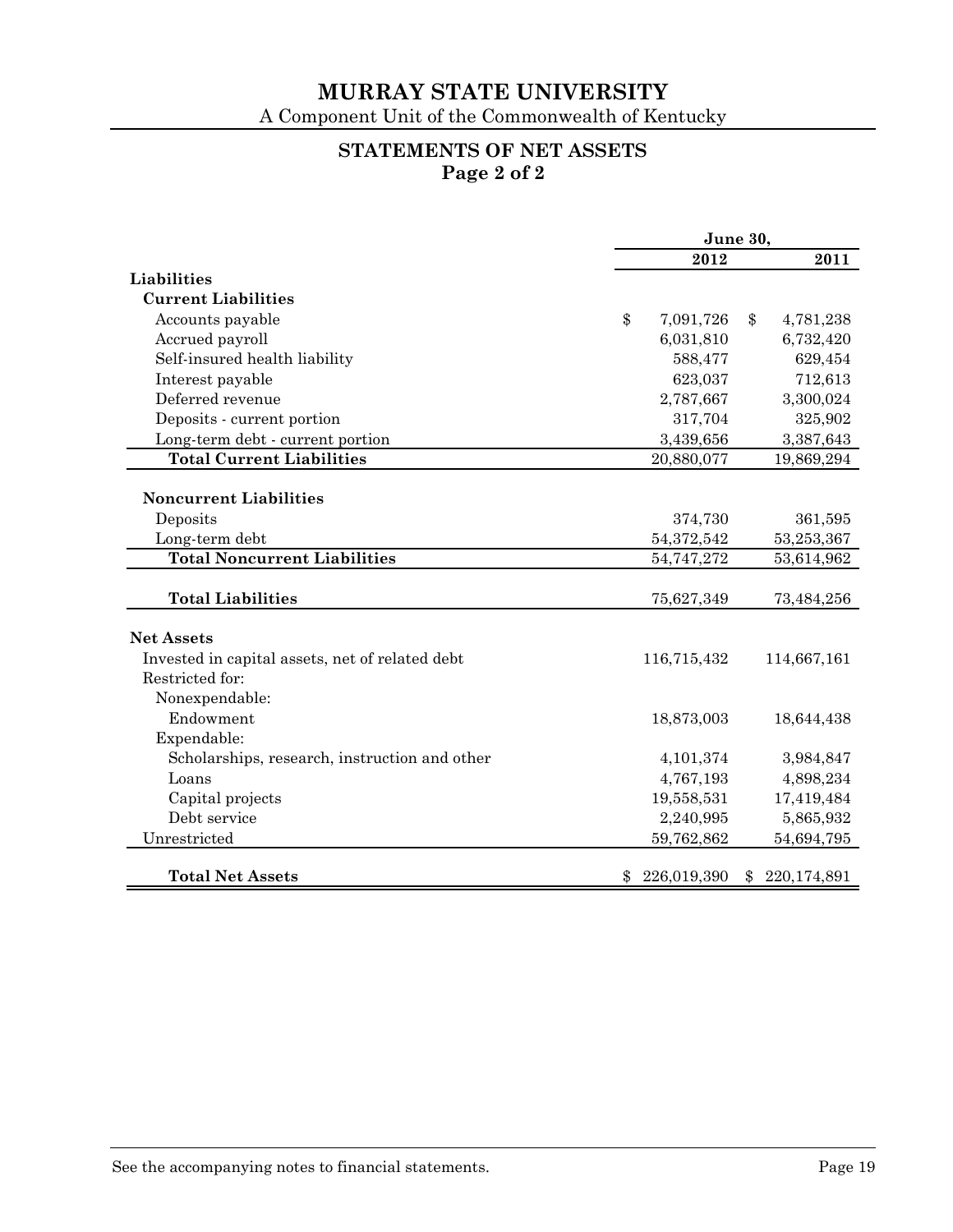# MURRAY STATE UNIVERSITY

A Component Unit of the Commonwealth of Kentucky

## STATEMENTS OF NET ASSETS
### Page 2 of 2

| | June 30, 2012 | June 30, 2011 |
|---|---|---|
| **Liabilities** | | |
| **Current Liabilities** | | |
| Accounts payable | $ 7,091,726 | $ 4,781,238 |
| Accrued payroll | 6,031,810 | 6,732,420 |
| Self-insured health liability | 588,477 | 629,454 |
| Interest payable | 623,037 | 712,613 |
| Deferred revenue | 2,787,667 | 3,300,024 |
| Deposits - current portion | 317,704 | 325,902 |
| Long-term debt - current portion | 3,439,656 | 3,387,643 |
| **Total Current Liabilities** | 20,880,077 | 19,869,294 |
| **Noncurrent Liabilities** | | |
| Deposits | 374,730 | 361,595 |
| Long-term debt | 54,372,542 | 53,253,367 |
| **Total Noncurrent Liabilities** | 54,747,272 | 53,614,962 |
| **Total Liabilities** | 75,627,349 | 73,484,256 |
| **Net Assets** | | |
| Invested in capital assets, net of related debt | 116,715,432 | 114,667,161 |
| Restricted for: | | |
| Nonexpendable: | | |
| Endowment | 18,873,003 | 18,644,438 |
| Expendable: | | |
| Scholarships, research, instruction and other | 4,101,374 | 3,984,847 |
| Loans | 4,767,193 | 4,898,234 |
| Capital projects | 19,558,531 | 17,419,484 |
| Debt service | 2,240,995 | 5,865,932 |
| Unrestricted | 59,762,862 | 54,694,795 |
| **Total Net Assets** | $ 226,019,390 | $ 220,174,891 |

See the accompanying notes to financial statements.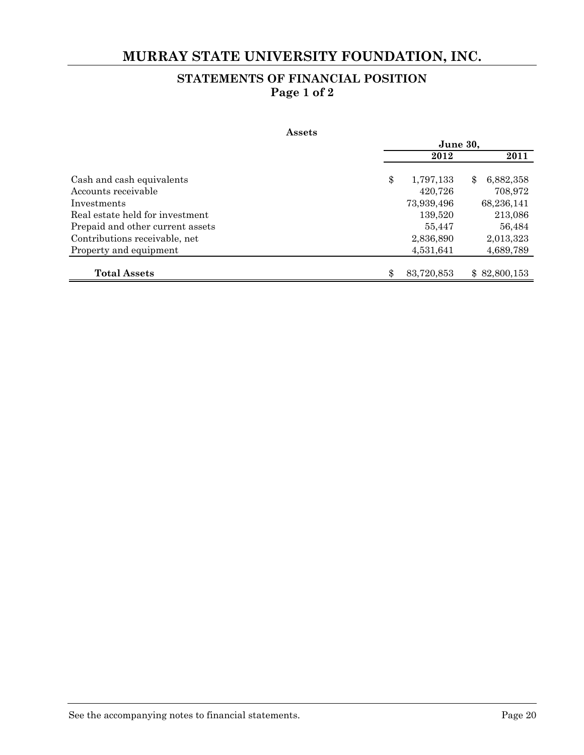# MURRAY STATE UNIVERSITY FOUNDATION, INC.

## STATEMENTS OF FINANCIAL POSITION
## Page 1 of 2

**Assets**

| | June 30, 2012 | June 30, 2011 |
|---|---|---|
| Cash and cash equivalents | $ 1,797,133 | $ 6,882,358 |
| Accounts receivable | 420,726 | 708,972 |
| Investments | 73,939,496 | 68,236,141 |
| Real estate held for investment | 139,520 | 213,086 |
| Prepaid and other current assets | 55,447 | 56,484 |
| Contributions receivable, net | 2,836,890 | 2,013,323 |
| Property and equipment | 4,531,641 | 4,689,789 |
| **Total Assets** | $ 83,720,853 | $ 82,800,153 |

See the accompanying notes to financial statements.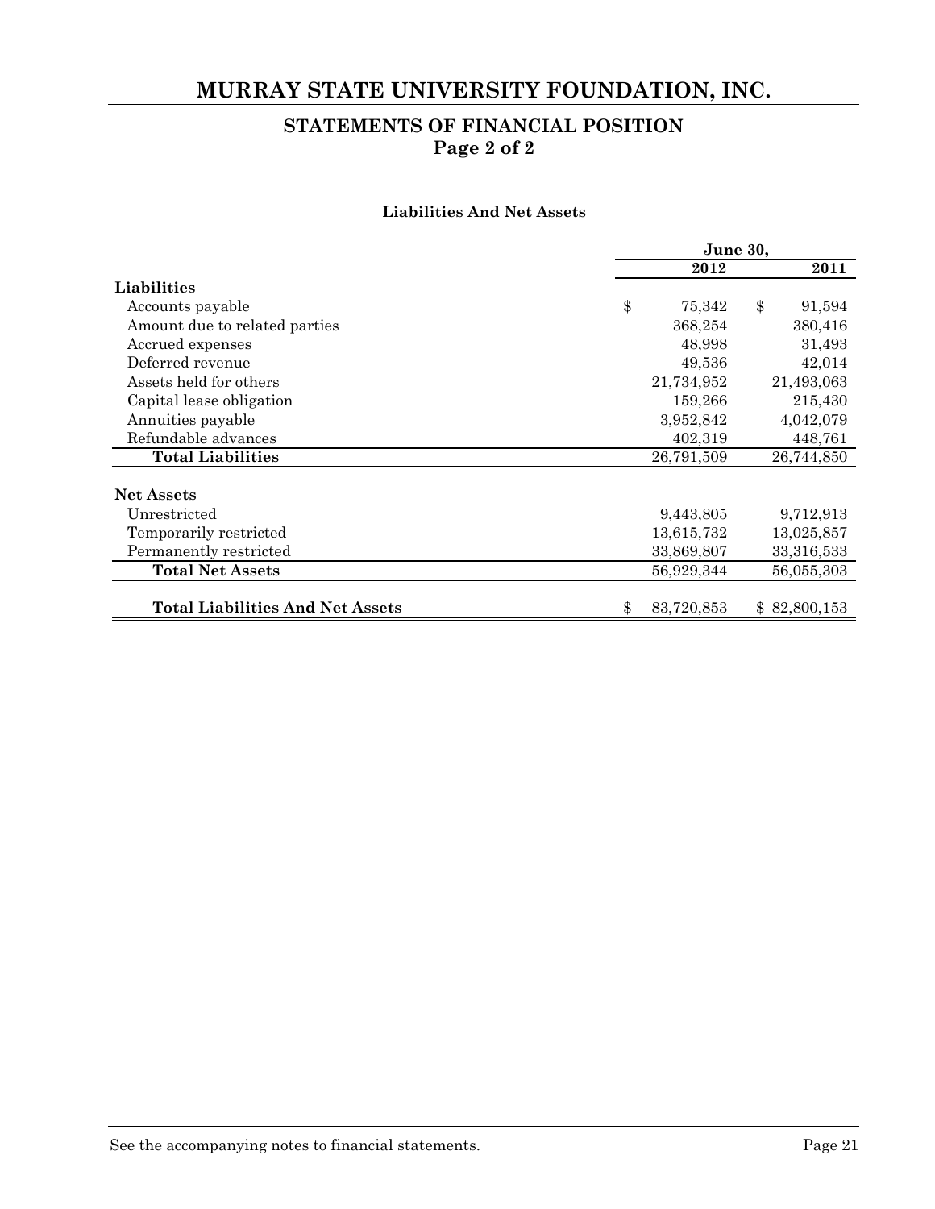# MURRAY STATE UNIVERSITY FOUNDATION, INC.

## STATEMENTS OF FINANCIAL POSITION
## Page 2 of 2

### Liabilities And Net Assets

| | June 30, 2012 | June 30, 2011 |
|---|---|---|
| **Liabilities** | | |
| Accounts payable | $ 75,342 | $ 91,594 |
| Amount due to related parties | 368,254 | 380,416 |
| Accrued expenses | 48,998 | 31,493 |
| Deferred revenue | 49,536 | 42,014 |
| Assets held for others | 21,734,952 | 21,493,063 |
| Capital lease obligation | 159,266 | 215,430 |
| Annuities payable | 3,952,842 | 4,042,079 |
| Refundable advances | 402,319 | 448,761 |
| **Total Liabilities** | 26,791,509 | 26,744,850 |
| **Net Assets** | | |
| Unrestricted | 9,443,805 | 9,712,913 |
| Temporarily restricted | 13,615,732 | 13,025,857 |
| Permanently restricted | 33,869,807 | 33,316,533 |
| **Total Net Assets** | 56,929,344 | 56,055,303 |
| **Total Liabilities And Net Assets** | $ 83,720,853 | $ 82,800,153 |

See the accompanying notes to financial statements.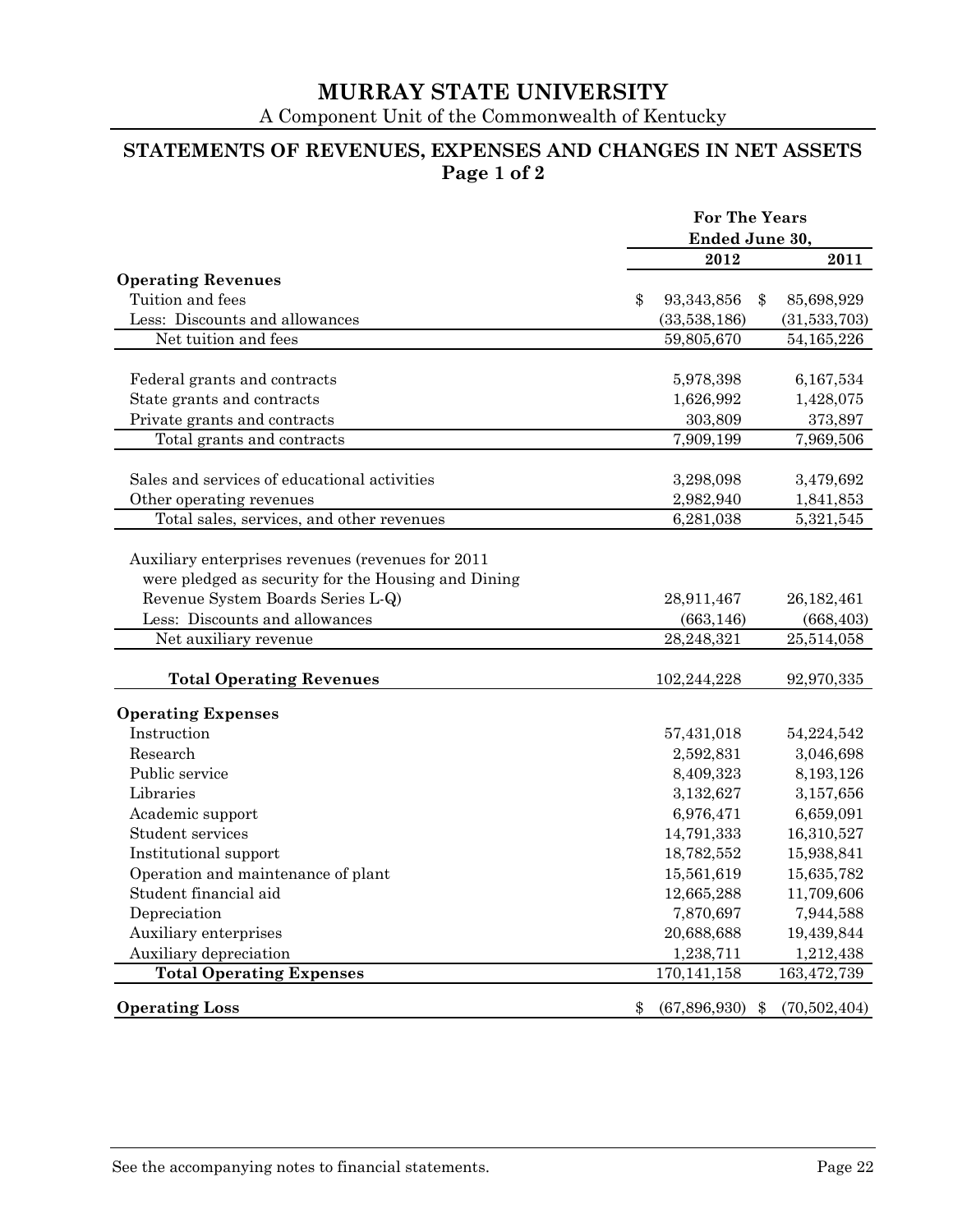# MURRAY STATE UNIVERSITY

A Component Unit of the Commonwealth of Kentucky

## STATEMENTS OF REVENUES, EXPENSES AND CHANGES IN NET ASSETS
### Page 1 of 2

| | For The Years Ended June 30, | |
|---|---|---|
| | **2012** | **2011** |
| **Operating Revenues** | | |
| Tuition and fees | $ 93,343,856 | $ 85,698,929 |
| Less: Discounts and allowances | (33,538,186) | (31,533,703) |
| Net tuition and fees | 59,805,670 | 54,165,226 |
| | | |
| Federal grants and contracts | 5,978,398 | 6,167,534 |
| State grants and contracts | 1,626,992 | 1,428,075 |
| Private grants and contracts | 303,809 | 373,897 |
| Total grants and contracts | 7,909,199 | 7,969,506 |
| | | |
| Sales and services of educational activities | 3,298,098 | 3,479,692 |
| Other operating revenues | 2,982,940 | 1,841,853 |
| Total sales, services, and other revenues | 6,281,038 | 5,321,545 |
| | | |
| Auxiliary enterprises revenues (revenues for 2011 were pledged as security for the Housing and Dining Revenue System Boards Series L-Q) | 28,911,467 | 26,182,461 |
| Less: Discounts and allowances | (663,146) | (668,403) |
| Net auxiliary revenue | 28,248,321 | 25,514,058 |
| | | |
| **Total Operating Revenues** | 102,244,228 | 92,970,335 |
| | | |
| **Operating Expenses** | | |
| Instruction | 57,431,018 | 54,224,542 |
| Research | 2,592,831 | 3,046,698 |
| Public service | 8,409,323 | 8,193,126 |
| Libraries | 3,132,627 | 3,157,656 |
| Academic support | 6,976,471 | 6,659,091 |
| Student services | 14,791,333 | 16,310,527 |
| Institutional support | 18,782,552 | 15,938,841 |
| Operation and maintenance of plant | 15,561,619 | 15,635,782 |
| Student financial aid | 12,665,288 | 11,709,606 |
| Depreciation | 7,870,697 | 7,944,588 |
| Auxiliary enterprises | 20,688,688 | 19,439,844 |
| Auxiliary depreciation | 1,238,711 | 1,212,438 |
| **Total Operating Expenses** | 170,141,158 | 163,472,739 |
| | | |
| **Operating Loss** | $ (67,896,930) | $ (70,502,404) |

See the accompanying notes to financial statements.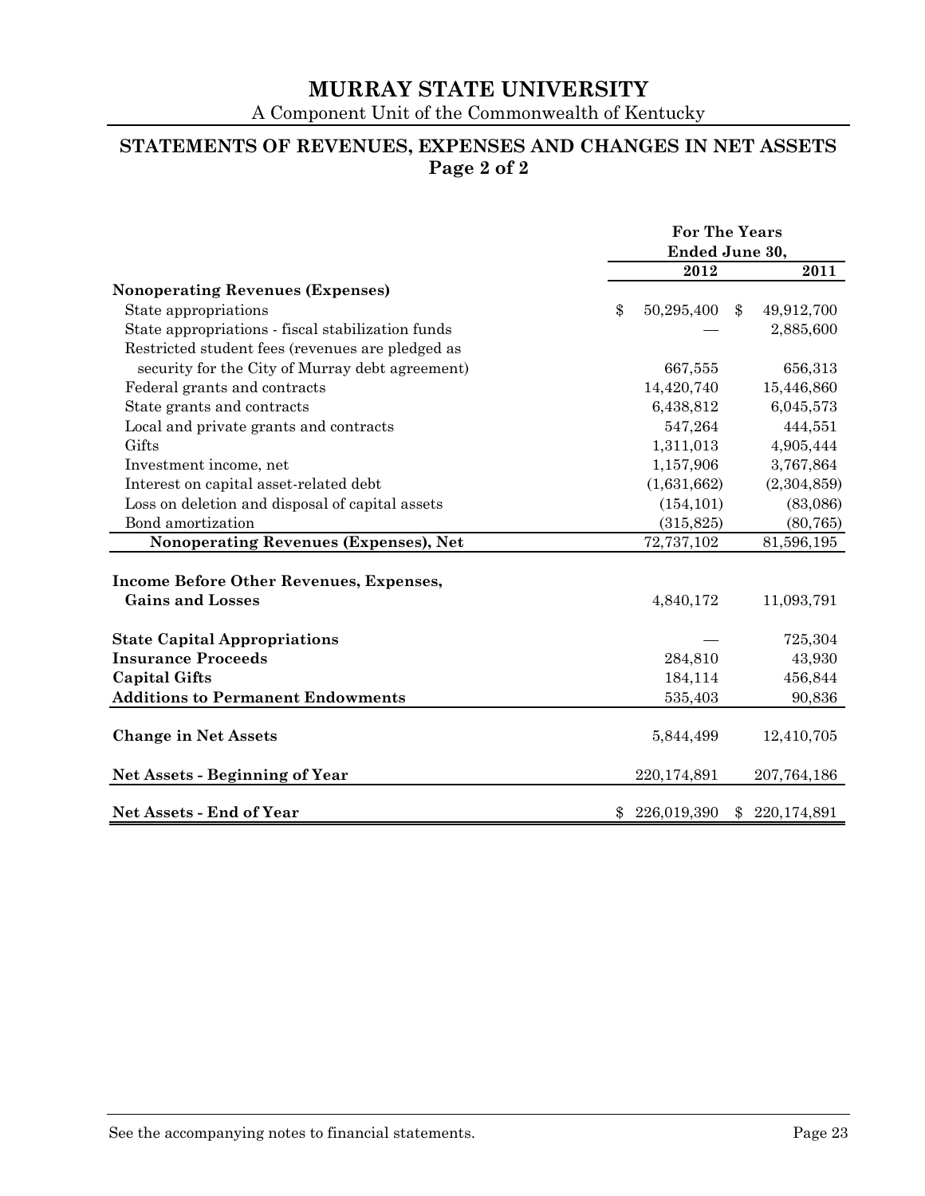# MURRAY STATE UNIVERSITY

A Component Unit of the Commonwealth of Kentucky

## STATEMENTS OF REVENUES, EXPENSES AND CHANGES IN NET ASSETS
**Page 2 of 2**

| | For The Years Ended June 30, | |
|---|---|---|
| | **2012** | **2011** |
| **Nonoperating Revenues (Expenses)** | | |
| State appropriations | $ 50,295,400 | $ 49,912,700 |
| State appropriations - fiscal stabilization funds | — | 2,885,600 |
| Restricted student fees (revenues are pledged as security for the City of Murray debt agreement) | 667,555 | 656,313 |
| Federal grants and contracts | 14,420,740 | 15,446,860 |
| State grants and contracts | 6,438,812 | 6,045,573 |
| Local and private grants and contracts | 547,264 | 444,551 |
| Gifts | 1,311,013 | 4,905,444 |
| Investment income, net | 1,157,906 | 3,767,864 |
| Interest on capital asset-related debt | (1,631,662) | (2,304,859) |
| Loss on deletion and disposal of capital assets | (154,101) | (83,086) |
| Bond amortization | (315,825) | (80,765) |
| **Nonoperating Revenues (Expenses), Net** | 72,737,102 | 81,596,195 |
| **Income Before Other Revenues, Expenses, Gains and Losses** | 4,840,172 | 11,093,791 |
| **State Capital Appropriations** | — | 725,304 |
| **Insurance Proceeds** | 284,810 | 43,930 |
| **Capital Gifts** | 184,114 | 456,844 |
| **Additions to Permanent Endowments** | 535,403 | 90,836 |
| **Change in Net Assets** | 5,844,499 | 12,410,705 |
| **Net Assets - Beginning of Year** | 220,174,891 | 207,764,186 |
| **Net Assets - End of Year** | $ 226,019,390 | $ 220,174,891 |

See the accompanying notes to financial statements.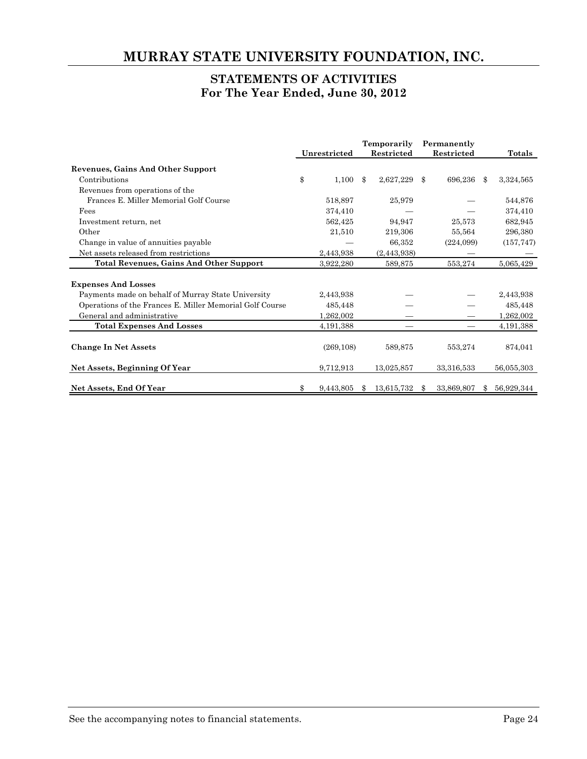# MURRAY STATE UNIVERSITY FOUNDATION, INC.

## STATEMENTS OF ACTIVITIES
## For The Year Ended, June 30, 2012

| | Unrestricted | Temporarily Restricted | Permanently Restricted | Totals |
|---|---|---|---|---|
| **Revenues, Gains And Other Support** | | | | |
| Contributions | $ 1,100 | $ 2,627,229 | $ 696,236 | $ 3,324,565 |
| Revenues from operations of the Frances E. Miller Memorial Golf Course | 518,897 | 25,979 | — | 544,876 |
| Fees | 374,410 | — | — | 374,410 |
| Investment return, net | 562,425 | 94,947 | 25,573 | 682,945 |
| Other | 21,510 | 219,306 | 55,564 | 296,380 |
| Change in value of annuities payable | — | 66,352 | (224,099) | (157,747) |
| Net assets released from restrictions | 2,443,938 | (2,443,938) | — | — |
| **Total Revenues, Gains And Other Support** | 3,922,280 | 589,875 | 553,274 | 5,065,429 |
| **Expenses And Losses** | | | | |
| Payments made on behalf of Murray State University | 2,443,938 | — | — | 2,443,938 |
| Operations of the Frances E. Miller Memorial Golf Course | 485,448 | — | — | 485,448 |
| General and administrative | 1,262,002 | — | — | 1,262,002 |
| **Total Expenses And Losses** | 4,191,388 | — | — | 4,191,388 |
| **Change In Net Assets** | (269,108) | 589,875 | 553,274 | 874,041 |
| **Net Assets, Beginning Of Year** | 9,712,913 | 13,025,857 | 33,316,533 | 56,055,303 |
| **Net Assets, End Of Year** | $ 9,443,805 | $ 13,615,732 | $ 33,869,807 | $ 56,929,344 |

See the accompanying notes to financial statements.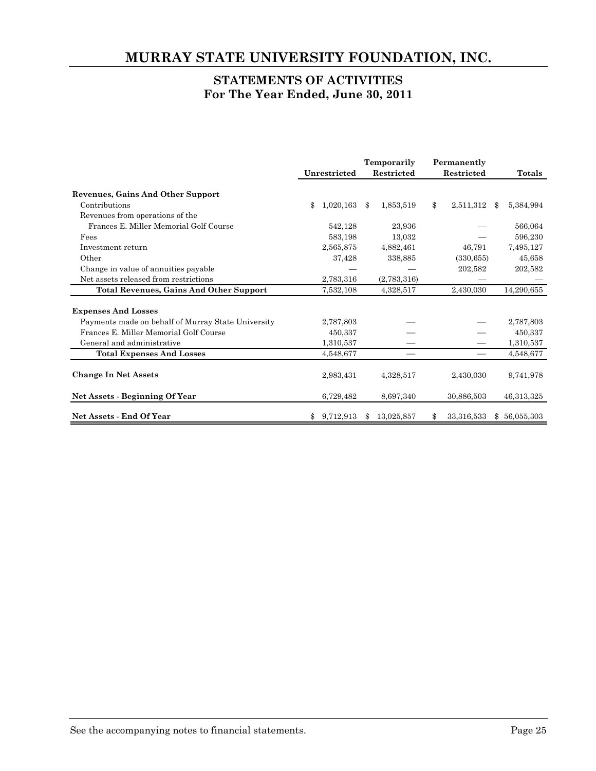# MURRAY STATE UNIVERSITY FOUNDATION, INC.

## STATEMENTS OF ACTIVITIES
## For The Year Ended, June 30, 2011

| | Unrestricted | Temporarily Restricted | Permanently Restricted | Totals |
|---|---|---|---|---|
| **Revenues, Gains And Other Support** | | | | |
| Contributions | $ 1,020,163 | $ 1,853,519 | $ 2,511,312 | $ 5,384,994 |
| Revenues from operations of the Frances E. Miller Memorial Golf Course | 542,128 | 23,936 | — | 566,064 |
| Fees | 583,198 | 13,032 | — | 596,230 |
| Investment return | 2,565,875 | 4,882,461 | 46,791 | 7,495,127 |
| Other | 37,428 | 338,885 | (330,655) | 45,658 |
| Change in value of annuities payable | — | — | 202,582 | 202,582 |
| Net assets released from restrictions | 2,783,316 | (2,783,316) | — | — |
| **Total Revenues, Gains And Other Support** | 7,532,108 | 4,328,517 | 2,430,030 | 14,290,655 |
| **Expenses And Losses** | | | | |
| Payments made on behalf of Murray State University | 2,787,803 | — | — | 2,787,803 |
| Frances E. Miller Memorial Golf Course | 450,337 | — | — | 450,337 |
| General and administrative | 1,310,537 | — | — | 1,310,537 |
| **Total Expenses And Losses** | 4,548,677 | — | — | 4,548,677 |
| **Change In Net Assets** | 2,983,431 | 4,328,517 | 2,430,030 | 9,741,978 |
| **Net Assets - Beginning Of Year** | 6,729,482 | 8,697,340 | 30,886,503 | 46,313,325 |
| **Net Assets - End Of Year** | $ 9,712,913 | $ 13,025,857 | $ 33,316,533 | $ 56,055,303 |

See the accompanying notes to financial statements.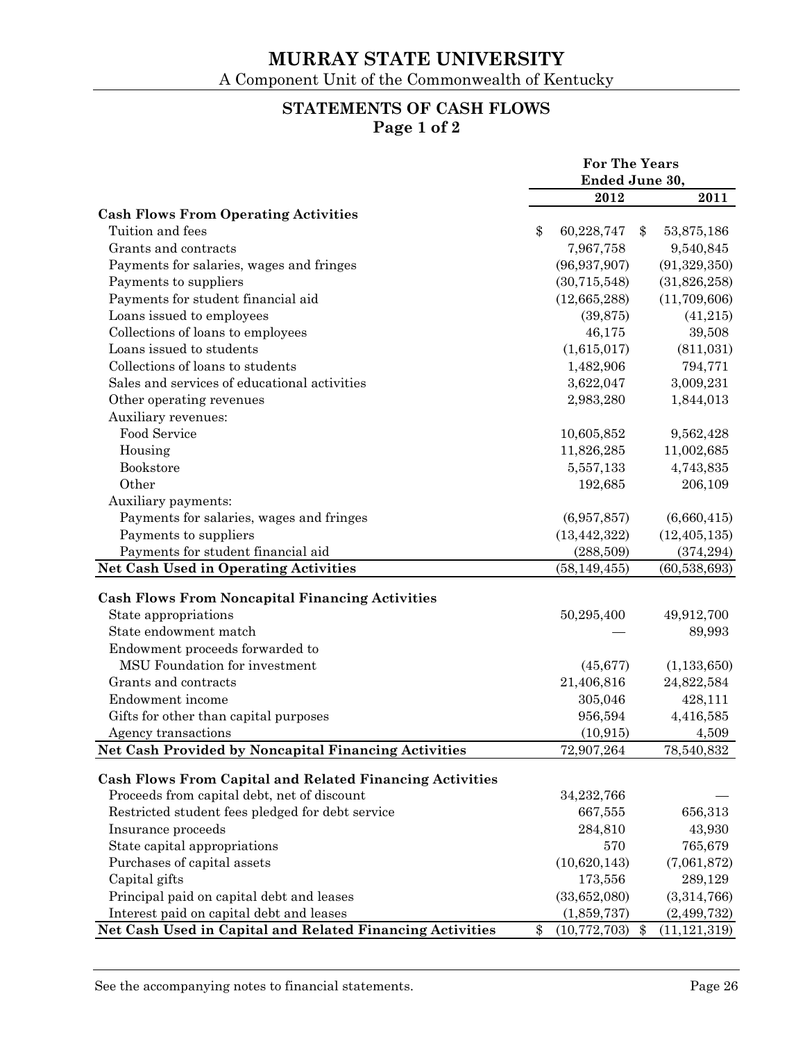# MURRAY STATE UNIVERSITY

A Component Unit of the Commonwealth of Kentucky

## STATEMENTS OF CASH FLOWS
**Page 1 of 2**

| | For The Years Ended June 30, | |
|---|---|---|
| | **2012** | **2011** |
| **Cash Flows From Operating Activities** | | |
| Tuition and fees | $ 60,228,747 | $ 53,875,186 |
| Grants and contracts | 7,967,758 | 9,540,845 |
| Payments for salaries, wages and fringes | (96,937,907) | (91,329,350) |
| Payments to suppliers | (30,715,548) | (31,826,258) |
| Payments for student financial aid | (12,665,288) | (11,709,606) |
| Loans issued to employees | (39,875) | (41,215) |
| Collections of loans to employees | 46,175 | 39,508 |
| Loans issued to students | (1,615,017) | (811,031) |
| Collections of loans to students | 1,482,906 | 794,771 |
| Sales and services of educational activities | 3,622,047 | 3,009,231 |
| Other operating revenues | 2,983,280 | 1,844,013 |
| Auxiliary revenues: | | |
| Food Service | 10,605,852 | 9,562,428 |
| Housing | 11,826,285 | 11,002,685 |
| Bookstore | 5,557,133 | 4,743,835 |
| Other | 192,685 | 206,109 |
| Auxiliary payments: | | |
| Payments for salaries, wages and fringes | (6,957,857) | (6,660,415) |
| Payments to suppliers | (13,442,322) | (12,405,135) |
| Payments for student financial aid | (288,509) | (374,294) |
| **Net Cash Used in Operating Activities** | (58,149,455) | (60,538,693) |
| **Cash Flows From Noncapital Financing Activities** | | |
| State appropriations | 50,295,400 | 49,912,700 |
| State endowment match | — | 89,993 |
| Endowment proceeds forwarded to MSU Foundation for investment | (45,677) | (1,133,650) |
| Grants and contracts | 21,406,816 | 24,822,584 |
| Endowment income | 305,046 | 428,111 |
| Gifts for other than capital purposes | 956,594 | 4,416,585 |
| Agency transactions | (10,915) | 4,509 |
| **Net Cash Provided by Noncapital Financing Activities** | 72,907,264 | 78,540,832 |
| **Cash Flows From Capital and Related Financing Activities** | | |
| Proceeds from capital debt, net of discount | 34,232,766 | — |
| Restricted student fees pledged for debt service | 667,555 | 656,313 |
| Insurance proceeds | 284,810 | 43,930 |
| State capital appropriations | 570 | 765,679 |
| Purchases of capital assets | (10,620,143) | (7,061,872) |
| Capital gifts | 173,556 | 289,129 |
| Principal paid on capital debt and leases | (33,652,080) | (3,314,766) |
| Interest paid on capital debt and leases | (1,859,737) | (2,499,732) |
| **Net Cash Used in Capital and Related Financing Activities** | $ (10,772,703) | $ (11,121,319) |

See the accompanying notes to financial statements.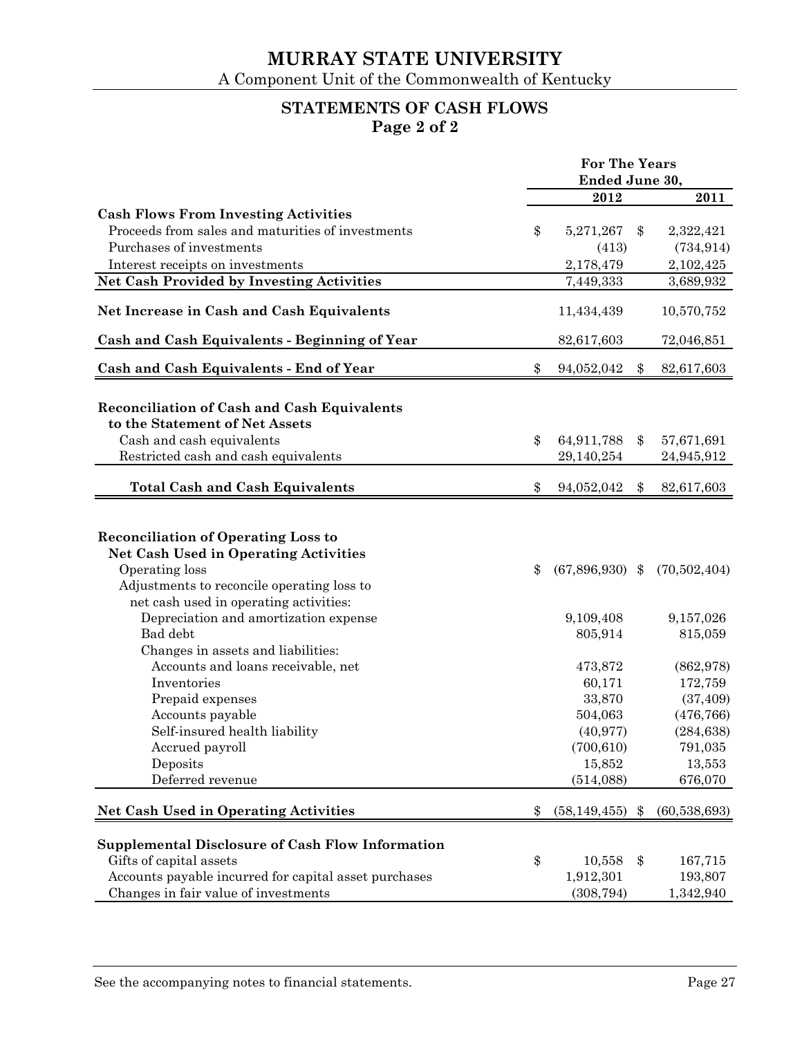# MURRAY STATE UNIVERSITY

A Component Unit of the Commonwealth of Kentucky

## STATEMENTS OF CASH FLOWS
**Page 2 of 2**

| | For The Years Ended June 30, | |
|---|---|---|
| | **2012** | **2011** |
| **Cash Flows From Investing Activities** | | |
| Proceeds from sales and maturities of investments | $ 5,271,267 | $ 2,322,421 |
| Purchases of investments | (413) | (734,914) |
| Interest receipts on investments | 2,178,479 | 2,102,425 |
| **Net Cash Provided by Investing Activities** | 7,449,333 | 3,689,932 |
| **Net Increase in Cash and Cash Equivalents** | 11,434,439 | 10,570,752 |
| **Cash and Cash Equivalents - Beginning of Year** | 82,617,603 | 72,046,851 |
| **Cash and Cash Equivalents - End of Year** | $ 94,052,042 | $ 82,617,603 |
| **Reconciliation of Cash and Cash Equivalents to the Statement of Net Assets** | | |
| Cash and cash equivalents | $ 64,911,788 | $ 57,671,691 |
| Restricted cash and cash equivalents | 29,140,254 | 24,945,912 |
| **Total Cash and Cash Equivalents** | $ 94,052,042 | $ 82,617,603 |
| **Reconciliation of Operating Loss to Net Cash Used in Operating Activities** | | |
| Operating loss | $ (67,896,930) | $ (70,502,404) |
| Adjustments to reconcile operating loss to net cash used in operating activities: | | |
| Depreciation and amortization expense | 9,109,408 | 9,157,026 |
| Bad debt | 805,914 | 815,059 |
| Changes in assets and liabilities: | | |
| Accounts and loans receivable, net | 473,872 | (862,978) |
| Inventories | 60,171 | 172,759 |
| Prepaid expenses | 33,870 | (37,409) |
| Accounts payable | 504,063 | (476,766) |
| Self-insured health liability | (40,977) | (284,638) |
| Accrued payroll | (700,610) | 791,035 |
| Deposits | 15,852 | 13,553 |
| Deferred revenue | (514,088) | 676,070 |
| **Net Cash Used in Operating Activities** | $ (58,149,455) | $ (60,538,693) |
| **Supplemental Disclosure of Cash Flow Information** | | |
| Gifts of capital assets | $ 10,558 | $ 167,715 |
| Accounts payable incurred for capital asset purchases | 1,912,301 | 193,807 |
| Changes in fair value of investments | (308,794) | 1,342,940 |

See the accompanying notes to financial statements.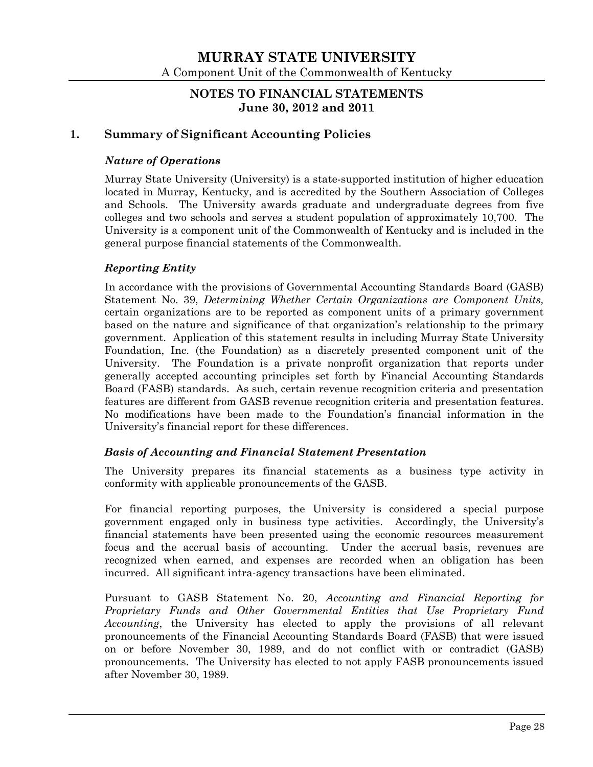## NOTES TO FINANCIAL STATEMENTS
## June 30, 2012 and 2011

## 1. Summary of Significant Accounting Policies

### *Nature of Operations*

Murray State University (University) is a state-supported institution of higher education located in Murray, Kentucky, and is accredited by the Southern Association of Colleges and Schools. The University awards graduate and undergraduate degrees from five colleges and two schools and serves a student population of approximately 10,700. The University is a component unit of the Commonwealth of Kentucky and is included in the general purpose financial statements of the Commonwealth.

### *Reporting Entity*

In accordance with the provisions of Governmental Accounting Standards Board (GASB) Statement No. 39, *Determining Whether Certain Organizations are Component Units,* certain organizations are to be reported as component units of a primary government based on the nature and significance of that organization's relationship to the primary government. Application of this statement results in including Murray State University Foundation, Inc. (the Foundation) as a discretely presented component unit of the University. The Foundation is a private nonprofit organization that reports under generally accepted accounting principles set forth by Financial Accounting Standards Board (FASB) standards. As such, certain revenue recognition criteria and presentation features are different from GASB revenue recognition criteria and presentation features. No modifications have been made to the Foundation's financial information in the University's financial report for these differences.

### *Basis of Accounting and Financial Statement Presentation*

The University prepares its financial statements as a business type activity in conformity with applicable pronouncements of the GASB.

For financial reporting purposes, the University is considered a special purpose government engaged only in business type activities. Accordingly, the University's financial statements have been presented using the economic resources measurement focus and the accrual basis of accounting. Under the accrual basis, revenues are recognized when earned, and expenses are recorded when an obligation has been incurred. All significant intra-agency transactions have been eliminated.

Pursuant to GASB Statement No. 20, *Accounting and Financial Reporting for Proprietary Funds and Other Governmental Entities that Use Proprietary Fund Accounting*, the University has elected to apply the provisions of all relevant pronouncements of the Financial Accounting Standards Board (FASB) that were issued on or before November 30, 1989, and do not conflict with or contradict (GASB) pronouncements. The University has elected to not apply FASB pronouncements issued after November 30, 1989.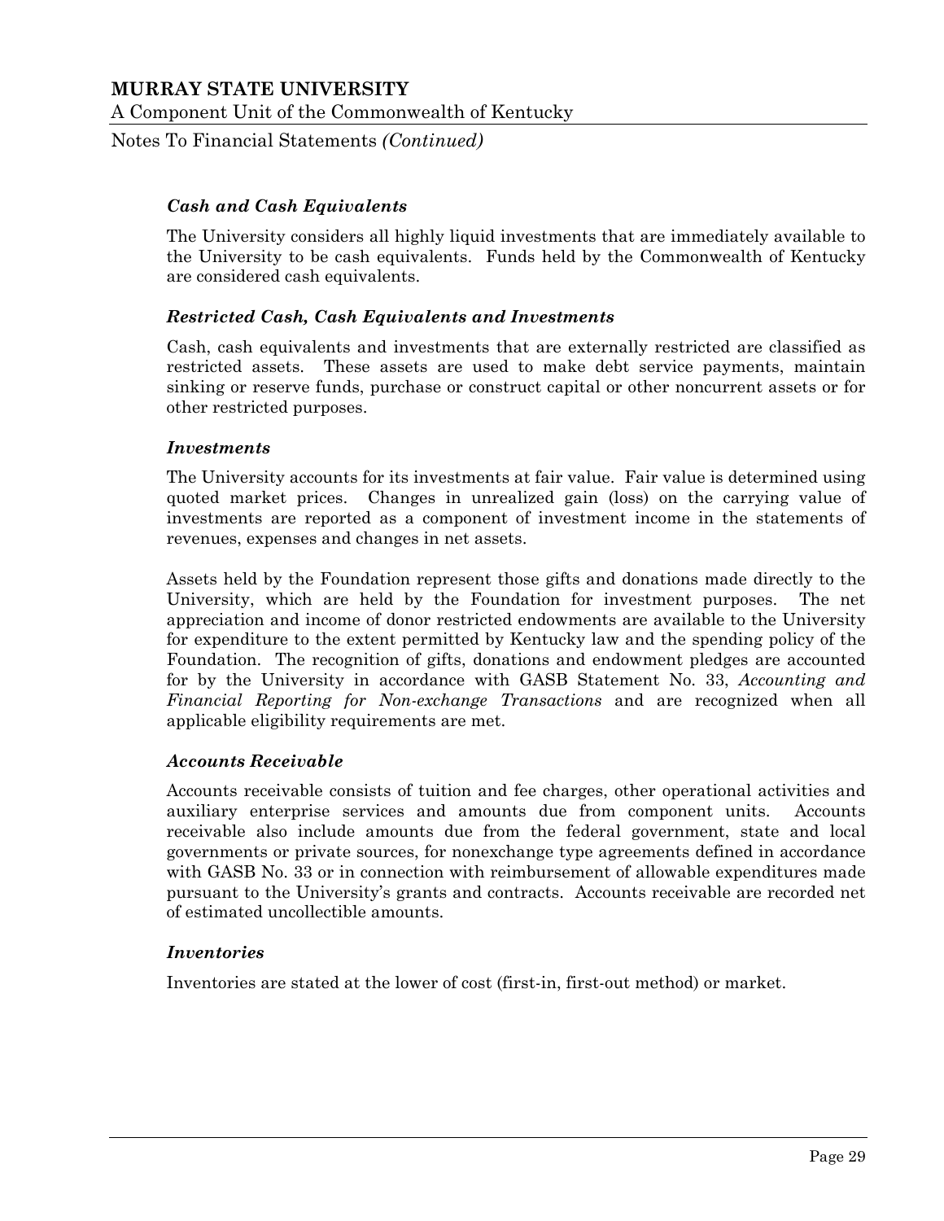### *Cash and Cash Equivalents*

The University considers all highly liquid investments that are immediately available to the University to be cash equivalents. Funds held by the Commonwealth of Kentucky are considered cash equivalents.

### *Restricted Cash, Cash Equivalents and Investments*

Cash, cash equivalents and investments that are externally restricted are classified as restricted assets. These assets are used to make debt service payments, maintain sinking or reserve funds, purchase or construct capital or other noncurrent assets or for other restricted purposes.

### *Investments*

The University accounts for its investments at fair value. Fair value is determined using quoted market prices. Changes in unrealized gain (loss) on the carrying value of investments are reported as a component of investment income in the statements of revenues, expenses and changes in net assets.

Assets held by the Foundation represent those gifts and donations made directly to the University, which are held by the Foundation for investment purposes. The net appreciation and income of donor restricted endowments are available to the University for expenditure to the extent permitted by Kentucky law and the spending policy of the Foundation. The recognition of gifts, donations and endowment pledges are accounted for by the University in accordance with GASB Statement No. 33, *Accounting and Financial Reporting for Non-exchange Transactions* and are recognized when all applicable eligibility requirements are met.

### *Accounts Receivable*

Accounts receivable consists of tuition and fee charges, other operational activities and auxiliary enterprise services and amounts due from component units. Accounts receivable also include amounts due from the federal government, state and local governments or private sources, for nonexchange type agreements defined in accordance with GASB No. 33 or in connection with reimbursement of allowable expenditures made pursuant to the University's grants and contracts. Accounts receivable are recorded net of estimated uncollectible amounts.

### *Inventories*

Inventories are stated at the lower of cost (first-in, first-out method) or market.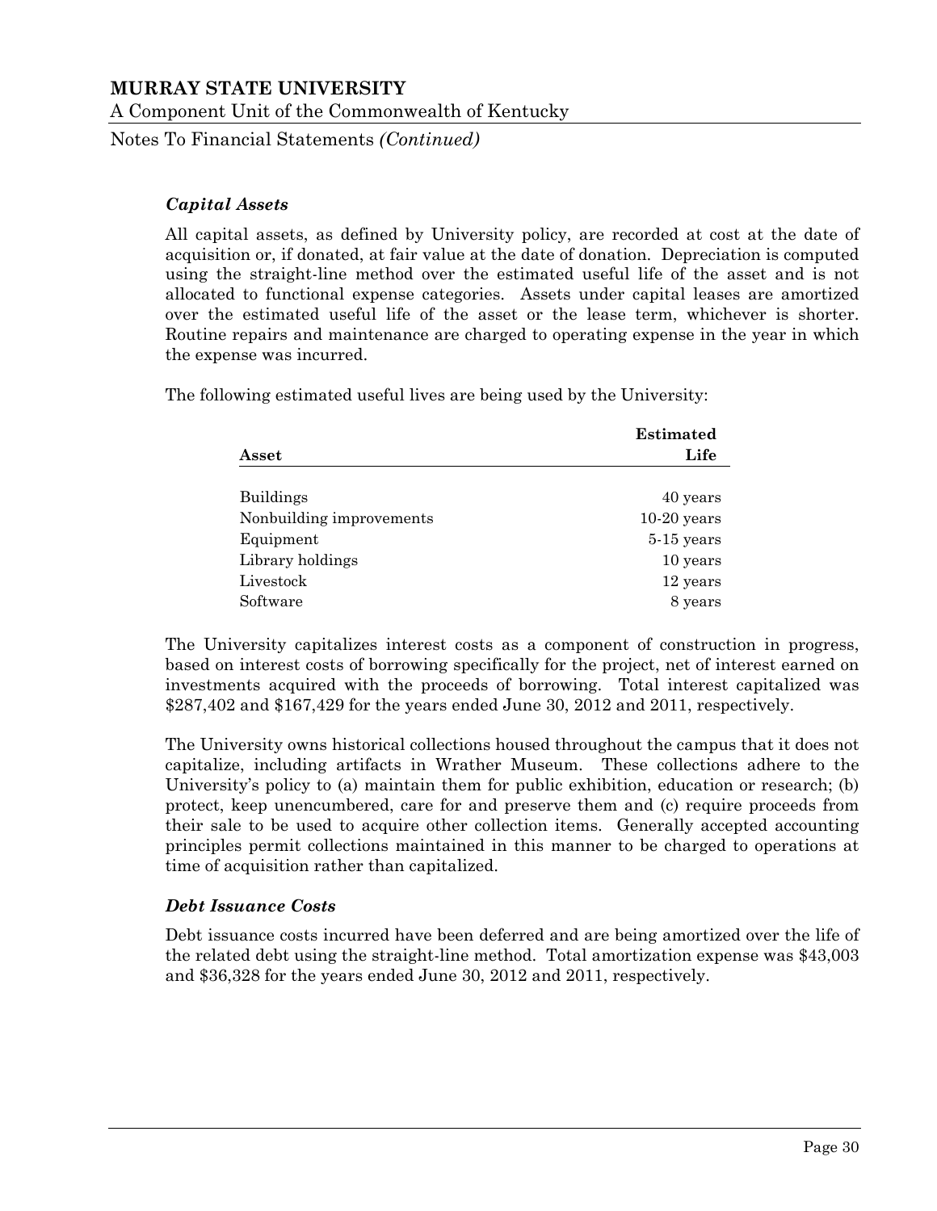### *Capital Assets*

All capital assets, as defined by University policy, are recorded at cost at the date of acquisition or, if donated, at fair value at the date of donation. Depreciation is computed using the straight-line method over the estimated useful life of the asset and is not allocated to functional expense categories. Assets under capital leases are amortized over the estimated useful life of the asset or the lease term, whichever is shorter. Routine repairs and maintenance are charged to operating expense in the year in which the expense was incurred.

The following estimated useful lives are being used by the University:

| Asset | Estimated Life |
|---|---|
| Buildings | 40 years |
| Nonbuilding improvements | 10-20 years |
| Equipment | 5-15 years |
| Library holdings | 10 years |
| Livestock | 12 years |
| Software | 8 years |

The University capitalizes interest costs as a component of construction in progress, based on interest costs of borrowing specifically for the project, net of interest earned on investments acquired with the proceeds of borrowing. Total interest capitalized was $287,402 and $167,429 for the years ended June 30, 2012 and 2011, respectively.

The University owns historical collections housed throughout the campus that it does not capitalize, including artifacts in Wrather Museum. These collections adhere to the University's policy to (a) maintain them for public exhibition, education or research; (b) protect, keep unencumbered, care for and preserve them and (c) require proceeds from their sale to be used to acquire other collection items. Generally accepted accounting principles permit collections maintained in this manner to be charged to operations at time of acquisition rather than capitalized.

### *Debt Issuance Costs*

Debt issuance costs incurred have been deferred and are being amortized over the life of the related debt using the straight-line method. Total amortization expense was $43,003 and $36,328 for the years ended June 30, 2012 and 2011, respectively.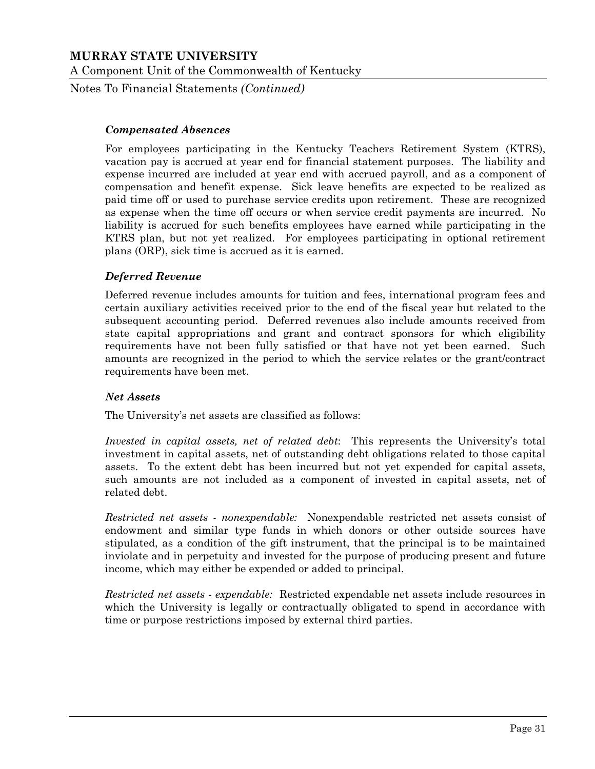### *Compensated Absences*

For employees participating in the Kentucky Teachers Retirement System (KTRS), vacation pay is accrued at year end for financial statement purposes. The liability and expense incurred are included at year end with accrued payroll, and as a component of compensation and benefit expense. Sick leave benefits are expected to be realized as paid time off or used to purchase service credits upon retirement. These are recognized as expense when the time off occurs or when service credit payments are incurred. No liability is accrued for such benefits employees have earned while participating in the KTRS plan, but not yet realized. For employees participating in optional retirement plans (ORP), sick time is accrued as it is earned.

### *Deferred Revenue*

Deferred revenue includes amounts for tuition and fees, international program fees and certain auxiliary activities received prior to the end of the fiscal year but related to the subsequent accounting period. Deferred revenues also include amounts received from state capital appropriations and grant and contract sponsors for which eligibility requirements have not been fully satisfied or that have not yet been earned. Such amounts are recognized in the period to which the service relates or the grant/contract requirements have been met.

### *Net Assets*

The University's net assets are classified as follows:

*Invested in capital assets, net of related debt*: This represents the University's total investment in capital assets, net of outstanding debt obligations related to those capital assets. To the extent debt has been incurred but not yet expended for capital assets, such amounts are not included as a component of invested in capital assets, net of related debt.

*Restricted net assets - nonexpendable:* Nonexpendable restricted net assets consist of endowment and similar type funds in which donors or other outside sources have stipulated, as a condition of the gift instrument, that the principal is to be maintained inviolate and in perpetuity and invested for the purpose of producing present and future income, which may either be expended or added to principal.

*Restricted net assets - expendable:* Restricted expendable net assets include resources in which the University is legally or contractually obligated to spend in accordance with time or purpose restrictions imposed by external third parties.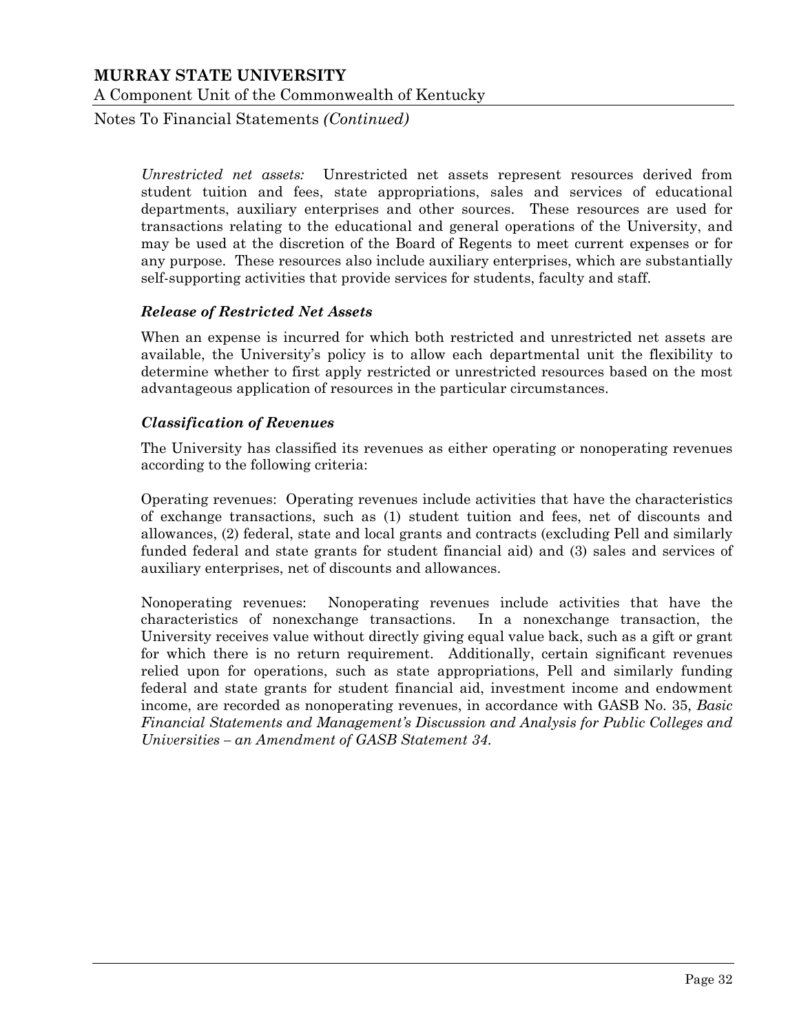*Unrestricted net assets:* Unrestricted net assets represent resources derived from student tuition and fees, state appropriations, sales and services of educational departments, auxiliary enterprises and other sources. These resources are used for transactions relating to the educational and general operations of the University, and may be used at the discretion of the Board of Regents to meet current expenses or for any purpose. These resources also include auxiliary enterprises, which are substantially self-supporting activities that provide services for students, faculty and staff.

### *Release of Restricted Net Assets*

When an expense is incurred for which both restricted and unrestricted net assets are available, the University's policy is to allow each departmental unit the flexibility to determine whether to first apply restricted or unrestricted resources based on the most advantageous application of resources in the particular circumstances.

### *Classification of Revenues*

The University has classified its revenues as either operating or nonoperating revenues according to the following criteria:

Operating revenues: Operating revenues include activities that have the characteristics of exchange transactions, such as (1) student tuition and fees, net of discounts and allowances, (2) federal, state and local grants and contracts (excluding Pell and similarly funded federal and state grants for student financial aid) and (3) sales and services of auxiliary enterprises, net of discounts and allowances.

Nonoperating revenues: Nonoperating revenues include activities that have the characteristics of nonexchange transactions. In a nonexchange transaction, the University receives value without directly giving equal value back, such as a gift or grant for which there is no return requirement. Additionally, certain significant revenues relied upon for operations, such as state appropriations, Pell and similarly funding federal and state grants for student financial aid, investment income and endowment income, are recorded as nonoperating revenues, in accordance with GASB No. 35, *Basic Financial Statements and Management's Discussion and Analysis for Public Colleges and Universities – an Amendment of GASB Statement 34.*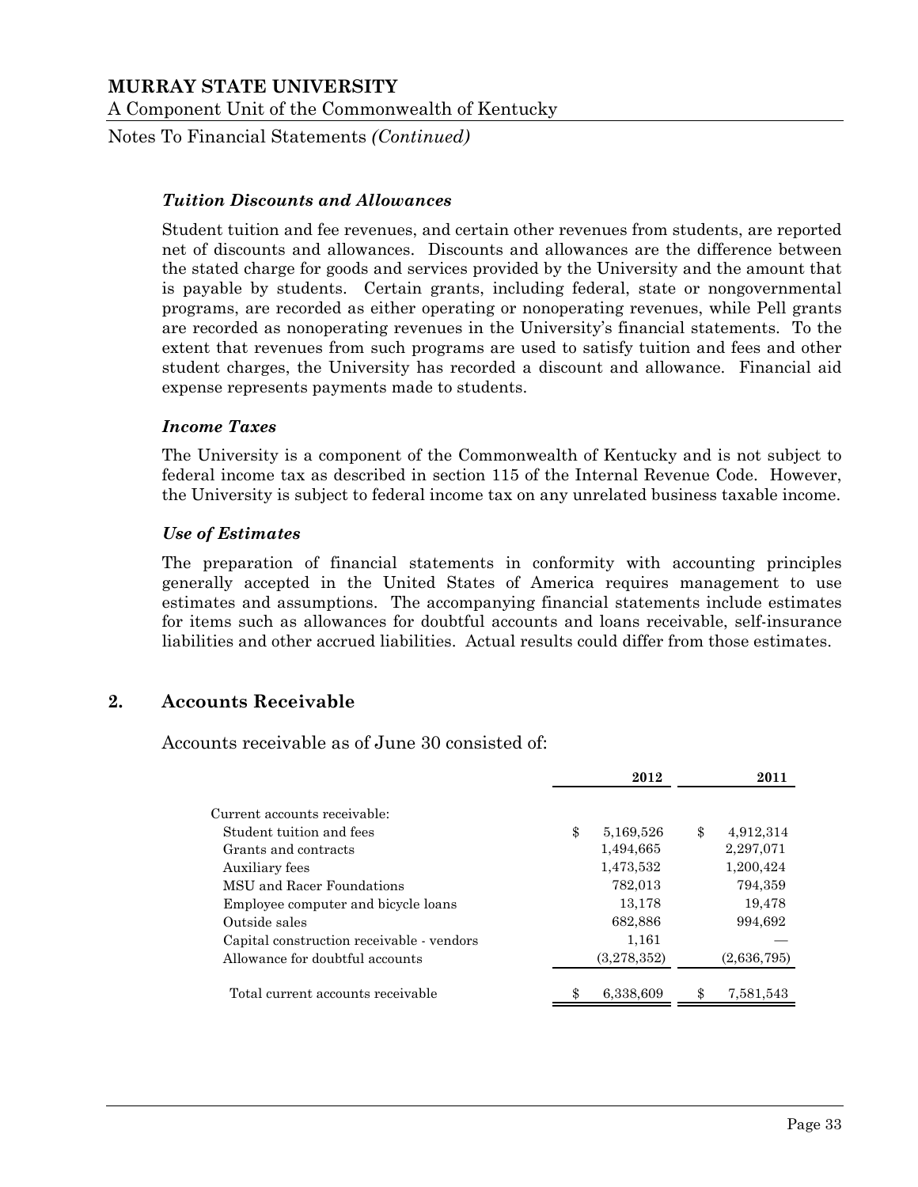### *Tuition Discounts and Allowances*

Student tuition and fee revenues, and certain other revenues from students, are reported net of discounts and allowances. Discounts and allowances are the difference between the stated charge for goods and services provided by the University and the amount that is payable by students. Certain grants, including federal, state or nongovernmental programs, are recorded as either operating or nonoperating revenues, while Pell grants are recorded as nonoperating revenues in the University's financial statements. To the extent that revenues from such programs are used to satisfy tuition and fees and other student charges, the University has recorded a discount and allowance. Financial aid expense represents payments made to students.

### *Income Taxes*

The University is a component of the Commonwealth of Kentucky and is not subject to federal income tax as described in section 115 of the Internal Revenue Code. However, the University is subject to federal income tax on any unrelated business taxable income.

### *Use of Estimates*

The preparation of financial statements in conformity with accounting principles generally accepted in the United States of America requires management to use estimates and assumptions. The accompanying financial statements include estimates for items such as allowances for doubtful accounts and loans receivable, self-insurance liabilities and other accrued liabilities. Actual results could differ from those estimates.

## 2. Accounts Receivable

Accounts receivable as of June 30 consisted of:

| | 2012 | 2011 |
|---|---|---|
| Current accounts receivable: | | |
| Student tuition and fees | $ 5,169,526 | $ 4,912,314 |
| Grants and contracts | 1,494,665 | 2,297,071 |
| Auxiliary fees | 1,473,532 | 1,200,424 |
| MSU and Racer Foundations | 782,013 | 794,359 |
| Employee computer and bicycle loans | 13,178 | 19,478 |
| Outside sales | 682,886 | 994,692 |
| Capital construction receivable - vendors | 1,161 | — |
| Allowance for doubtful accounts | (3,278,352) | (2,636,795) |
| Total current accounts receivable | $ 6,338,609 | $ 7,581,543 |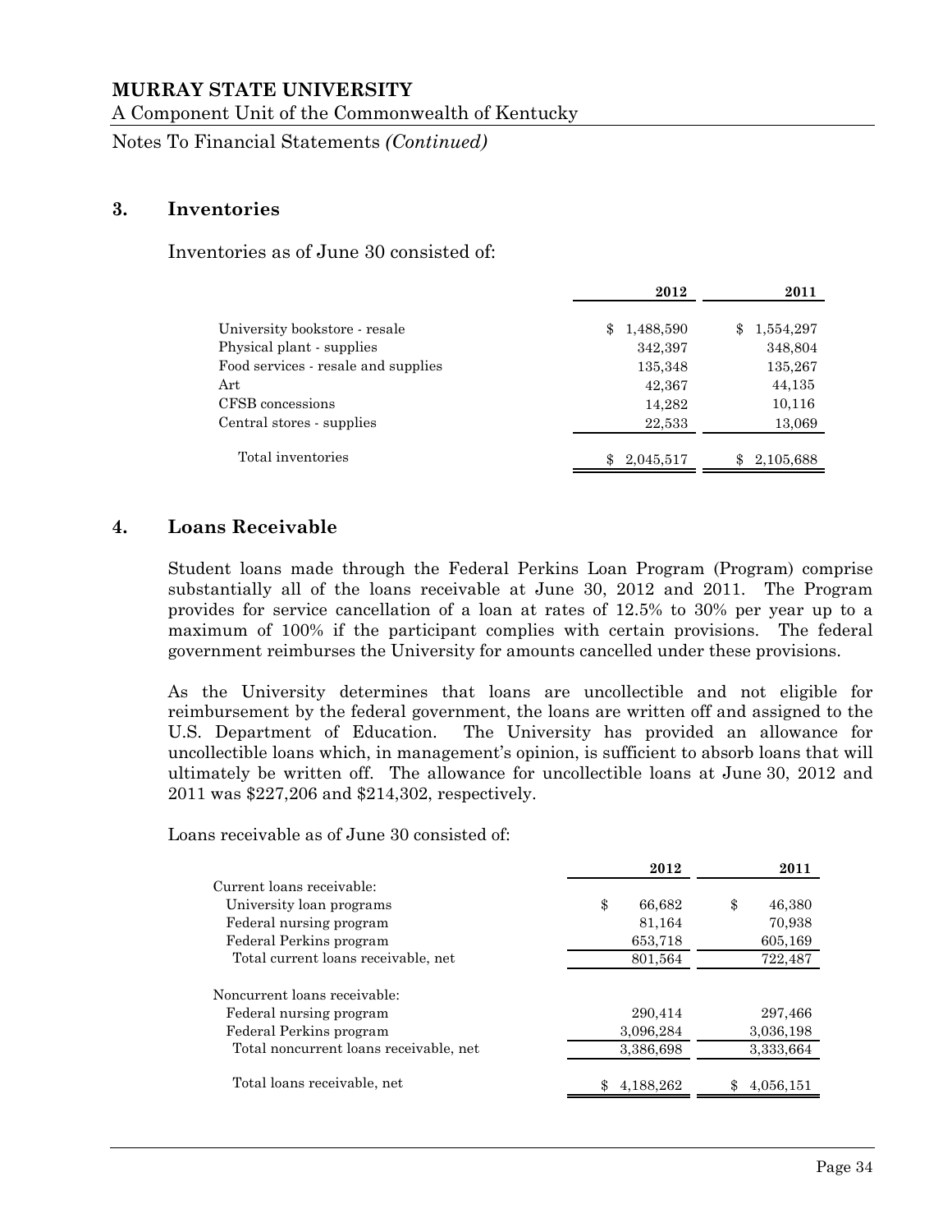## 3. Inventories

Inventories as of June 30 consisted of:

| | 2012 | 2011 |
|---|---|---|
| University bookstore - resale | $ 1,488,590 | $ 1,554,297 |
| Physical plant - supplies | 342,397 | 348,804 |
| Food services - resale and supplies | 135,348 | 135,267 |
| Art | 42,367 | 44,135 |
| CFSB concessions | 14,282 | 10,116 |
| Central stores - supplies | 22,533 | 13,069 |
| Total inventories | $ 2,045,517 | $ 2,105,688 |

## 4. Loans Receivable

Student loans made through the Federal Perkins Loan Program (Program) comprise substantially all of the loans receivable at June 30, 2012 and 2011. The Program provides for service cancellation of a loan at rates of 12.5% to 30% per year up to a maximum of 100% if the participant complies with certain provisions. The federal government reimburses the University for amounts cancelled under these provisions.

As the University determines that loans are uncollectible and not eligible for reimbursement by the federal government, the loans are written off and assigned to the U.S. Department of Education. The University has provided an allowance for uncollectible loans which, in management's opinion, is sufficient to absorb loans that will ultimately be written off. The allowance for uncollectible loans at June 30, 2012 and 2011 was $227,206 and $214,302, respectively.

Loans receivable as of June 30 consisted of:

| | 2012 | 2011 |
|---|---|---|
| Current loans receivable: | | |
| University loan programs | $ 66,682 | $ 46,380 |
| Federal nursing program | 81,164 | 70,938 |
| Federal Perkins program | 653,718 | 605,169 |
| Total current loans receivable, net | 801,564 | 722,487 |
| Noncurrent loans receivable: | | |
| Federal nursing program | 290,414 | 297,466 |
| Federal Perkins program | 3,096,284 | 3,036,198 |
| Total noncurrent loans receivable, net | 3,386,698 | 3,333,664 |
| Total loans receivable, net | $ 4,188,262 | $ 4,056,151 |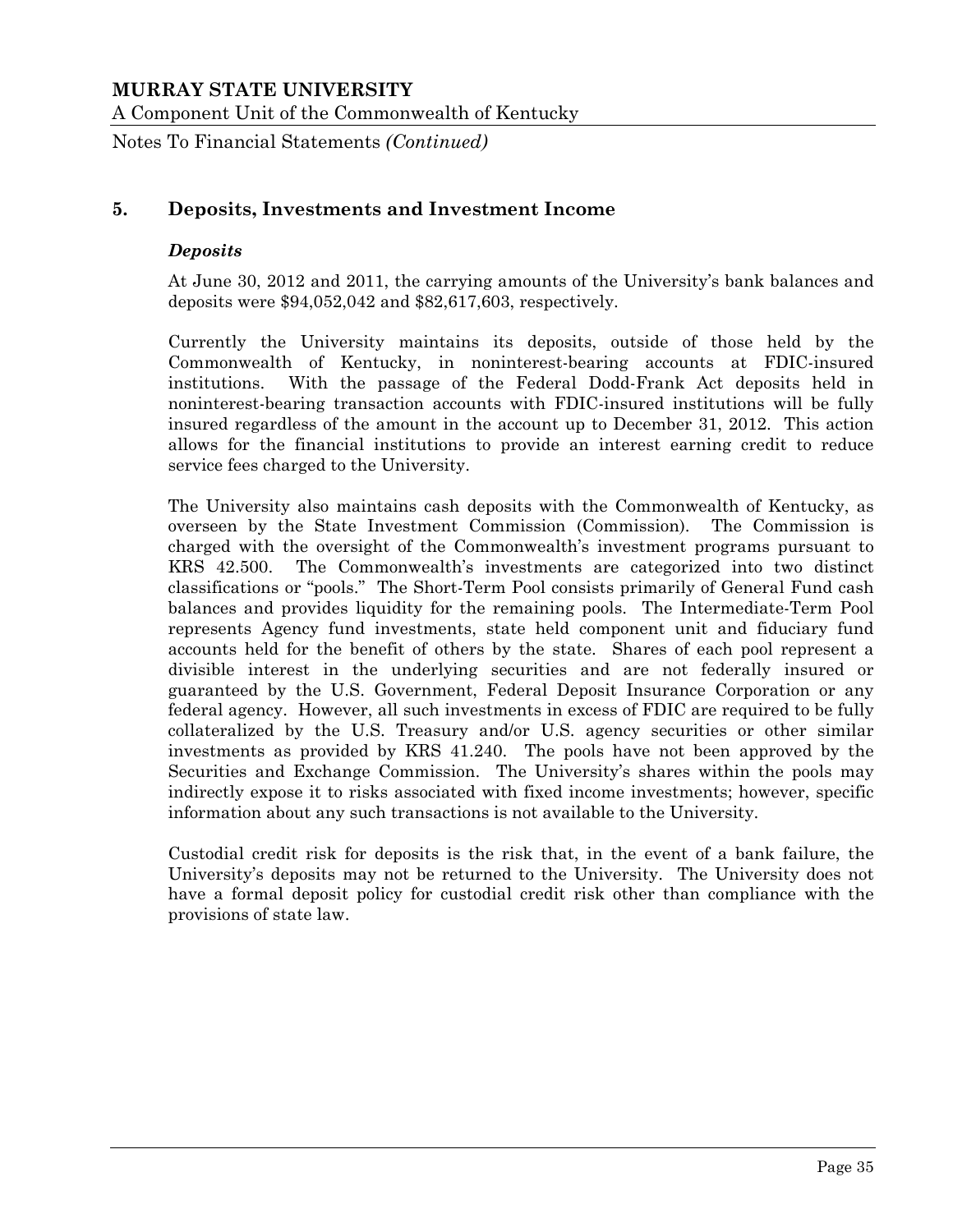## 5. Deposits, Investments and Investment Income

### *Deposits*

At June 30, 2012 and 2011, the carrying amounts of the University's bank balances and deposits were $94,052,042 and $82,617,603, respectively.

Currently the University maintains its deposits, outside of those held by the Commonwealth of Kentucky, in noninterest-bearing accounts at FDIC-insured institutions. With the passage of the Federal Dodd-Frank Act deposits held in noninterest-bearing transaction accounts with FDIC-insured institutions will be fully insured regardless of the amount in the account up to December 31, 2012. This action allows for the financial institutions to provide an interest earning credit to reduce service fees charged to the University.

The University also maintains cash deposits with the Commonwealth of Kentucky, as overseen by the State Investment Commission (Commission). The Commission is charged with the oversight of the Commonwealth's investment programs pursuant to KRS 42.500. The Commonwealth's investments are categorized into two distinct classifications or "pools." The Short-Term Pool consists primarily of General Fund cash balances and provides liquidity for the remaining pools. The Intermediate-Term Pool represents Agency fund investments, state held component unit and fiduciary fund accounts held for the benefit of others by the state. Shares of each pool represent a divisible interest in the underlying securities and are not federally insured or guaranteed by the U.S. Government, Federal Deposit Insurance Corporation or any federal agency. However, all such investments in excess of FDIC are required to be fully collateralized by the U.S. Treasury and/or U.S. agency securities or other similar investments as provided by KRS 41.240. The pools have not been approved by the Securities and Exchange Commission. The University's shares within the pools may indirectly expose it to risks associated with fixed income investments; however, specific information about any such transactions is not available to the University.

Custodial credit risk for deposits is the risk that, in the event of a bank failure, the University's deposits may not be returned to the University. The University does not have a formal deposit policy for custodial credit risk other than compliance with the provisions of state law.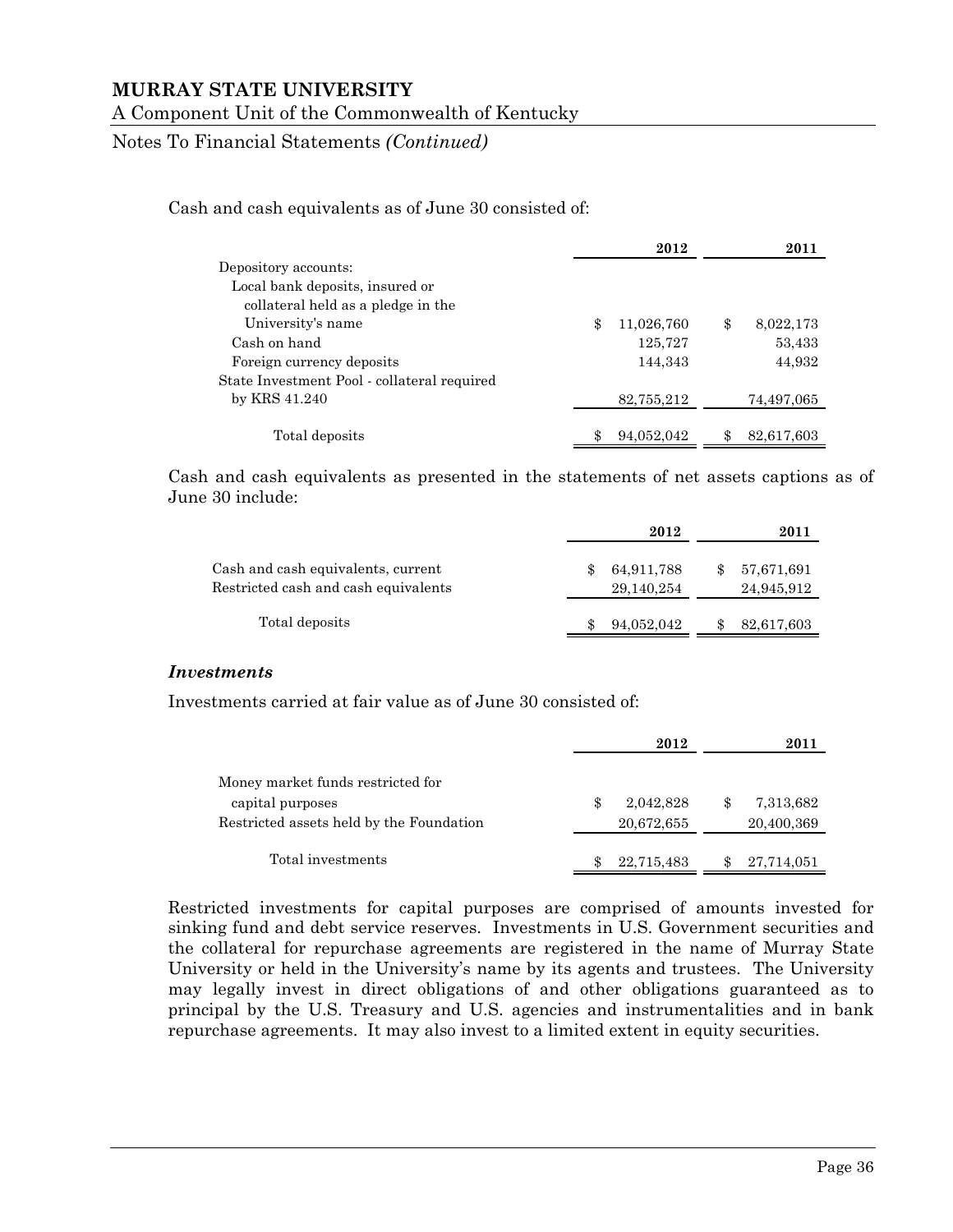Cash and cash equivalents as of June 30 consisted of:

| | 2012 | 2011 |
|---|---|---|
| Depository accounts: | | |
| Local bank deposits, insured or collateral held as a pledge in the University's name | $ 11,026,760 | $ 8,022,173 |
| Cash on hand | 125,727 | 53,433 |
| Foreign currency deposits | 144,343 | 44,932 |
| State Investment Pool - collateral required by KRS 41.240 | 82,755,212 | 74,497,065 |
| Total deposits | $ 94,052,042 | $ 82,617,603 |

Cash and cash equivalents as presented in the statements of net assets captions as of June 30 include:

| | 2012 | 2011 |
|---|---|---|
| Cash and cash equivalents, current | $ 64,911,788 | $ 57,671,691 |
| Restricted cash and cash equivalents | 29,140,254 | 24,945,912 |
| Total deposits | $ 94,052,042 | $ 82,617,603 |

### *Investments*

Investments carried at fair value as of June 30 consisted of:

| | 2012 | 2011 |
|---|---|---|
| Money market funds restricted for capital purposes | $ 2,042,828 | $ 7,313,682 |
| Restricted assets held by the Foundation | 20,672,655 | 20,400,369 |
| Total investments | $ 22,715,483 | $ 27,714,051 |

Restricted investments for capital purposes are comprised of amounts invested for sinking fund and debt service reserves. Investments in U.S. Government securities and the collateral for repurchase agreements are registered in the name of Murray State University or held in the University's name by its agents and trustees. The University may legally invest in direct obligations of and other obligations guaranteed as to principal by the U.S. Treasury and U.S. agencies and instrumentalities and in bank repurchase agreements. It may also invest to a limited extent in equity securities.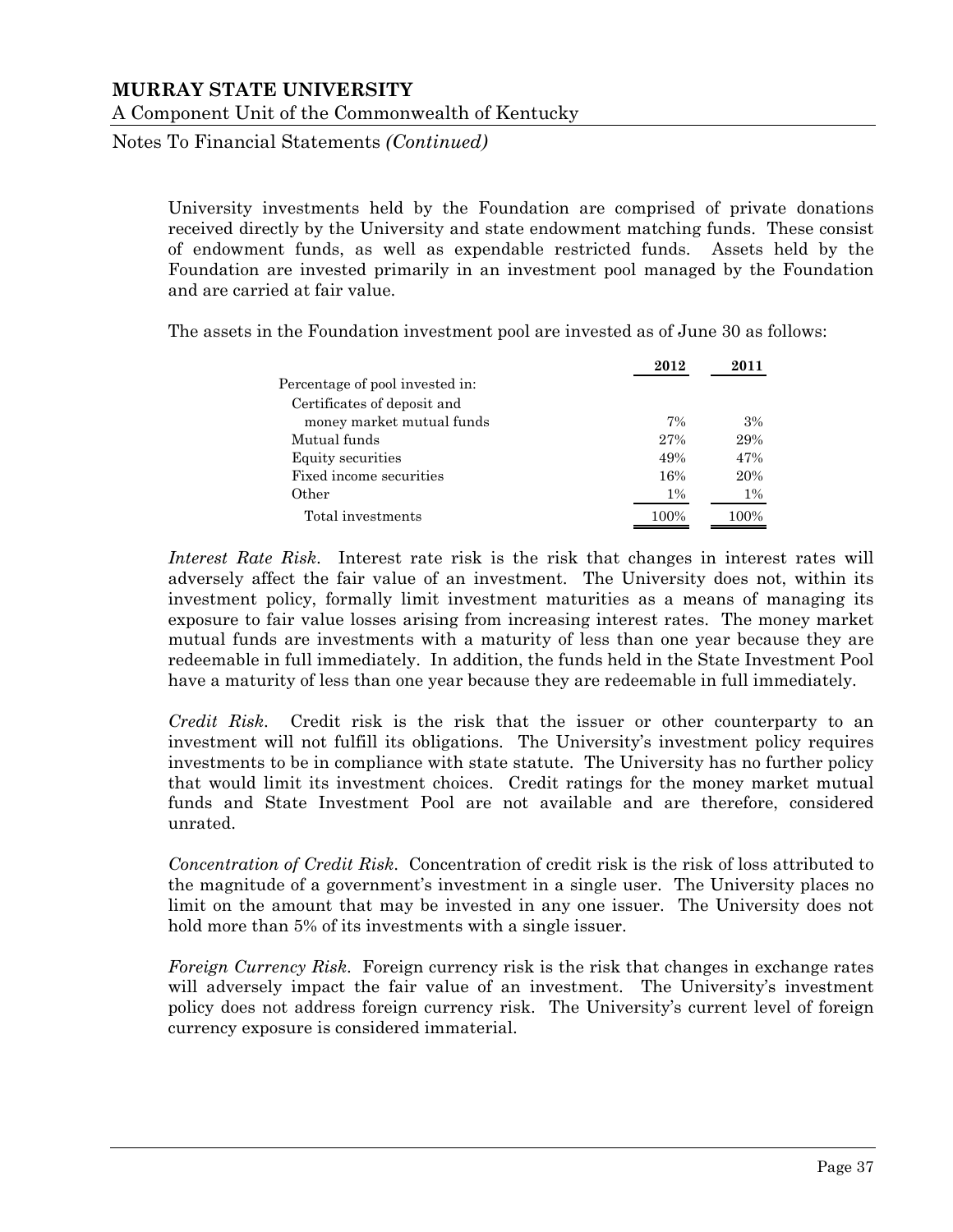University investments held by the Foundation are comprised of private donations received directly by the University and state endowment matching funds. These consist of endowment funds, as well as expendable restricted funds. Assets held by the Foundation are invested primarily in an investment pool managed by the Foundation and are carried at fair value.

The assets in the Foundation investment pool are invested as of June 30 as follows:

| | 2012 | 2011 |
|---|---|---|
| Percentage of pool invested in: | | |
| Certificates of deposit and money market mutual funds | 7% | 3% |
| Mutual funds | 27% | 29% |
| Equity securities | 49% | 47% |
| Fixed income securities | 16% | 20% |
| Other | 1% | 1% |
| Total investments | 100% | 100% |

*Interest Rate Risk*. Interest rate risk is the risk that changes in interest rates will adversely affect the fair value of an investment. The University does not, within its investment policy, formally limit investment maturities as a means of managing its exposure to fair value losses arising from increasing interest rates. The money market mutual funds are investments with a maturity of less than one year because they are redeemable in full immediately. In addition, the funds held in the State Investment Pool have a maturity of less than one year because they are redeemable in full immediately.

*Credit Risk*. Credit risk is the risk that the issuer or other counterparty to an investment will not fulfill its obligations. The University's investment policy requires investments to be in compliance with state statute. The University has no further policy that would limit its investment choices. Credit ratings for the money market mutual funds and State Investment Pool are not available and are therefore, considered unrated.

*Concentration of Credit Risk*. Concentration of credit risk is the risk of loss attributed to the magnitude of a government's investment in a single user. The University places no limit on the amount that may be invested in any one issuer. The University does not hold more than 5% of its investments with a single issuer.

*Foreign Currency Risk*. Foreign currency risk is the risk that changes in exchange rates will adversely impact the fair value of an investment. The University's investment policy does not address foreign currency risk. The University's current level of foreign currency exposure is considered immaterial.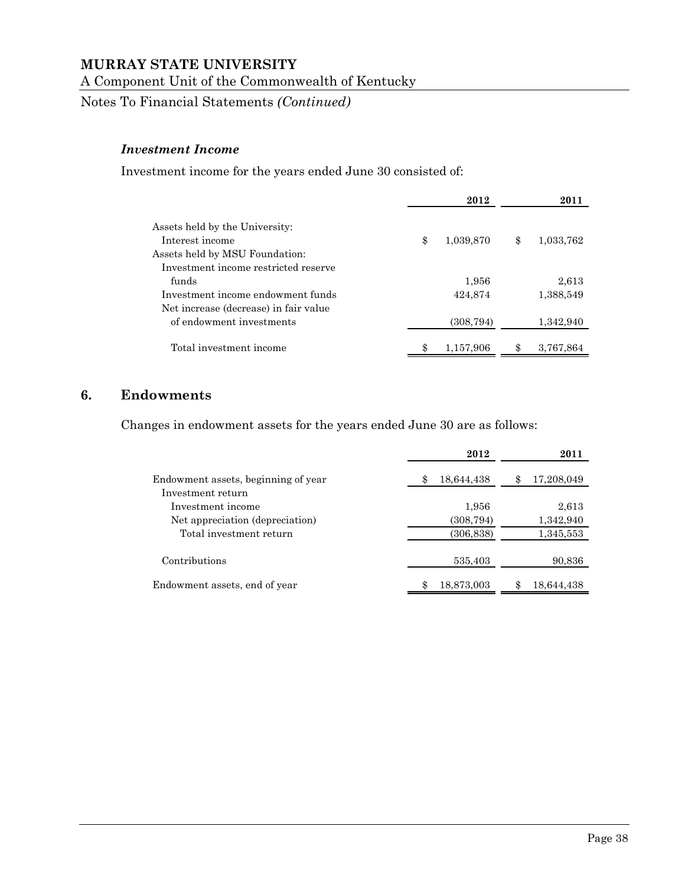### *Investment Income*

Investment income for the years ended June 30 consisted of:

| | 2012 | 2011 |
|---|---|---|
| Assets held by the University: | | |
| Interest income | $ 1,039,870 | $ 1,033,762 |
| Assets held by MSU Foundation: | | |
| Investment income restricted reserve funds | 1,956 | 2,613 |
| Investment income endowment funds | 424,874 | 1,388,549 |
| Net increase (decrease) in fair value of endowment investments | (308,794) | 1,342,940 |
| Total investment income | $ 1,157,906 | $ 3,767,864 |

## 6. Endowments

Changes in endowment assets for the years ended June 30 are as follows:

| | 2012 | 2011 |
|---|---|---|
| Endowment assets, beginning of year | $ 18,644,438 | $ 17,208,049 |
| Investment return | | |
| Investment income | 1,956 | 2,613 |
| Net appreciation (depreciation) | (308,794) | 1,342,940 |
| Total investment return | (306,838) | 1,345,553 |
| Contributions | 535,403 | 90,836 |
| Endowment assets, end of year | $ 18,873,003 | $ 18,644,438 |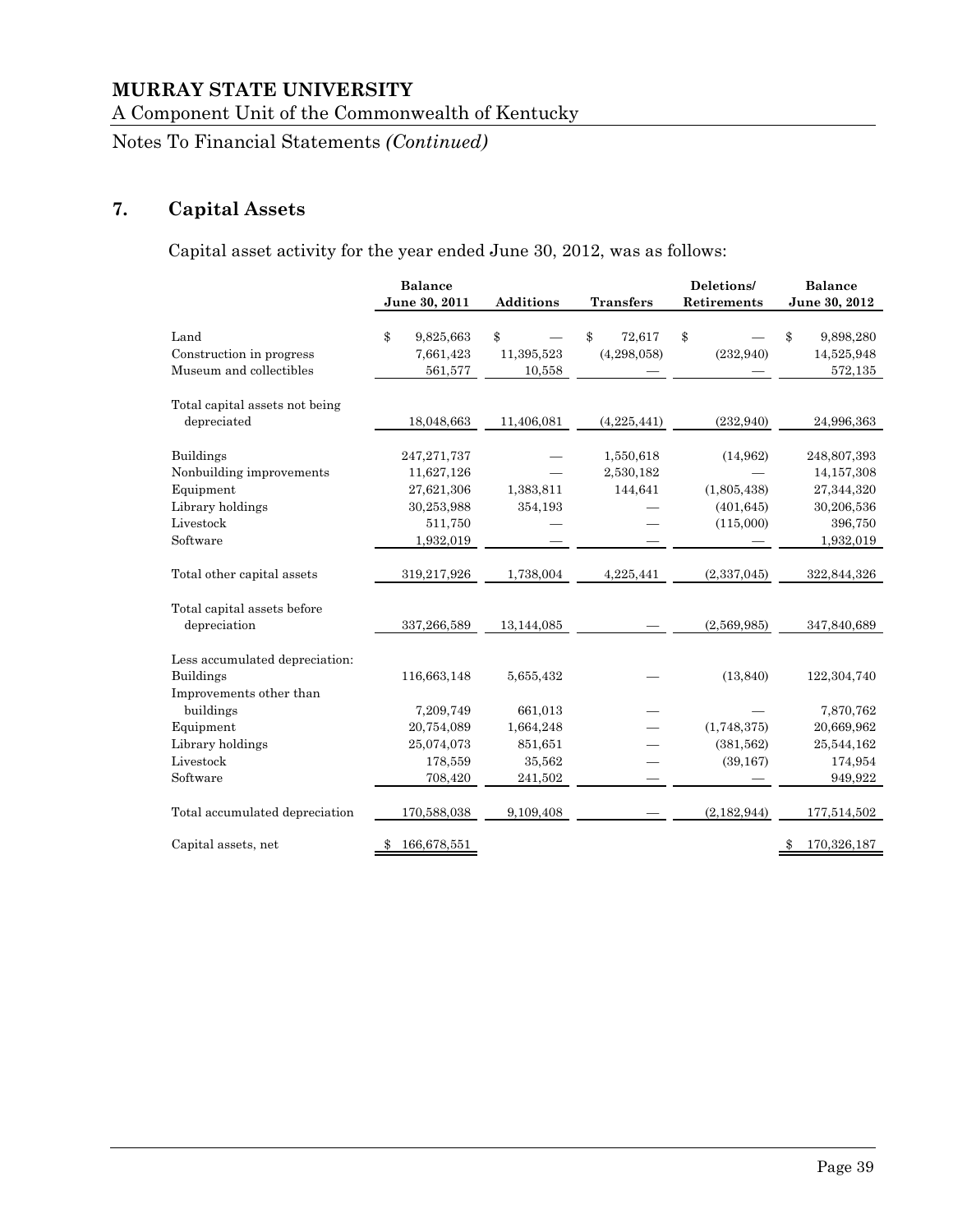## 7. Capital Assets

Capital asset activity for the year ended June 30, 2012, was as follows:

| | Balance June 30, 2011 | Additions | Transfers | Deletions/ Retirements | Balance June 30, 2012 |
|---|---|---|---|---|---|
| Land | $ 9,825,663 | $ — | $ 72,617 | $ — | $ 9,898,280 |
| Construction in progress | 7,661,423 | 11,395,523 | (4,298,058) | (232,940) | 14,525,948 |
| Museum and collectibles | 561,577 | 10,558 | — | — | 572,135 |
| Total capital assets not being depreciated | 18,048,663 | 11,406,081 | (4,225,441) | (232,940) | 24,996,363 |
| Buildings | 247,271,737 | — | 1,550,618 | (14,962) | 248,807,393 |
| Nonbuilding improvements | 11,627,126 | — | 2,530,182 | — | 14,157,308 |
| Equipment | 27,621,306 | 1,383,811 | 144,641 | (1,805,438) | 27,344,320 |
| Library holdings | 30,253,988 | 354,193 | — | (401,645) | 30,206,536 |
| Livestock | 511,750 | — | — | (115,000) | 396,750 |
| Software | 1,932,019 | — | — | — | 1,932,019 |
| Total other capital assets | 319,217,926 | 1,738,004 | 4,225,441 | (2,337,045) | 322,844,326 |
| Total capital assets before depreciation | 337,266,589 | 13,144,085 | — | (2,569,985) | 347,840,689 |
| Less accumulated depreciation: | | | | | |
| Buildings | 116,663,148 | 5,655,432 | — | (13,840) | 122,304,740 |
| Improvements other than buildings | 7,209,749 | 661,013 | — | — | 7,870,762 |
| Equipment | 20,754,089 | 1,664,248 | — | (1,748,375) | 20,669,962 |
| Library holdings | 25,074,073 | 851,651 | — | (381,562) | 25,544,162 |
| Livestock | 178,559 | 35,562 | — | (39,167) | 174,954 |
| Software | 708,420 | 241,502 | — | — | 949,922 |
| Total accumulated depreciation | 170,588,038 | 9,109,408 | — | (2,182,944) | 177,514,502 |
| Capital assets, net | $ 166,678,551 | | | | $ 170,326,187 |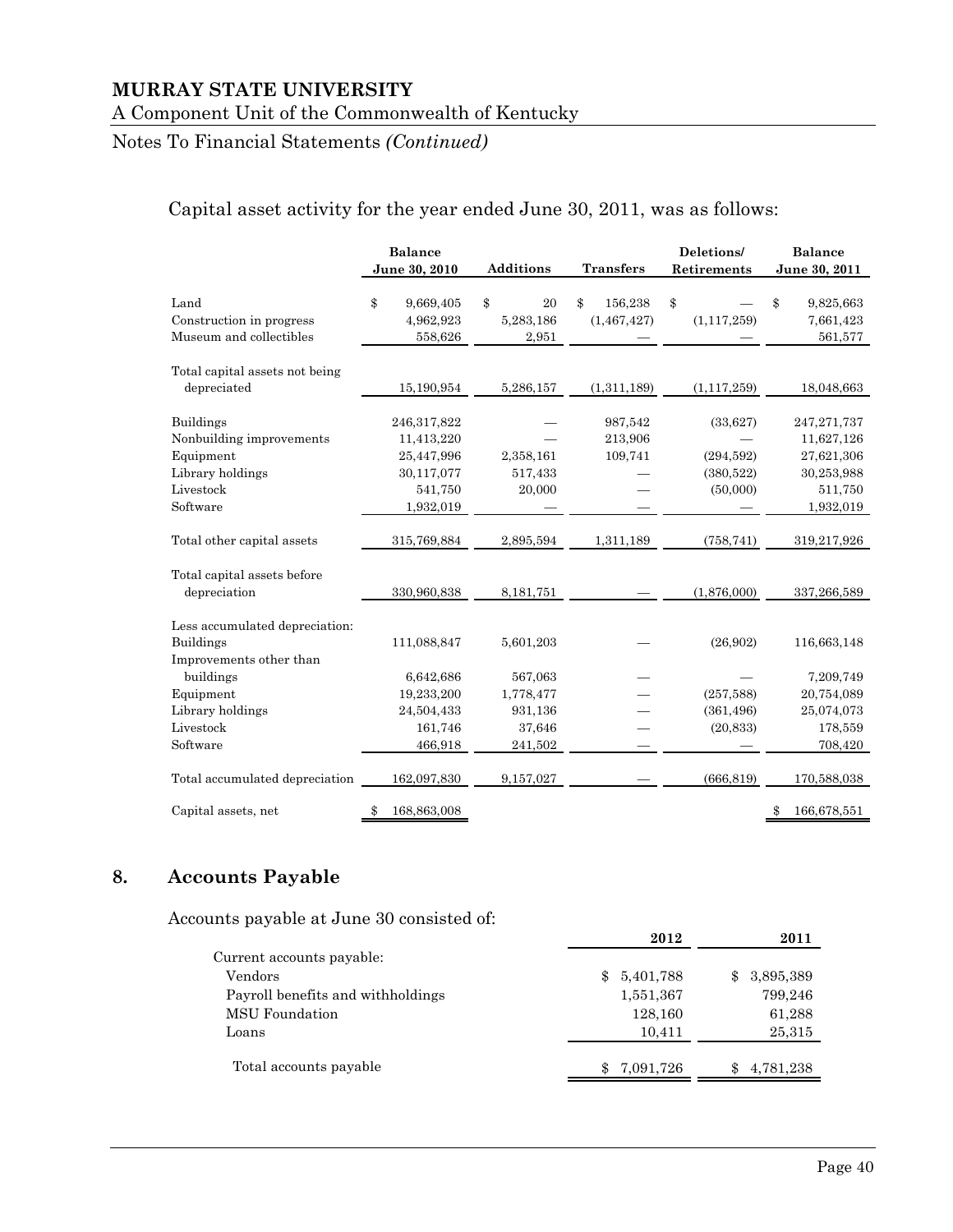Capital asset activity for the year ended June 30, 2011, was as follows:

| | Balance June 30, 2010 | Additions | Transfers | Deletions/ Retirements | Balance June 30, 2011 |
|---|---|---|---|---|---|
| Land | $ 9,669,405 | $ 20 | $ 156,238 | $ — | $ 9,825,663 |
| Construction in progress | 4,962,923 | 5,283,186 | (1,467,427) | (1,117,259) | 7,661,423 |
| Museum and collectibles | 558,626 | 2,951 | — | — | 561,577 |
| Total capital assets not being depreciated | 15,190,954 | 5,286,157 | (1,311,189) | (1,117,259) | 18,048,663 |
| Buildings | 246,317,822 | — | 987,542 | (33,627) | 247,271,737 |
| Nonbuilding improvements | 11,413,220 | — | 213,906 | — | 11,627,126 |
| Equipment | 25,447,996 | 2,358,161 | 109,741 | (294,592) | 27,621,306 |
| Library holdings | 30,117,077 | 517,433 | — | (380,522) | 30,253,988 |
| Livestock | 541,750 | 20,000 | — | (50,000) | 511,750 |
| Software | 1,932,019 | — | — | — | 1,932,019 |
| Total other capital assets | 315,769,884 | 2,895,594 | 1,311,189 | (758,741) | 319,217,926 |
| Total capital assets before depreciation | 330,960,838 | 8,181,751 | — | (1,876,000) | 337,266,589 |
| Less accumulated depreciation: | | | | | |
| Buildings | 111,088,847 | 5,601,203 | — | (26,902) | 116,663,148 |
| Improvements other than buildings | 6,642,686 | 567,063 | — | — | 7,209,749 |
| Equipment | 19,233,200 | 1,778,477 | — | (257,588) | 20,754,089 |
| Library holdings | 24,504,433 | 931,136 | — | (361,496) | 25,074,073 |
| Livestock | 161,746 | 37,646 | — | (20,833) | 178,559 |
| Software | 466,918 | 241,502 | — | — | 708,420 |
| Total accumulated depreciation | 162,097,830 | 9,157,027 | — | (666,819) | 170,588,038 |
| Capital assets, net | $ 168,863,008 | | | | $ 166,678,551 |

## 8. Accounts Payable

Accounts payable at June 30 consisted of:

| | 2012 | 2011 |
|---|---|---|
| Current accounts payable: | | |
| Vendors | $ 5,401,788 | $ 3,895,389 |
| Payroll benefits and withholdings | 1,551,367 | 799,246 |
| MSU Foundation | 128,160 | 61,288 |
| Loans | 10,411 | 25,315 |
| Total accounts payable | $ 7,091,726 | $ 4,781,238 |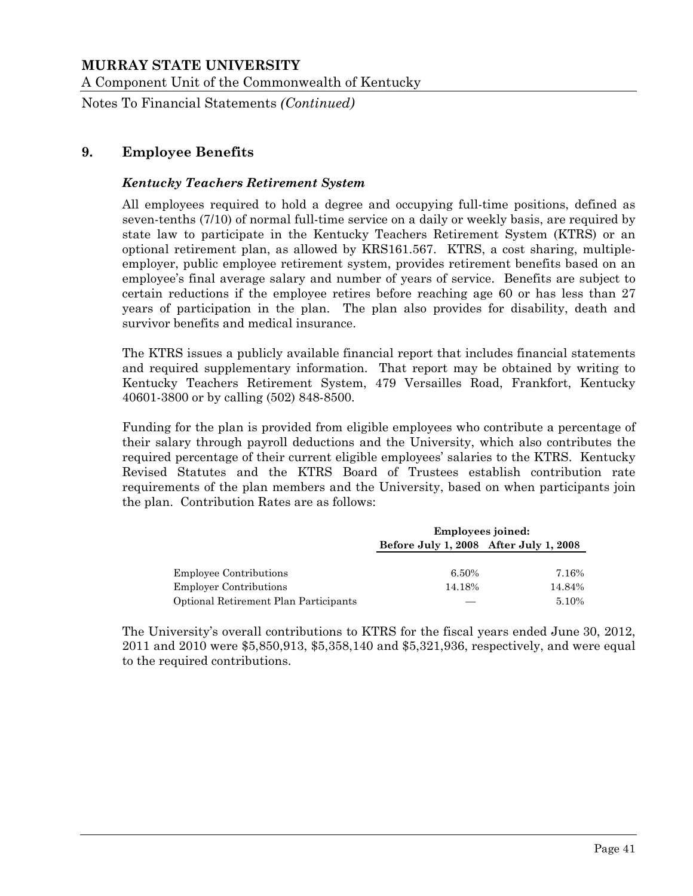# MURRAY STATE UNIVERSITY

A Component Unit of the Commonwealth of Kentucky

Notes To Financial Statements *(Continued)*

## 9. Employee Benefits

### *Kentucky Teachers Retirement System*

All employees required to hold a degree and occupying full-time positions, defined as seven-tenths (7/10) of normal full-time service on a daily or weekly basis, are required by state law to participate in the Kentucky Teachers Retirement System (KTRS) or an optional retirement plan, as allowed by KRS161.567. KTRS, a cost sharing, multiple-employer, public employee retirement system, provides retirement benefits based on an employee's final average salary and number of years of service. Benefits are subject to certain reductions if the employee retires before reaching age 60 or has less than 27 years of participation in the plan. The plan also provides for disability, death and survivor benefits and medical insurance.

The KTRS issues a publicly available financial report that includes financial statements and required supplementary information. That report may be obtained by writing to Kentucky Teachers Retirement System, 479 Versailles Road, Frankfort, Kentucky 40601-3800 or by calling (502) 848-8500.

Funding for the plan is provided from eligible employees who contribute a percentage of their salary through payroll deductions and the University, which also contributes the required percentage of their current eligible employees' salaries to the KTRS. Kentucky Revised Statutes and the KTRS Board of Trustees establish contribution rate requirements of the plan members and the University, based on when participants join the plan. Contribution Rates are as follows:

| | **Employees joined:** | |
|---|---|---|
| | **Before July 1, 2008** | **After July 1, 2008** |
| Employee Contributions | 6.50% | 7.16% |
| Employer Contributions | 14.18% | 14.84% |
| Optional Retirement Plan Participants | — | 5.10% |

The University's overall contributions to KTRS for the fiscal years ended June 30, 2012, 2011 and 2010 were $5,850,913, $5,358,140 and $5,321,936, respectively, and were equal to the required contributions.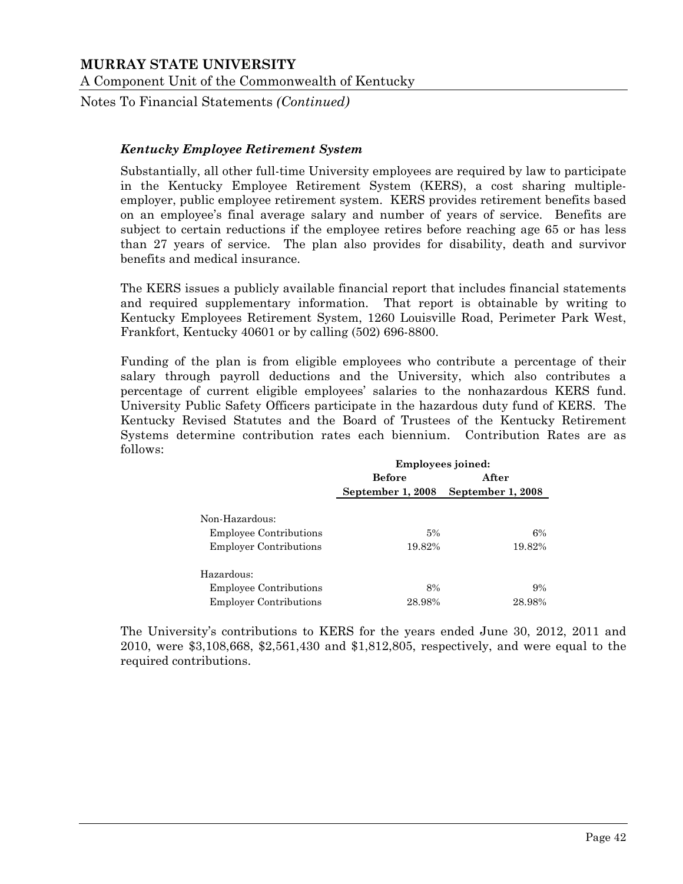### *Kentucky Employee Retirement System*

Substantially, all other full-time University employees are required by law to participate in the Kentucky Employee Retirement System (KERS), a cost sharing multiple-employer, public employee retirement system. KERS provides retirement benefits based on an employee's final average salary and number of years of service. Benefits are subject to certain reductions if the employee retires before reaching age 65 or has less than 27 years of service. The plan also provides for disability, death and survivor benefits and medical insurance.

The KERS issues a publicly available financial report that includes financial statements and required supplementary information. That report is obtainable by writing to Kentucky Employees Retirement System, 1260 Louisville Road, Perimeter Park West, Frankfort, Kentucky 40601 or by calling (502) 696-8800.

Funding of the plan is from eligible employees who contribute a percentage of their salary through payroll deductions and the University, which also contributes a percentage of current eligible employees' salaries to the nonhazardous KERS fund. University Public Safety Officers participate in the hazardous duty fund of KERS. The Kentucky Revised Statutes and the Board of Trustees of the Kentucky Retirement Systems determine contribution rates each biennium. Contribution Rates are as follows:

| | **Employees joined:** | |
|---|---|---|
| | **Before September 1, 2008** | **After September 1, 2008** |
| Non-Hazardous: | | |
| Employee Contributions | 5% | 6% |
| Employer Contributions | 19.82% | 19.82% |
| Hazardous: | | |
| Employee Contributions | 8% | 9% |
| Employer Contributions | 28.98% | 28.98% |

The University's contributions to KERS for the years ended June 30, 2012, 2011 and 2010, were $3,108,668, $2,561,430 and $1,812,805, respectively, and were equal to the required contributions.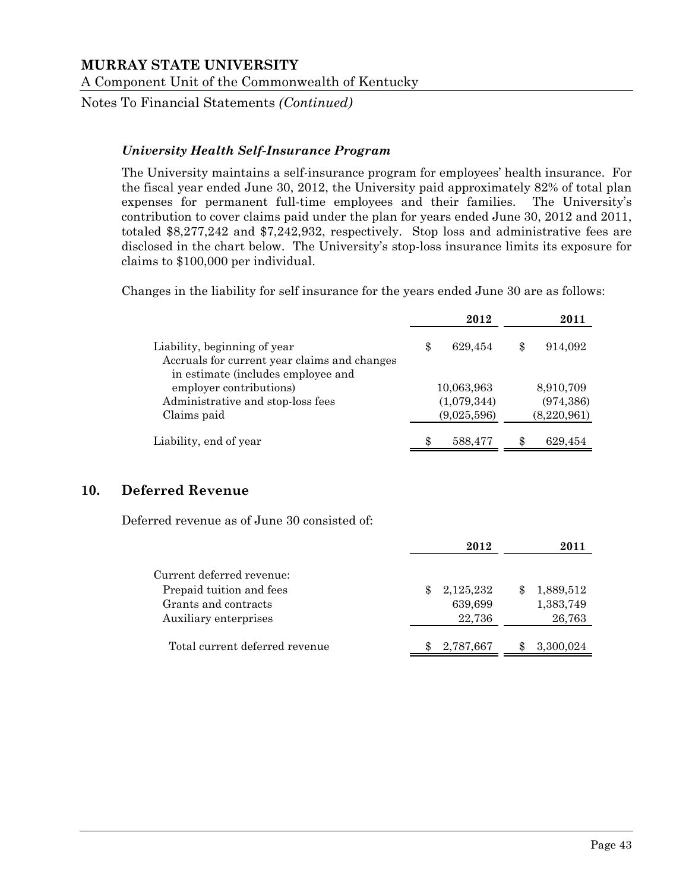### *University Health Self-Insurance Program*

The University maintains a self-insurance program for employees' health insurance. For the fiscal year ended June 30, 2012, the University paid approximately 82% of total plan expenses for permanent full-time employees and their families. The University's contribution to cover claims paid under the plan for years ended June 30, 2012 and 2011, totaled $8,277,242 and $7,242,932, respectively. Stop loss and administrative fees are disclosed in the chart below. The University's stop-loss insurance limits its exposure for claims to $100,000 per individual.

Changes in the liability for self insurance for the years ended June 30 are as follows:

| | 2012 | 2011 |
|---|---|---|
| Liability, beginning of year | $ 629,454 | $ 914,092 |
| Accruals for current year claims and changes in estimate (includes employee and employer contributions) | 10,063,963 | 8,910,709 |
| Administrative and stop-loss fees | (1,079,344) | (974,386) |
| Claims paid | (9,025,596) | (8,220,961) |
| Liability, end of year | $ 588,477 | $ 629,454 |

## 10. Deferred Revenue

Deferred revenue as of June 30 consisted of:

| | 2012 | 2011 |
|---|---|---|
| Current deferred revenue: | | |
| Prepaid tuition and fees | $ 2,125,232 | $ 1,889,512 |
| Grants and contracts | 639,699 | 1,383,749 |
| Auxiliary enterprises | 22,736 | 26,763 |
| Total current deferred revenue | $ 2,787,667 | $ 3,300,024 |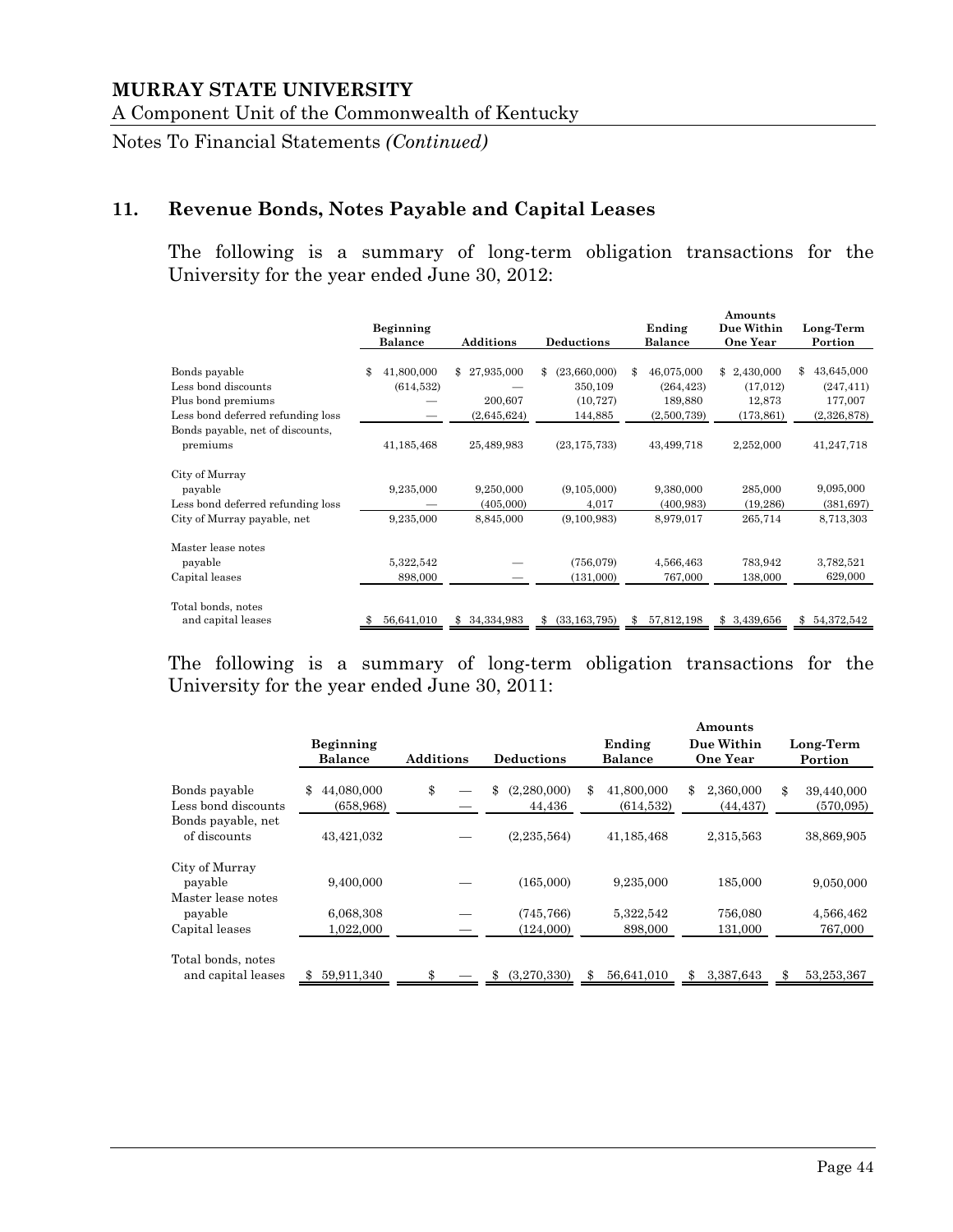## 11. Revenue Bonds, Notes Payable and Capital Leases

The following is a summary of long-term obligation transactions for the University for the year ended June 30, 2012:

| | Beginning Balance | Additions | Deductions | Ending Balance | Amounts Due Within One Year | Long-Term Portion |
|---|---|---|---|---|---|---|
| Bonds payable | $ 41,800,000 | $ 27,935,000 | $ (23,660,000) | $ 46,075,000 | $ 2,430,000 | $ 43,645,000 |
| Less bond discounts | (614,532) | — | 350,109 | (264,423) | (17,012) | (247,411) |
| Plus bond premiums | — | 200,607 | (10,727) | 189,880 | 12,873 | 177,007 |
| Less bond deferred refunding loss | — | (2,645,624) | 144,885 | (2,500,739) | (173,861) | (2,326,878) |
| Bonds payable, net of discounts, premiums | 41,185,468 | 25,489,983 | (23,175,733) | 43,499,718 | 2,252,000 | 41,247,718 |
| City of Murray payable | 9,235,000 | 9,250,000 | (9,105,000) | 9,380,000 | 285,000 | 9,095,000 |
| Less bond deferred refunding loss | — | (405,000) | 4,017 | (400,983) | (19,286) | (381,697) |
| City of Murray payable, net | 9,235,000 | 8,845,000 | (9,100,983) | 8,979,017 | 265,714 | 8,713,303 |
| Master lease notes payable | 5,322,542 | — | (756,079) | 4,566,463 | 783,942 | 3,782,521 |
| Capital leases | 898,000 | — | (131,000) | 767,000 | 138,000 | 629,000 |
| Total bonds, notes and capital leases | $ 56,641,010 | $ 34,334,983 | $ (33,163,795) | $ 57,812,198 | $ 3,439,656 | $ 54,372,542 |

The following is a summary of long-term obligation transactions for the University for the year ended June 30, 2011:

| | Beginning Balance | Additions | Deductions | Ending Balance | Amounts Due Within One Year | Long-Term Portion |
|---|---|---|---|---|---|---|
| Bonds payable | $ 44,080,000 | $ — | $ (2,280,000) | $ 41,800,000 | $ 2,360,000 | $ 39,440,000 |
| Less bond discounts | (658,968) | — | 44,436 | (614,532) | (44,437) | (570,095) |
| Bonds payable, net of discounts | 43,421,032 | — | (2,235,564) | 41,185,468 | 2,315,563 | 38,869,905 |
| City of Murray payable | 9,400,000 | — | (165,000) | 9,235,000 | 185,000 | 9,050,000 |
| Master lease notes payable | 6,068,308 | — | (745,766) | 5,322,542 | 756,080 | 4,566,462 |
| Capital leases | 1,022,000 | — | (124,000) | 898,000 | 131,000 | 767,000 |
| Total bonds, notes and capital leases | $ 59,911,340 | $ — | $ (3,270,330) | $ 56,641,010 | $ 3,387,643 | $ 53,253,367 |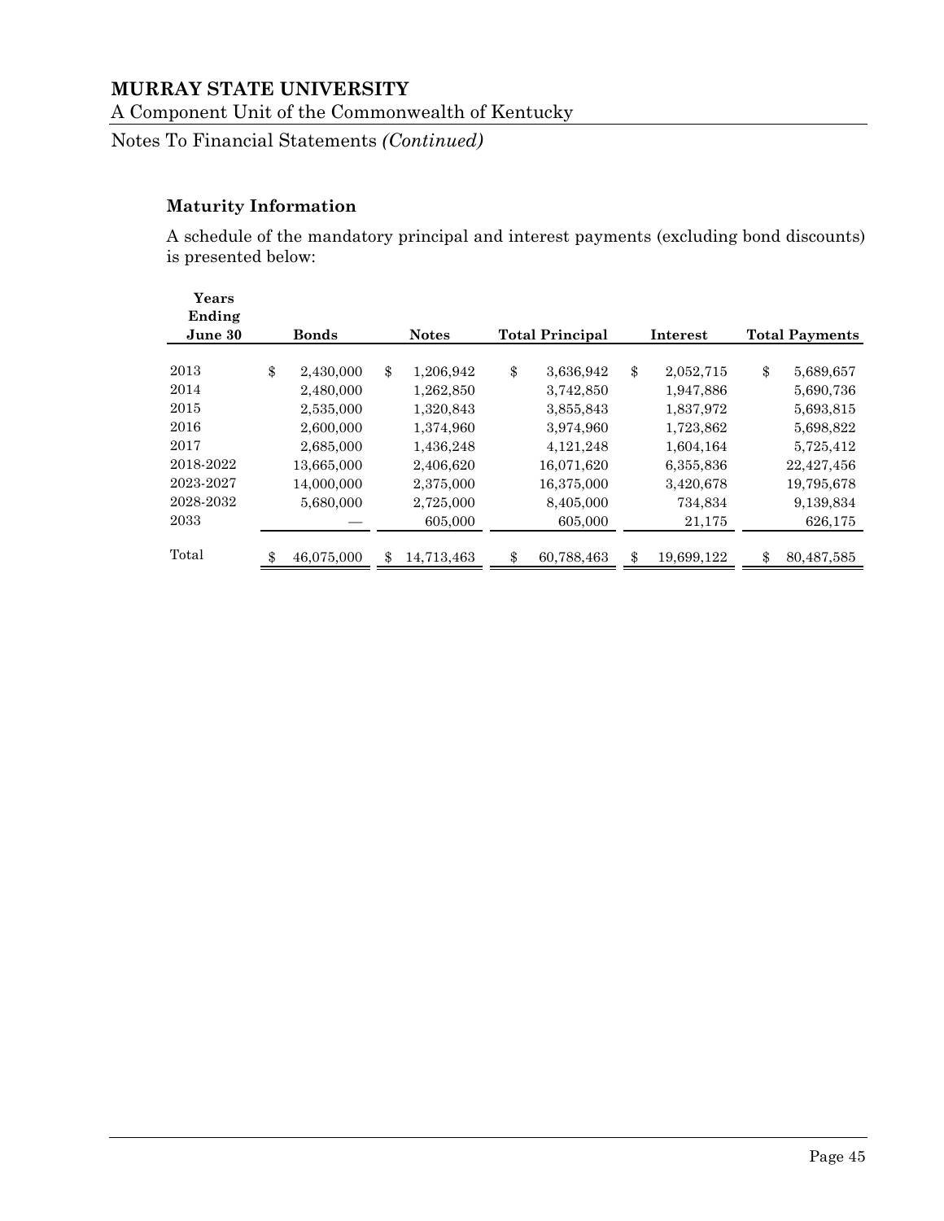# MURRAY STATE UNIVERSITY

A Component Unit of the Commonwealth of Kentucky

Notes To Financial Statements *(Continued)*

### Maturity Information

A schedule of the mandatory principal and interest payments (excluding bond discounts) is presented below:

| Years Ending June 30 | Bonds | Notes | Total Principal | Interest | Total Payments |
|---|---|---|---|---|---|
| 2013 | $ 2,430,000 | $ 1,206,942 | $ 3,636,942 | $ 2,052,715 | $ 5,689,657 |
| 2014 | 2,480,000 | 1,262,850 | 3,742,850 | 1,947,886 | 5,690,736 |
| 2015 | 2,535,000 | 1,320,843 | 3,855,843 | 1,837,972 | 5,693,815 |
| 2016 | 2,600,000 | 1,374,960 | 3,974,960 | 1,723,862 | 5,698,822 |
| 2017 | 2,685,000 | 1,436,248 | 4,121,248 | 1,604,164 | 5,725,412 |
| 2018-2022 | 13,665,000 | 2,406,620 | 16,071,620 | 6,355,836 | 22,427,456 |
| 2023-2027 | 14,000,000 | 2,375,000 | 16,375,000 | 3,420,678 | 19,795,678 |
| 2028-2032 | 5,680,000 | 2,725,000 | 8,405,000 | 734,834 | 9,139,834 |
| 2033 | — | 605,000 | 605,000 | 21,175 | 626,175 |
| Total | $ 46,075,000 | $ 14,713,463 | $ 60,788,463 | $ 19,699,122 | $ 80,487,585 |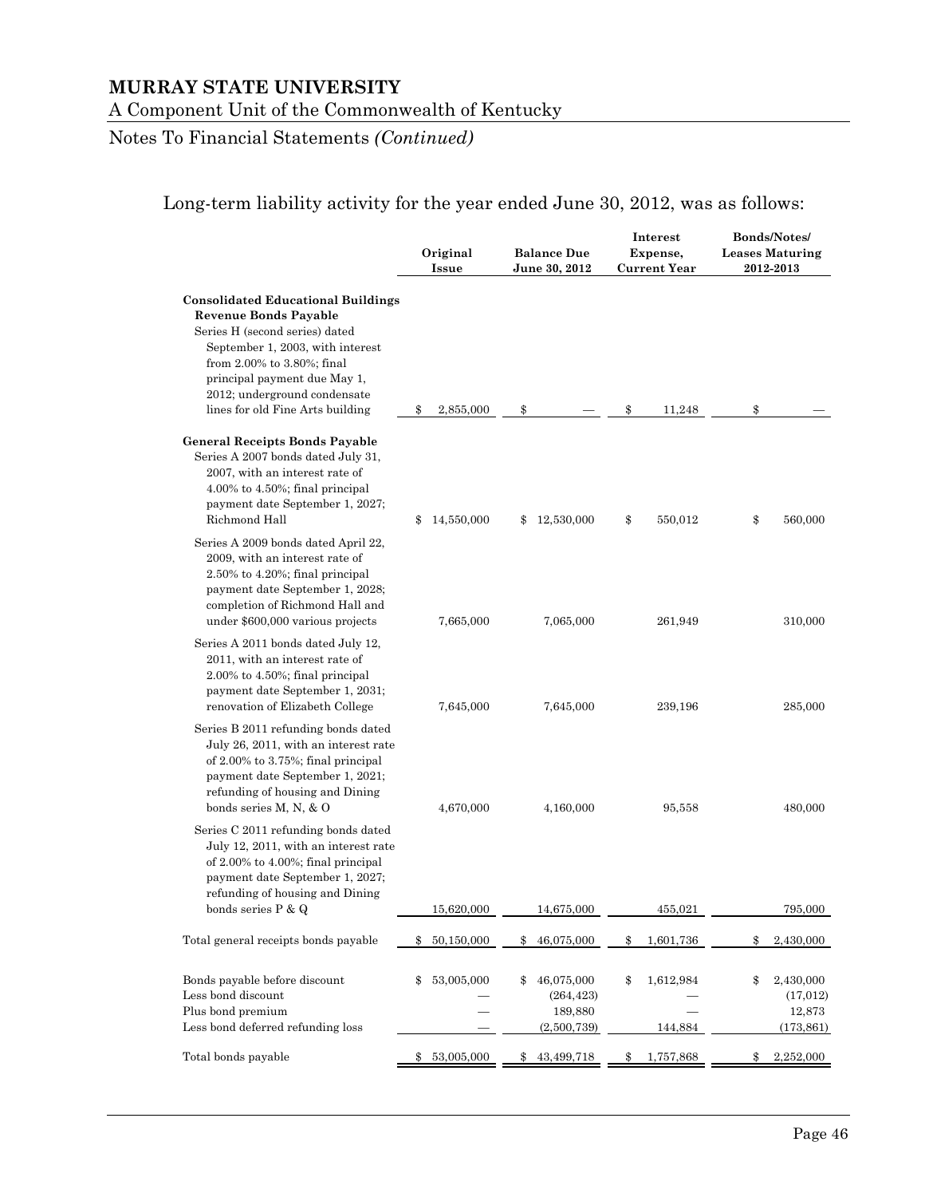# MURRAY STATE UNIVERSITY

A Component Unit of the Commonwealth of Kentucky

Notes To Financial Statements *(Continued)*

Long-term liability activity for the year ended June 30, 2012, was as follows:

| | Original Issue | Balance Due June 30, 2012 | Interest Expense, Current Year | Bonds/Notes/ Leases Maturing 2012-2013 |
|---|---|---|---|---|
| **Consolidated Educational Buildings Revenue Bonds Payable** | | | | |
| Series H (second series) dated September 1, 2003, with interest from 2.00% to 3.80%; final principal payment due May 1, 2012; underground condensate lines for old Fine Arts building | $ 2,855,000 | $ — | $ 11,248 | $ — |
| **General Receipts Bonds Payable** | | | | |
| Series A 2007 bonds dated July 31, 2007, with an interest rate of 4.00% to 4.50%; final principal payment date September 1, 2027; Richmond Hall | $ 14,550,000 | $ 12,530,000 | $ 550,012 | $ 560,000 |
| Series A 2009 bonds dated April 22, 2009, with an interest rate of 2.50% to 4.20%; final principal payment date September 1, 2028; completion of Richmond Hall and under $600,000 various projects | 7,665,000 | 7,065,000 | 261,949 | 310,000 |
| Series A 2011 bonds dated July 12, 2011, with an interest rate of 2.00% to 4.50%; final principal payment date September 1, 2031; renovation of Elizabeth College | 7,645,000 | 7,645,000 | 239,196 | 285,000 |
| Series B 2011 refunding bonds dated July 26, 2011, with an interest rate of 2.00% to 3.75%; final principal payment date September 1, 2021; refunding of housing and Dining bonds series M, N, & O | 4,670,000 | 4,160,000 | 95,558 | 480,000 |
| Series C 2011 refunding bonds dated July 12, 2011, with an interest rate of 2.00% to 4.00%; final principal payment date September 1, 2027; refunding of housing and Dining bonds series P & Q | 15,620,000 | 14,675,000 | 455,021 | 795,000 |
| Total general receipts bonds payable | $ 50,150,000 | $ 46,075,000 | $ 1,601,736 | $ 2,430,000 |
| Bonds payable before discount | $ 53,005,000 | $ 46,075,000 | $ 1,612,984 | $ 2,430,000 |
| Less bond discount | — | (264,423) | — | (17,012) |
| Plus bond premium | — | 189,880 | — | 12,873 |
| Less bond deferred refunding loss | — | (2,500,739) | 144,884 | (173,861) |
| Total bonds payable | $ 53,005,000 | $ 43,499,718 | $ 1,757,868 | $ 2,252,000 |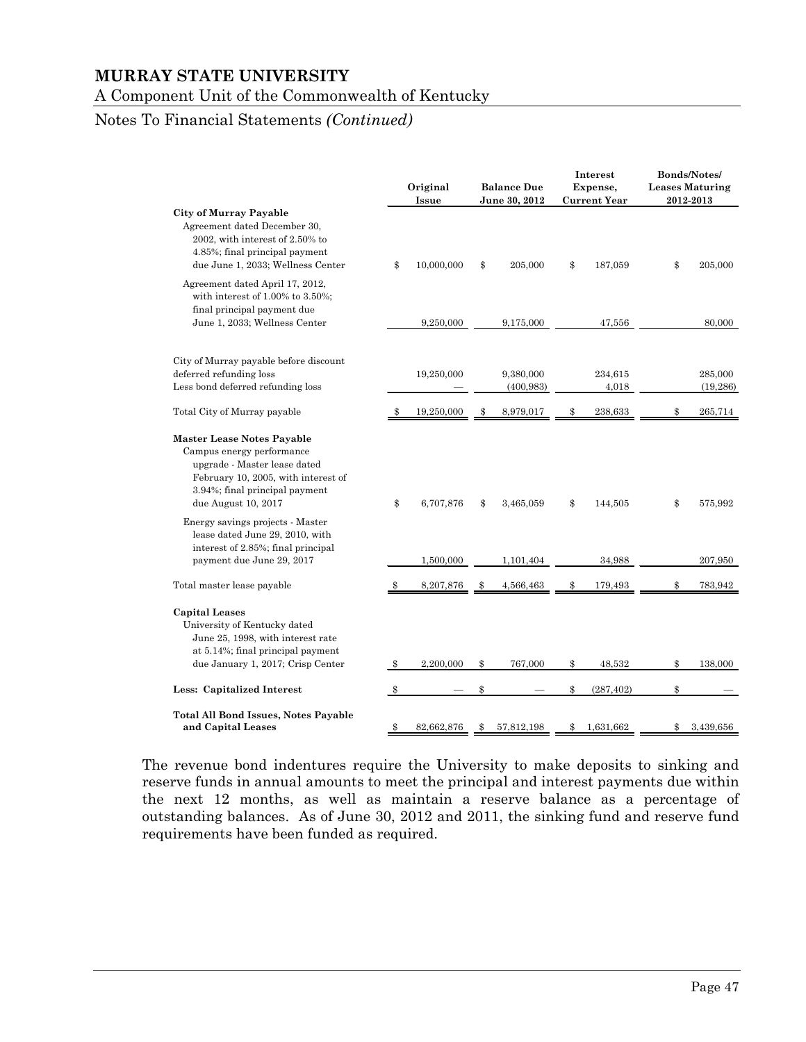## MURRAY STATE UNIVERSITY

A Component Unit of the Commonwealth of Kentucky

Notes To Financial Statements *(Continued)*

| | Original Issue | Balance Due June 30, 2012 | Interest Expense, Current Year | Bonds/Notes/ Leases Maturing 2012-2013 |
|---|---|---|---|---|
| **City of Murray Payable** | | | | |
| Agreement dated December 30, 2002, with interest of 2.50% to 4.85%; final principal payment due June 1, 2033; Wellness Center | $ 10,000,000 | $ 205,000 | $ 187,059 | $ 205,000 |
| Agreement dated April 17, 2012, with interest of 1.00% to 3.50%; final principal payment due June 1, 2033; Wellness Center | 9,250,000 | 9,175,000 | 47,556 | 80,000 |
| City of Murray payable before discount deferred refunding loss | 19,250,000 | 9,380,000 | 234,615 | 285,000 |
| Less bond deferred refunding loss | — | (400,983) | 4,018 | (19,286) |
| Total City of Murray payable | $ 19,250,000 | $ 8,979,017 | $ 238,633 | $ 265,714 |
| **Master Lease Notes Payable** | | | | |
| Campus energy performance upgrade - Master lease dated February 10, 2005, with interest of 3.94%; final principal payment due August 10, 2017 | $ 6,707,876 | $ 3,465,059 | $ 144,505 | $ 575,992 |
| Energy savings projects - Master lease dated June 29, 2010, with interest of 2.85%; final principal payment due June 29, 2017 | 1,500,000 | 1,101,404 | 34,988 | 207,950 |
| Total master lease payable | $ 8,207,876 | $ 4,566,463 | $ 179,493 | $ 783,942 |
| **Capital Leases** | | | | |
| University of Kentucky dated June 25, 1998, with interest rate at 5.14%; final principal payment due January 1, 2017; Crisp Center | $ 2,200,000 | $ 767,000 | $ 48,532 | $ 138,000 |
| **Less: Capitalized Interest** | $ — | $ — | $ (287,402) | $ — |
| **Total All Bond Issues, Notes Payable and Capital Leases** | $ 82,662,876 | $ 57,812,198 | $ 1,631,662 | $ 3,439,656 |

The revenue bond indentures require the University to make deposits to sinking and reserve funds in annual amounts to meet the principal and interest payments due within the next 12 months, as well as maintain a reserve balance as a percentage of outstanding balances. As of June 30, 2012 and 2011, the sinking fund and reserve fund requirements have been funded as required.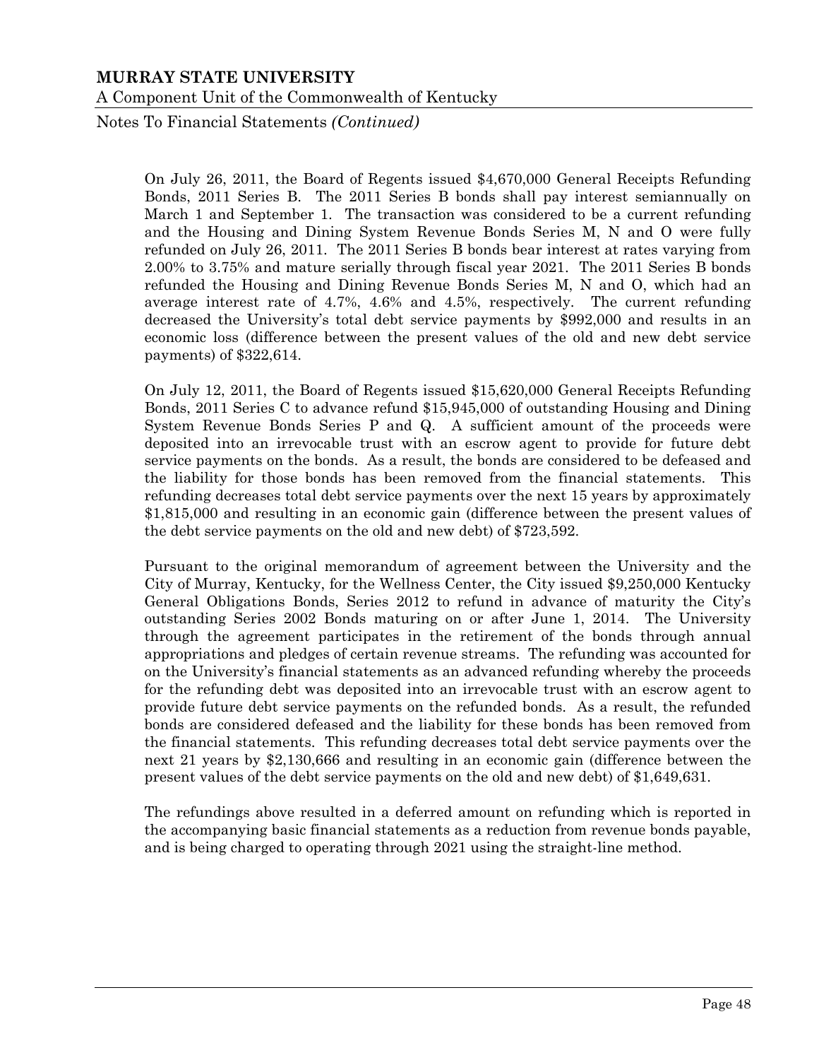On July 26, 2011, the Board of Regents issued $4,670,000 General Receipts Refunding Bonds, 2011 Series B. The 2011 Series B bonds shall pay interest semiannually on March 1 and September 1. The transaction was considered to be a current refunding and the Housing and Dining System Revenue Bonds Series M, N and O were fully refunded on July 26, 2011. The 2011 Series B bonds bear interest at rates varying from 2.00% to 3.75% and mature serially through fiscal year 2021. The 2011 Series B bonds refunded the Housing and Dining Revenue Bonds Series M, N and O, which had an average interest rate of 4.7%, 4.6% and 4.5%, respectively. The current refunding decreased the University's total debt service payments by $992,000 and results in an economic loss (difference between the present values of the old and new debt service payments) of $322,614.

On July 12, 2011, the Board of Regents issued $15,620,000 General Receipts Refunding Bonds, 2011 Series C to advance refund $15,945,000 of outstanding Housing and Dining System Revenue Bonds Series P and Q. A sufficient amount of the proceeds were deposited into an irrevocable trust with an escrow agent to provide for future debt service payments on the bonds. As a result, the bonds are considered to be defeased and the liability for those bonds has been removed from the financial statements. This refunding decreases total debt service payments over the next 15 years by approximately $1,815,000 and resulting in an economic gain (difference between the present values of the debt service payments on the old and new debt) of $723,592.

Pursuant to the original memorandum of agreement between the University and the City of Murray, Kentucky, for the Wellness Center, the City issued $9,250,000 Kentucky General Obligations Bonds, Series 2012 to refund in advance of maturity the City's outstanding Series 2002 Bonds maturing on or after June 1, 2014. The University through the agreement participates in the retirement of the bonds through annual appropriations and pledges of certain revenue streams. The refunding was accounted for on the University's financial statements as an advanced refunding whereby the proceeds for the refunding debt was deposited into an irrevocable trust with an escrow agent to provide future debt service payments on the refunded bonds. As a result, the refunded bonds are considered defeased and the liability for these bonds has been removed from the financial statements. This refunding decreases total debt service payments over the next 21 years by $2,130,666 and resulting in an economic gain (difference between the present values of the debt service payments on the old and new debt) of $1,649,631.

The refundings above resulted in a deferred amount on refunding which is reported in the accompanying basic financial statements as a reduction from revenue bonds payable, and is being charged to operating through 2021 using the straight-line method.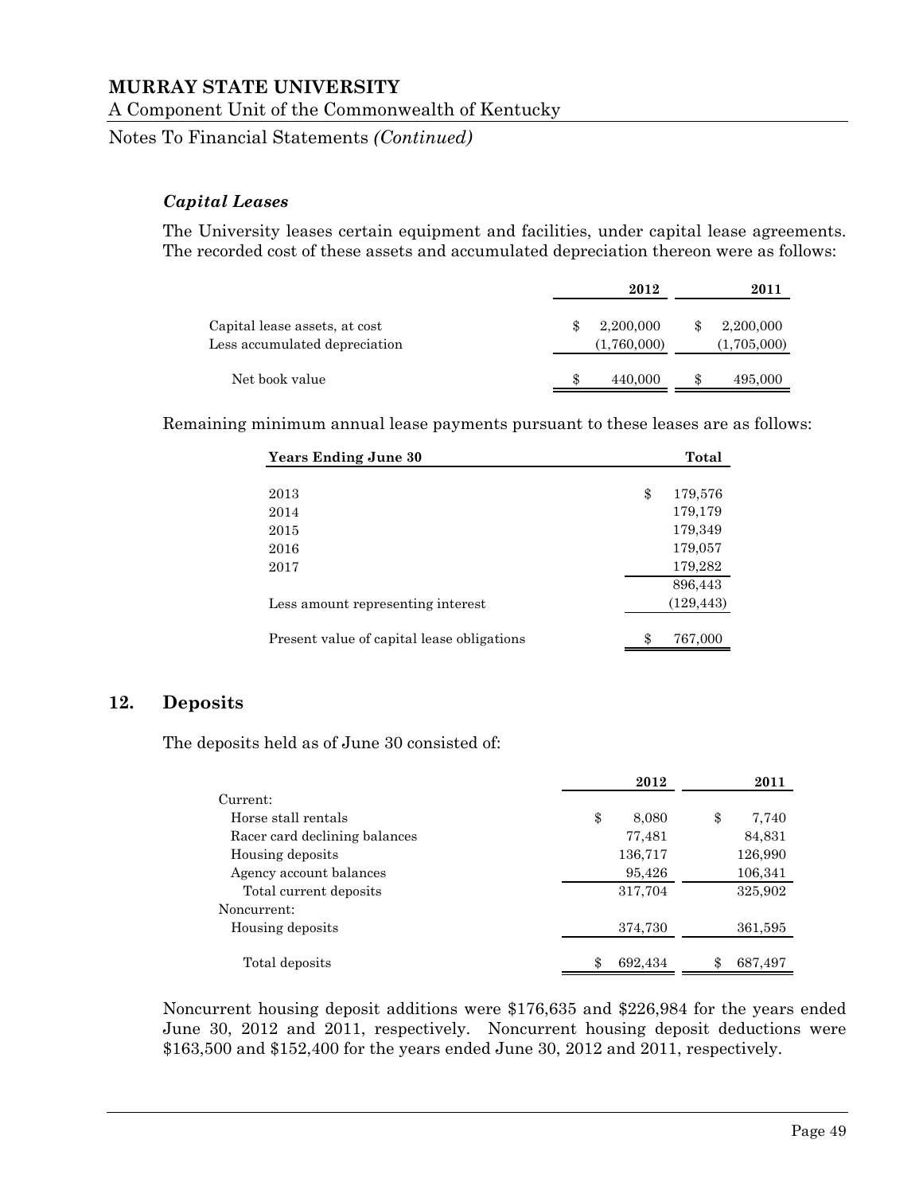### *Capital Leases*

The University leases certain equipment and facilities, under capital lease agreements. The recorded cost of these assets and accumulated depreciation thereon were as follows:

| | 2012 | 2011 |
|---|---|---|
| Capital lease assets, at cost | $ 2,200,000 | $ 2,200,000 |
| Less accumulated depreciation | (1,760,000) | (1,705,000) |
| Net book value | $ 440,000 | $ 495,000 |

Remaining minimum annual lease payments pursuant to these leases are as follows:

| Years Ending June 30 | Total |
|---|---|
| 2013 | $ 179,576 |
| 2014 | 179,179 |
| 2015 | 179,349 |
| 2016 | 179,057 |
| 2017 | 179,282 |
| | 896,443 |
| Less amount representing interest | (129,443) |
| Present value of capital lease obligations | $ 767,000 |

## 12. Deposits

The deposits held as of June 30 consisted of:

| | 2012 | 2011 |
|---|---|---|
| Current: | | |
| Horse stall rentals | $ 8,080 | $ 7,740 |
| Racer card declining balances | 77,481 | 84,831 |
| Housing deposits | 136,717 | 126,990 |
| Agency account balances | 95,426 | 106,341 |
| Total current deposits | 317,704 | 325,902 |
| Noncurrent: | | |
| Housing deposits | 374,730 | 361,595 |
| Total deposits | $ 692,434 | $ 687,497 |

Noncurrent housing deposit additions were $176,635 and $226,984 for the years ended June 30, 2012 and 2011, respectively. Noncurrent housing deposit deductions were $163,500 and $152,400 for the years ended June 30, 2012 and 2011, respectively.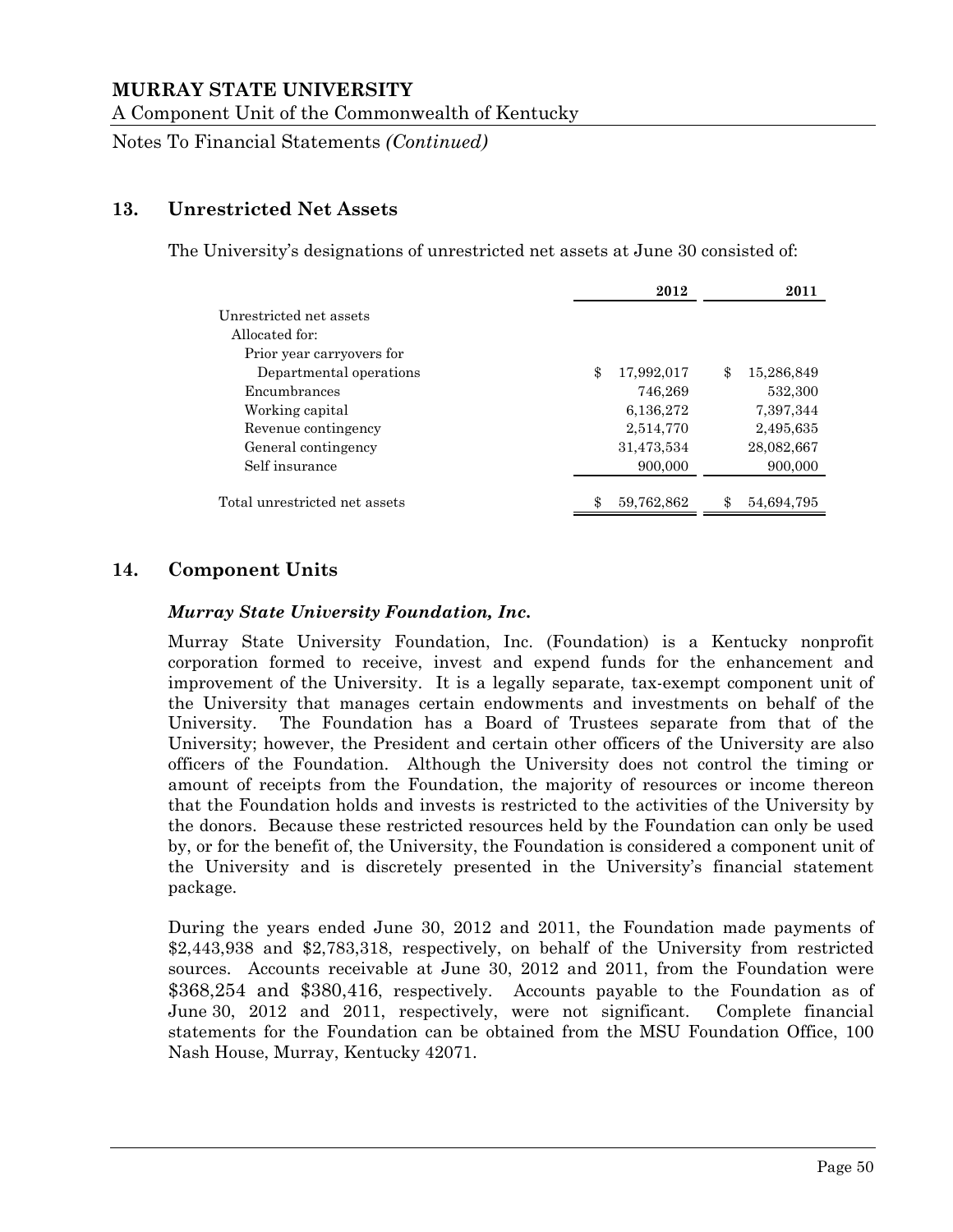## 13. Unrestricted Net Assets

The University's designations of unrestricted net assets at June 30 consisted of:

| | 2012 | 2011 |
|---|---|---|
| Unrestricted net assets | | |
| Allocated for: | | |
| Prior year carryovers for | | |
| Departmental operations | $ 17,992,017 | $ 15,286,849 |
| Encumbrances | 746,269 | 532,300 |
| Working capital | 6,136,272 | 7,397,344 |
| Revenue contingency | 2,514,770 | 2,495,635 |
| General contingency | 31,473,534 | 28,082,667 |
| Self insurance | 900,000 | 900,000 |
| Total unrestricted net assets | $ 59,762,862 | $ 54,694,795 |

## 14. Component Units

### *Murray State University Foundation, Inc.*

Murray State University Foundation, Inc. (Foundation) is a Kentucky nonprofit corporation formed to receive, invest and expend funds for the enhancement and improvement of the University. It is a legally separate, tax-exempt component unit of the University that manages certain endowments and investments on behalf of the University. The Foundation has a Board of Trustees separate from that of the University; however, the President and certain other officers of the University are also officers of the Foundation. Although the University does not control the timing or amount of receipts from the Foundation, the majority of resources or income thereon that the Foundation holds and invests is restricted to the activities of the University by the donors. Because these restricted resources held by the Foundation can only be used by, or for the benefit of, the University, the Foundation is considered a component unit of the University and is discretely presented in the University's financial statement package.

During the years ended June 30, 2012 and 2011, the Foundation made payments of $2,443,938 and $2,783,318, respectively, on behalf of the University from restricted sources. Accounts receivable at June 30, 2012 and 2011, from the Foundation were $368,254 and $380,416, respectively. Accounts payable to the Foundation as of June 30, 2012 and 2011, respectively, were not significant. Complete financial statements for the Foundation can be obtained from the MSU Foundation Office, 100 Nash House, Murray, Kentucky 42071.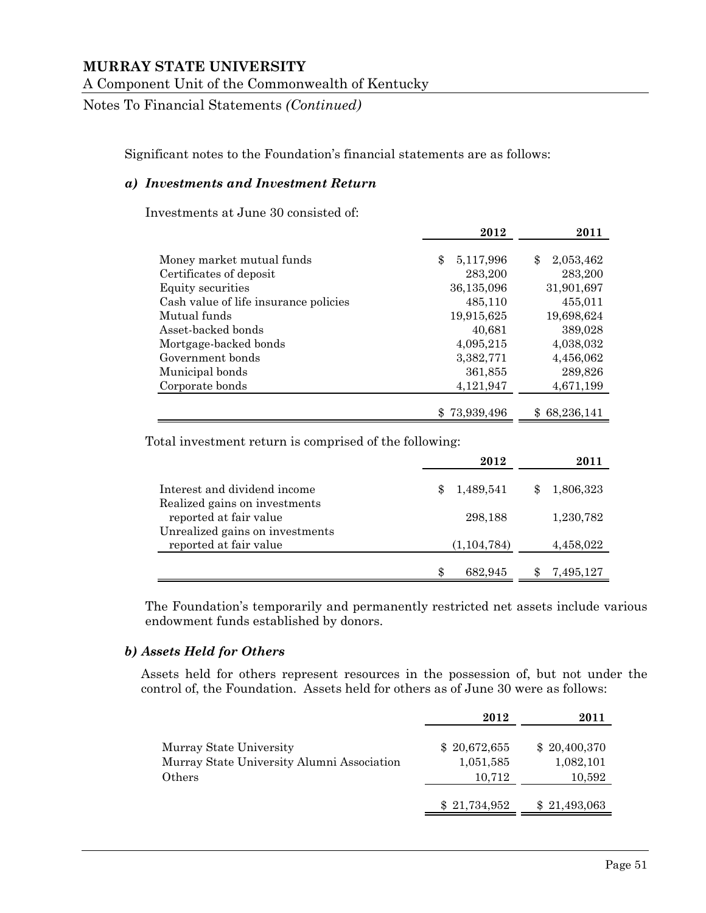Significant notes to the Foundation's financial statements are as follows:

### *a) Investments and Investment Return*

Investments at June 30 consisted of:

| | 2012 | 2011 |
|---|---|---|
| Money market mutual funds | $ 5,117,996 | $ 2,053,462 |
| Certificates of deposit | 283,200 | 283,200 |
| Equity securities | 36,135,096 | 31,901,697 |
| Cash value of life insurance policies | 485,110 | 455,011 |
| Mutual funds | 19,915,625 | 19,698,624 |
| Asset-backed bonds | 40,681 | 389,028 |
| Mortgage-backed bonds | 4,095,215 | 4,038,032 |
| Government bonds | 3,382,771 | 4,456,062 |
| Municipal bonds | 361,855 | 289,826 |
| Corporate bonds | 4,121,947 | 4,671,199 |
| | $ 73,939,496 | $ 68,236,141 |

Total investment return is comprised of the following:

| | 2012 | 2011 |
|---|---|---|
| Interest and dividend income | $ 1,489,541 | $ 1,806,323 |
| Realized gains on investments reported at fair value | 298,188 | 1,230,782 |
| Unrealized gains on investments reported at fair value | (1,104,784) | 4,458,022 |
| | $ 682,945 | $ 7,495,127 |

The Foundation's temporarily and permanently restricted net assets include various endowment funds established by donors.

### *b) Assets Held for Others*

Assets held for others represent resources in the possession of, but not under the control of, the Foundation. Assets held for others as of June 30 were as follows:

| | 2012 | 2011 |
|---|---|---|
| Murray State University | $ 20,672,655 | $ 20,400,370 |
| Murray State University Alumni Association | 1,051,585 | 1,082,101 |
| Others | 10,712 | 10,592 |
| | $ 21,734,952 | $ 21,493,063 |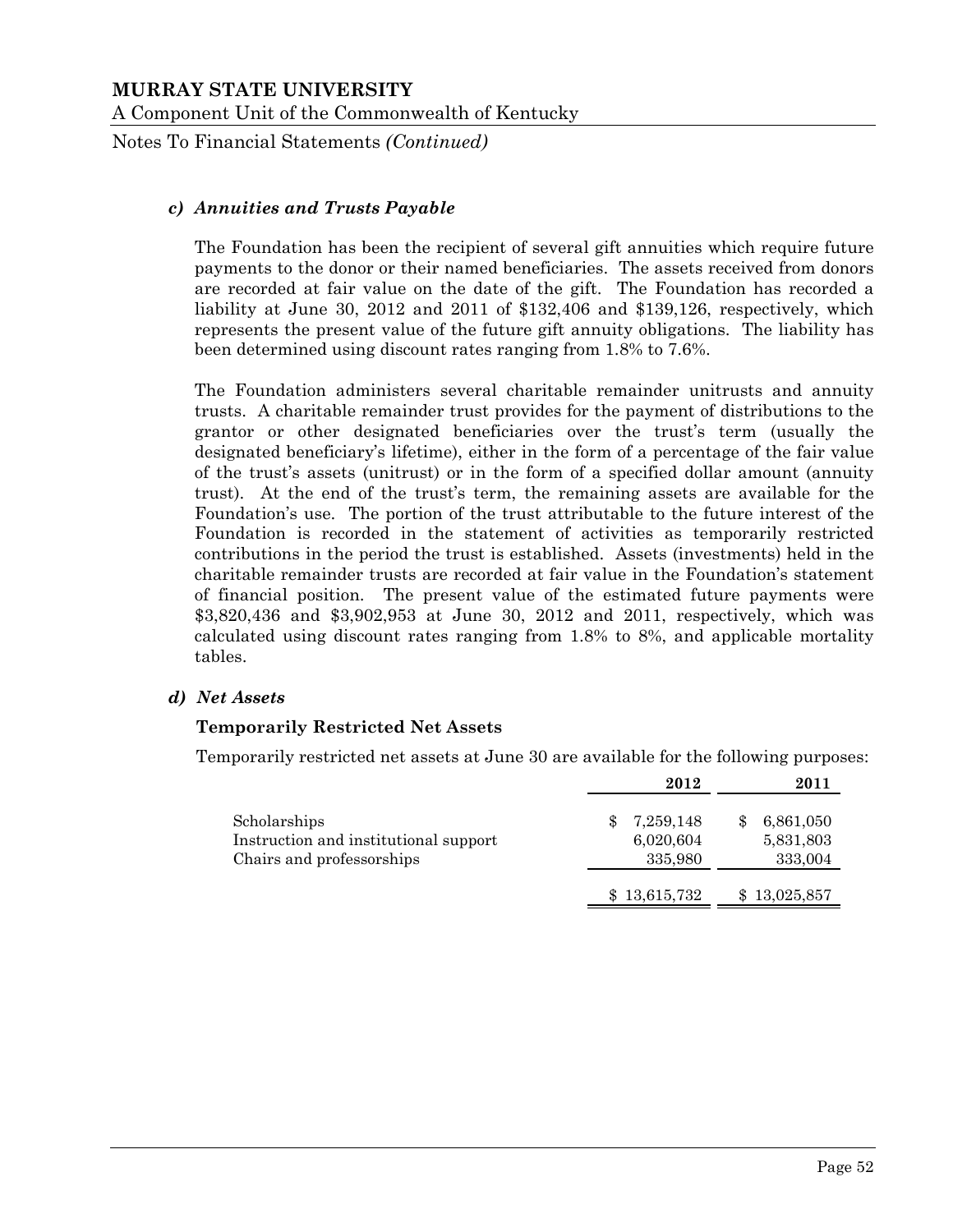#### c) Annuities and Trusts Payable

The Foundation has been the recipient of several gift annuities which require future payments to the donor or their named beneficiaries. The assets received from donors are recorded at fair value on the date of the gift. The Foundation has recorded a liability at June 30, 2012 and 2011 of $132,406 and $139,126, respectively, which represents the present value of the future gift annuity obligations. The liability has been determined using discount rates ranging from 1.8% to 7.6%.

The Foundation administers several charitable remainder unitrusts and annuity trusts. A charitable remainder trust provides for the payment of distributions to the grantor or other designated beneficiaries over the trust's term (usually the designated beneficiary's lifetime), either in the form of a percentage of the fair value of the trust's assets (unitrust) or in the form of a specified dollar amount (annuity trust). At the end of the trust's term, the remaining assets are available for the Foundation's use. The portion of the trust attributable to the future interest of the Foundation is recorded in the statement of activities as temporarily restricted contributions in the period the trust is established. Assets (investments) held in the charitable remainder trusts are recorded at fair value in the Foundation's statement of financial position. The present value of the estimated future payments were $3,820,436 and $3,902,953 at June 30, 2012 and 2011, respectively, which was calculated using discount rates ranging from 1.8% to 8%, and applicable mortality tables.

#### d) Net Assets

**Temporarily Restricted Net Assets**

Temporarily restricted net assets at June 30 are available for the following purposes:

| | 2012 | 2011 |
|---|---|---|
| Scholarships | $ 7,259,148 | $ 6,861,050 |
| Instruction and institutional support | 6,020,604 | 5,831,803 |
| Chairs and professorships | 335,980 | 333,004 |
| | $ 13,615,732 | $ 13,025,857 |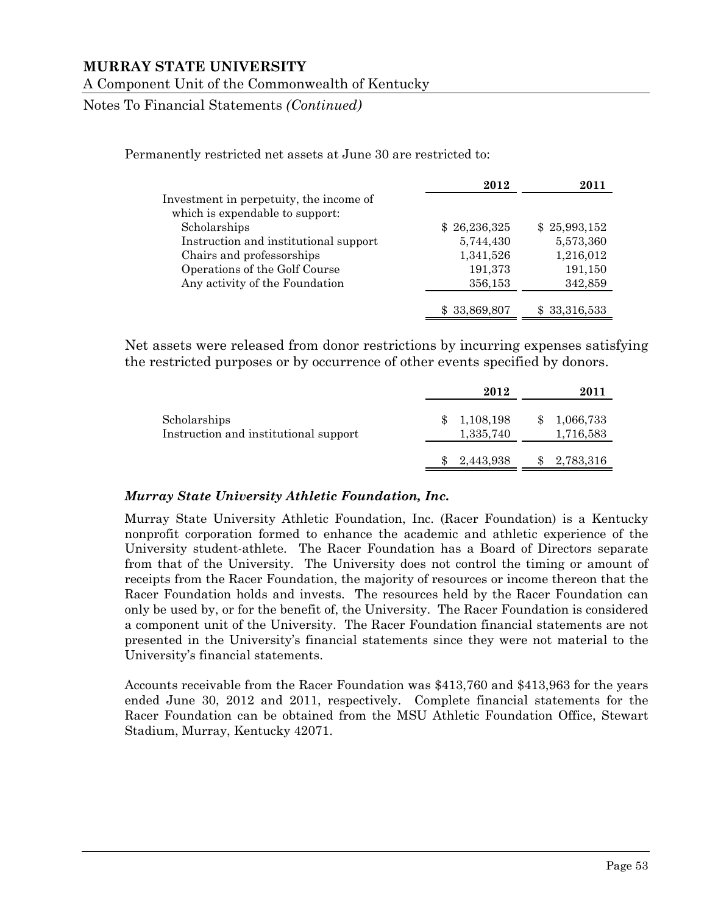Permanently restricted net assets at June 30 are restricted to:

| | 2012 | 2011 |
|---|---|---|
| Investment in perpetuity, the income of which is expendable to support: | | |
| Scholarships | $ 26,236,325 | $ 25,993,152 |
| Instruction and institutional support | 5,744,430 | 5,573,360 |
| Chairs and professorships | 1,341,526 | 1,216,012 |
| Operations of the Golf Course | 191,373 | 191,150 |
| Any activity of the Foundation | 356,153 | 342,859 |
| | $ 33,869,807 | $ 33,316,533 |

Net assets were released from donor restrictions by incurring expenses satisfying the restricted purposes or by occurrence of other events specified by donors.

| | 2012 | 2011 |
|---|---|---|
| Scholarships | $ 1,108,198 | $ 1,066,733 |
| Instruction and institutional support | 1,335,740 | 1,716,583 |
| | $ 2,443,938 | $ 2,783,316 |

***Murray State University Athletic Foundation, Inc.***

Murray State University Athletic Foundation, Inc. (Racer Foundation) is a Kentucky nonprofit corporation formed to enhance the academic and athletic experience of the University student-athlete. The Racer Foundation has a Board of Directors separate from that of the University. The University does not control the timing or amount of receipts from the Racer Foundation, the majority of resources or income thereon that the Racer Foundation holds and invests. The resources held by the Racer Foundation can only be used by, or for the benefit of, the University. The Racer Foundation is considered a component unit of the University. The Racer Foundation financial statements are not presented in the University's financial statements since they were not material to the University's financial statements.

Accounts receivable from the Racer Foundation was $413,760 and $413,963 for the years ended June 30, 2012 and 2011, respectively. Complete financial statements for the Racer Foundation can be obtained from the MSU Athletic Foundation Office, Stewart Stadium, Murray, Kentucky 42071.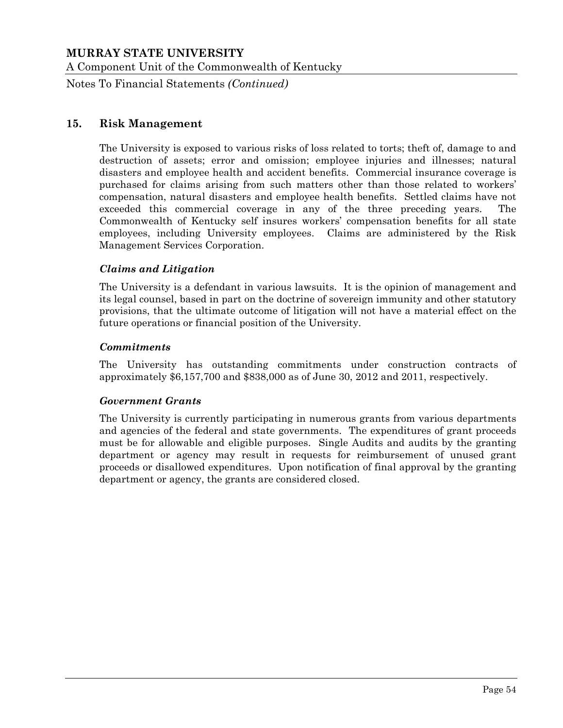## 15. Risk Management

The University is exposed to various risks of loss related to torts; theft of, damage to and destruction of assets; error and omission; employee injuries and illnesses; natural disasters and employee health and accident benefits. Commercial insurance coverage is purchased for claims arising from such matters other than those related to workers' compensation, natural disasters and employee health benefits. Settled claims have not exceeded this commercial coverage in any of the three preceding years. The Commonwealth of Kentucky self insures workers' compensation benefits for all state employees, including University employees. Claims are administered by the Risk Management Services Corporation.

### *Claims and Litigation*

The University is a defendant in various lawsuits. It is the opinion of management and its legal counsel, based in part on the doctrine of sovereign immunity and other statutory provisions, that the ultimate outcome of litigation will not have a material effect on the future operations or financial position of the University.

### *Commitments*

The University has outstanding commitments under construction contracts of approximately $6,157,700 and $838,000 as of June 30, 2012 and 2011, respectively.

### *Government Grants*

The University is currently participating in numerous grants from various departments and agencies of the federal and state governments. The expenditures of grant proceeds must be for allowable and eligible purposes. Single Audits and audits by the granting department or agency may result in requests for reimbursement of unused grant proceeds or disallowed expenditures. Upon notification of final approval by the granting department or agency, the grants are considered closed.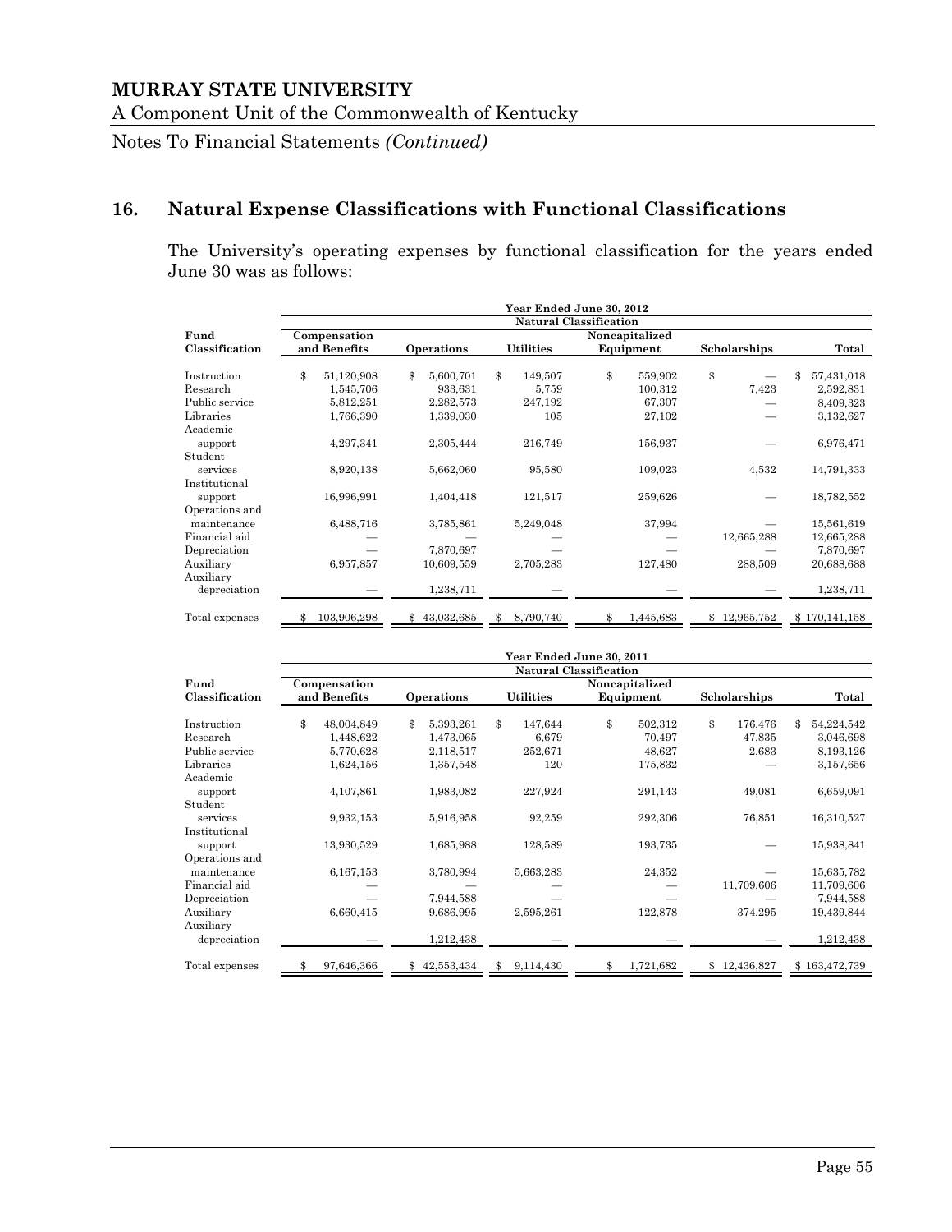# MURRAY STATE UNIVERSITY

A Component Unit of the Commonwealth of Kentucky

Notes To Financial Statements *(Continued)*

## 16. Natural Expense Classifications with Functional Classifications

The University's operating expenses by functional classification for the years ended June 30 was as follows:

| | Year Ended June 30, 2012 | | | | | |
|---|---|---|---|---|---|---|
| | Natural Classification | | | | | |
| Fund Classification | Compensation and Benefits | Operations | Utilities | Noncapitalized Equipment | Scholarships | Total |
| Instruction | $ 51,120,908 | $ 5,600,701 | $ 149,507 | $ 559,902 | $ — | $ 57,431,018 |
| Research | 1,545,706 | 933,631 | 5,759 | 100,312 | 7,423 | 2,592,831 |
| Public service | 5,812,251 | 2,282,573 | 247,192 | 67,307 | — | 8,409,323 |
| Libraries | 1,766,390 | 1,339,030 | 105 | 27,102 | — | 3,132,627 |
| Academic support | 4,297,341 | 2,305,444 | 216,749 | 156,937 | — | 6,976,471 |
| Student services | 8,920,138 | 5,662,060 | 95,580 | 109,023 | 4,532 | 14,791,333 |
| Institutional support | 16,996,991 | 1,404,418 | 121,517 | 259,626 | — | 18,782,552 |
| Operations and maintenance | 6,488,716 | 3,785,861 | 5,249,048 | 37,994 | — | 15,561,619 |
| Financial aid | — | — | — | — | 12,665,288 | 12,665,288 |
| Depreciation | — | 7,870,697 | — | — | — | 7,870,697 |
| Auxiliary | 6,957,857 | 10,609,559 | 2,705,283 | 127,480 | 288,509 | 20,688,688 |
| Auxiliary depreciation | — | 1,238,711 | — | — | — | 1,238,711 |
| Total expenses | $ 103,906,298 | $ 43,032,685 | $ 8,790,740 | $ 1,445,683 | $ 12,965,752 | $ 170,141,158 |

| | Year Ended June 30, 2011 | | | | | |
|---|---|---|---|---|---|---|
| | Natural Classification | | | | | |
| Fund Classification | Compensation and Benefits | Operations | Utilities | Noncapitalized Equipment | Scholarships | Total |
| Instruction | $ 48,004,849 | $ 5,393,261 | $ 147,644 | $ 502,312 | $ 176,476 | $ 54,224,542 |
| Research | 1,448,622 | 1,473,065 | 6,679 | 70,497 | 47,835 | 3,046,698 |
| Public service | 5,770,628 | 2,118,517 | 252,671 | 48,627 | 2,683 | 8,193,126 |
| Libraries | 1,624,156 | 1,357,548 | 120 | 175,832 | — | 3,157,656 |
| Academic support | 4,107,861 | 1,983,082 | 227,924 | 291,143 | 49,081 | 6,659,091 |
| Student services | 9,932,153 | 5,916,958 | 92,259 | 292,306 | 76,851 | 16,310,527 |
| Institutional support | 13,930,529 | 1,685,988 | 128,589 | 193,735 | — | 15,938,841 |
| Operations and maintenance | 6,167,153 | 3,780,994 | 5,663,283 | 24,352 | — | 15,635,782 |
| Financial aid | — | — | — | — | 11,709,606 | 11,709,606 |
| Depreciation | — | 7,944,588 | — | — | — | 7,944,588 |
| Auxiliary | 6,660,415 | 9,686,995 | 2,595,261 | 122,878 | 374,295 | 19,439,844 |
| Auxiliary depreciation | — | 1,212,438 | — | — | — | 1,212,438 |
| Total expenses | $ 97,646,366 | $ 42,553,434 | $ 9,114,430 | $ 1,721,682 | $ 12,436,827 | $ 163,472,739 |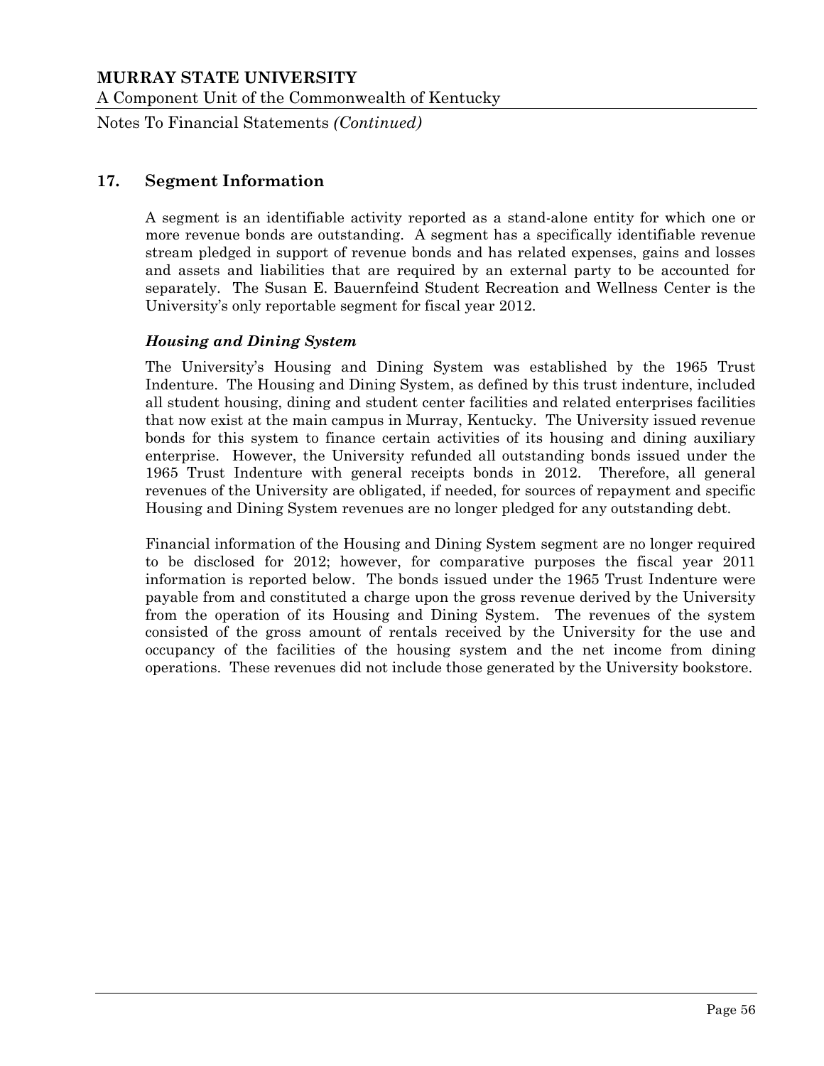## 17. Segment Information

A segment is an identifiable activity reported as a stand-alone entity for which one or more revenue bonds are outstanding. A segment has a specifically identifiable revenue stream pledged in support of revenue bonds and has related expenses, gains and losses and assets and liabilities that are required by an external party to be accounted for separately. The Susan E. Bauernfeind Student Recreation and Wellness Center is the University's only reportable segment for fiscal year 2012.

### *Housing and Dining System*

The University's Housing and Dining System was established by the 1965 Trust Indenture. The Housing and Dining System, as defined by this trust indenture, included all student housing, dining and student center facilities and related enterprises facilities that now exist at the main campus in Murray, Kentucky. The University issued revenue bonds for this system to finance certain activities of its housing and dining auxiliary enterprise. However, the University refunded all outstanding bonds issued under the 1965 Trust Indenture with general receipts bonds in 2012. Therefore, all general revenues of the University are obligated, if needed, for sources of repayment and specific Housing and Dining System revenues are no longer pledged for any outstanding debt.

Financial information of the Housing and Dining System segment are no longer required to be disclosed for 2012; however, for comparative purposes the fiscal year 2011 information is reported below. The bonds issued under the 1965 Trust Indenture were payable from and constituted a charge upon the gross revenue derived by the University from the operation of its Housing and Dining System. The revenues of the system consisted of the gross amount of rentals received by the University for the use and occupancy of the facilities of the housing system and the net income from dining operations. These revenues did not include those generated by the University bookstore.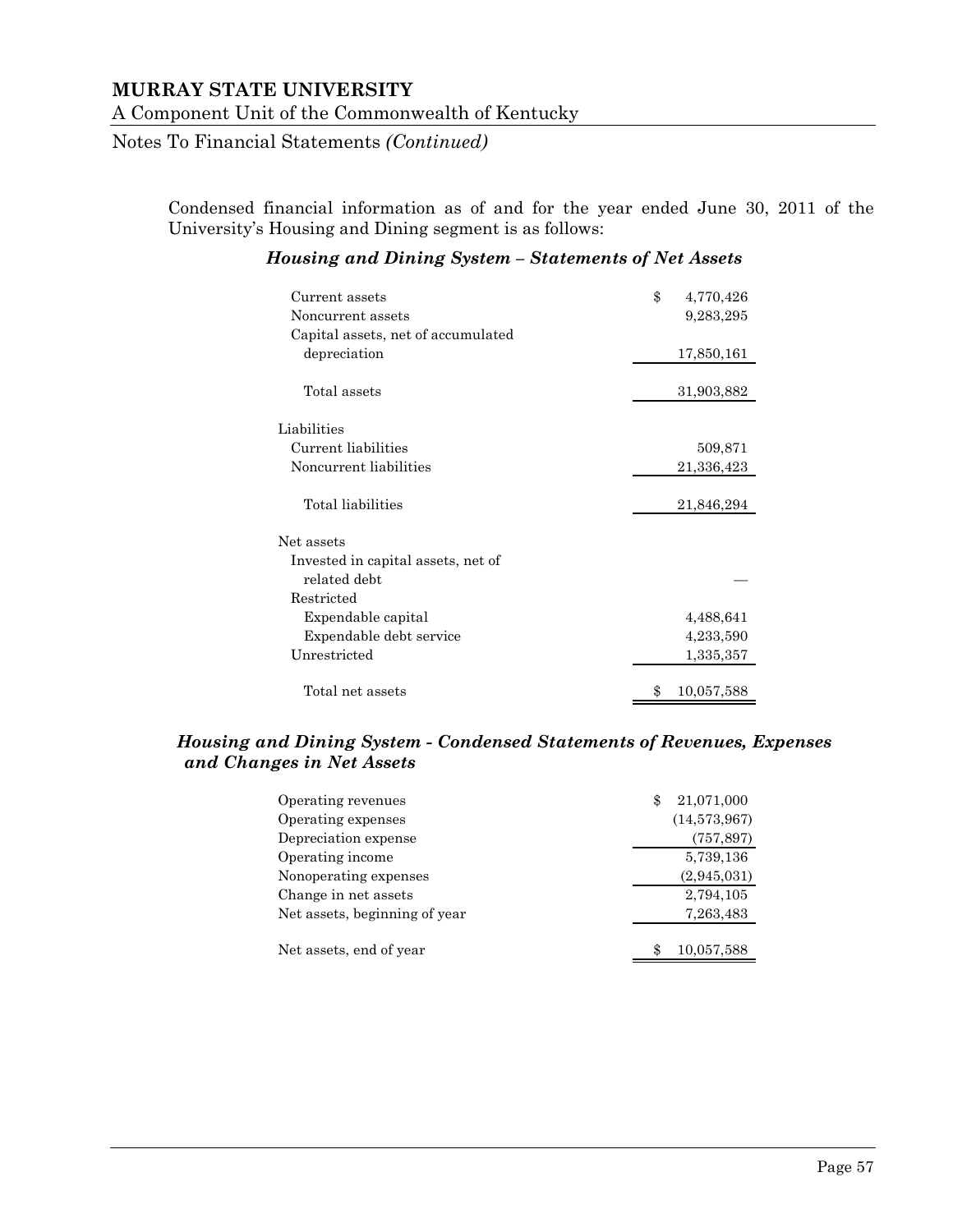Condensed financial information as of and for the year ended June 30, 2011 of the University's Housing and Dining segment is as follows:

### *Housing and Dining System – Statements of Net Assets*

| | |
|---|---|
| Current assets | $ 4,770,426 |
| Noncurrent assets | 9,283,295 |
| Capital assets, net of accumulated depreciation | 17,850,161 |
| Total assets | 31,903,882 |
| **Liabilities** | |
| Current liabilities | 509,871 |
| Noncurrent liabilities | 21,336,423 |
| Total liabilities | 21,846,294 |
| **Net assets** | |
| Invested in capital assets, net of related debt | — |
| Restricted | |
| Expendable capital | 4,488,641 |
| Expendable debt service | 4,233,590 |
| Unrestricted | 1,335,357 |
| Total net assets | $ 10,057,588 |

### *Housing and Dining System - Condensed Statements of Revenues, Expenses and Changes in Net Assets*

| | |
|---|---|
| Operating revenues | $ 21,071,000 |
| Operating expenses | (14,573,967) |
| Depreciation expense | (757,897) |
| Operating income | 5,739,136 |
| Nonoperating expenses | (2,945,031) |
| Change in net assets | 2,794,105 |
| Net assets, beginning of year | 7,263,483 |
| Net assets, end of year | $ 10,057,588 |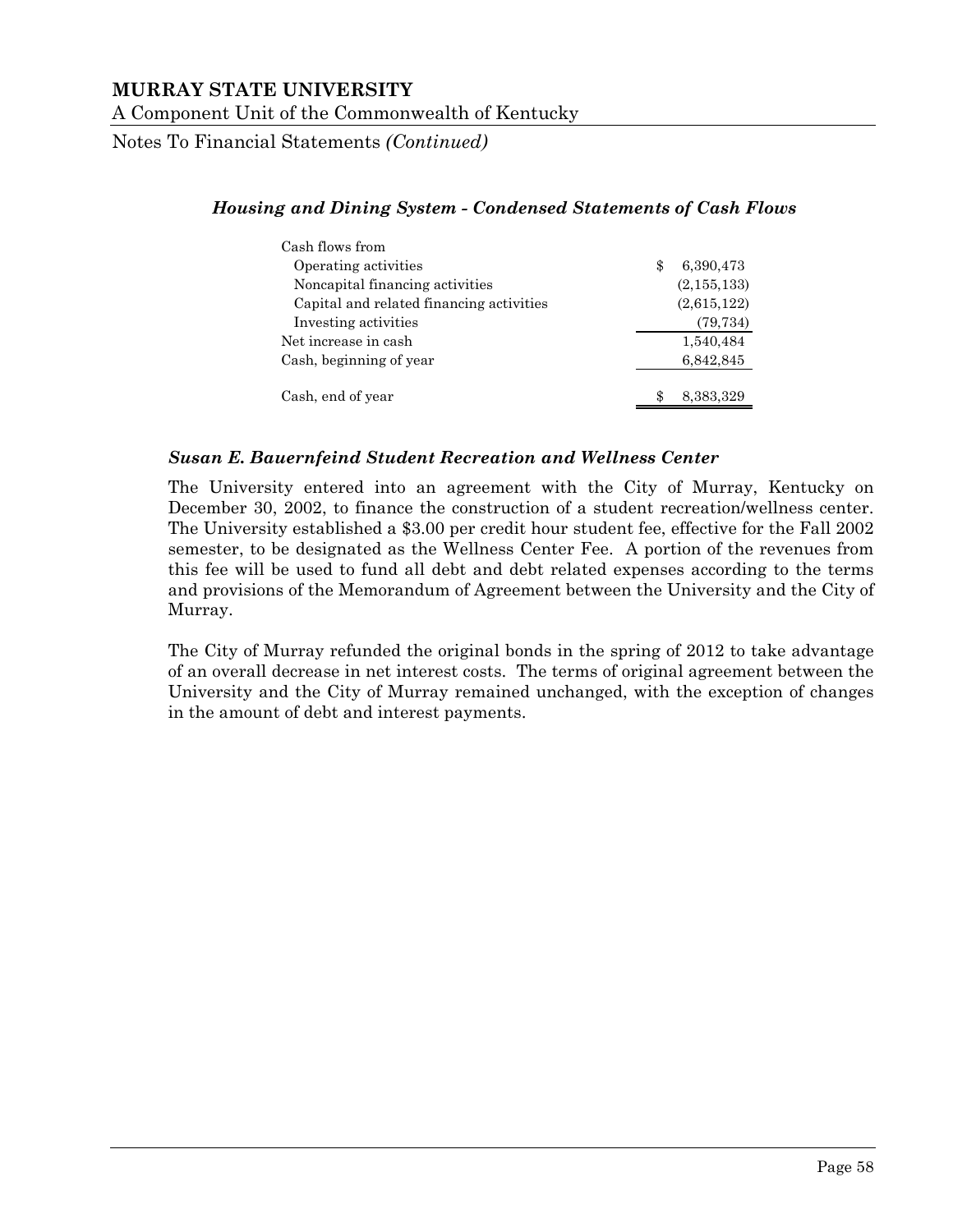### *Housing and Dining System - Condensed Statements of Cash Flows*

| | |
|---|---|
| Cash flows from | |
| Operating activities | $ 6,390,473 |
| Noncapital financing activities | (2,155,133) |
| Capital and related financing activities | (2,615,122) |
| Investing activities | (79,734) |
| Net increase in cash | 1,540,484 |
| Cash, beginning of year | 6,842,845 |
| Cash, end of year | $ 8,383,329 |

### *Susan E. Bauernfeind Student Recreation and Wellness Center*

The University entered into an agreement with the City of Murray, Kentucky on December 30, 2002, to finance the construction of a student recreation/wellness center. The University established a $3.00 per credit hour student fee, effective for the Fall 2002 semester, to be designated as the Wellness Center Fee. A portion of the revenues from this fee will be used to fund all debt and debt related expenses according to the terms and provisions of the Memorandum of Agreement between the University and the City of Murray.

The City of Murray refunded the original bonds in the spring of 2012 to take advantage of an overall decrease in net interest costs. The terms of original agreement between the University and the City of Murray remained unchanged, with the exception of changes in the amount of debt and interest payments.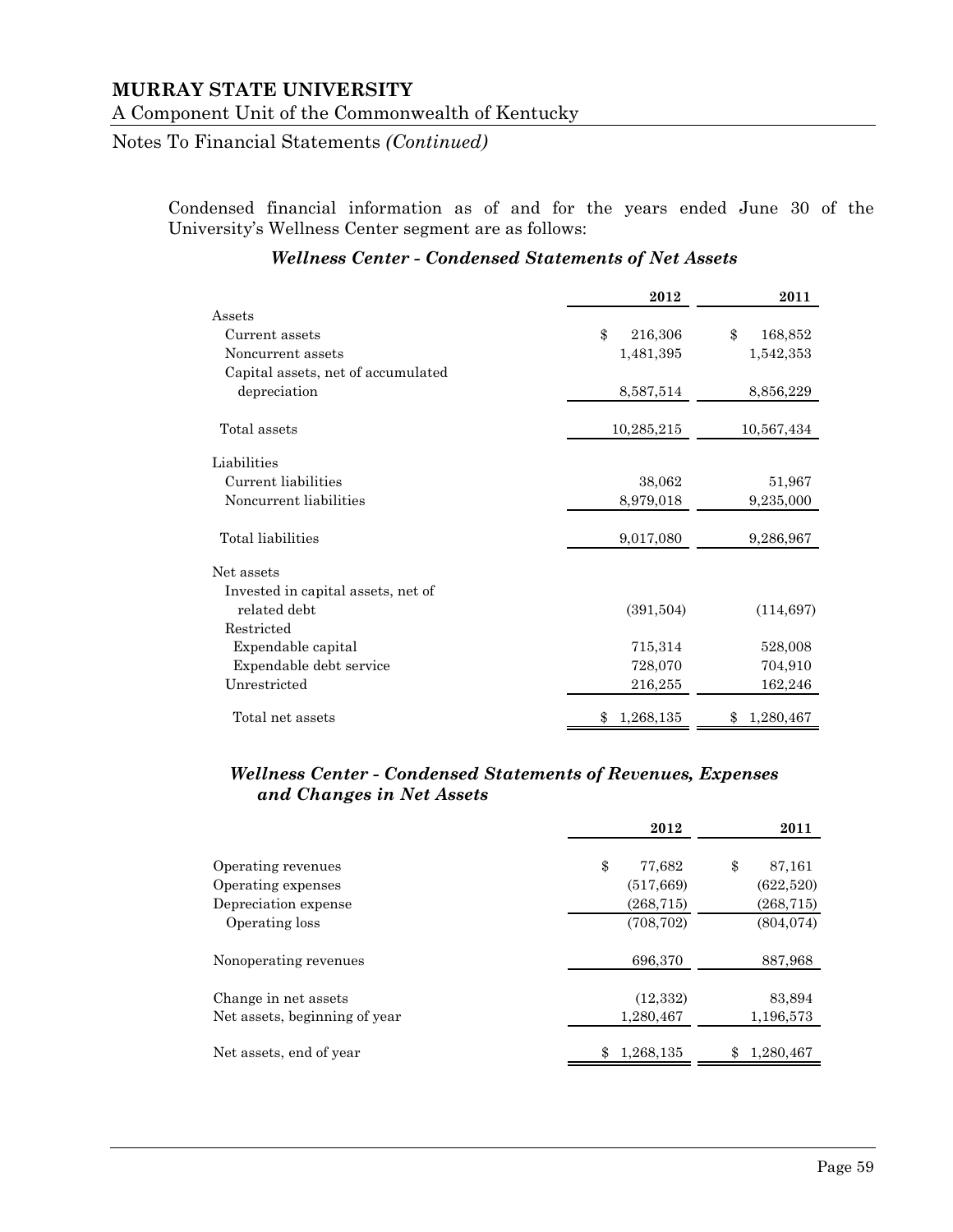**MURRAY STATE UNIVERSITY**

A Component Unit of the Commonwealth of Kentucky

Notes To Financial Statements *(Continued)*

Condensed financial information as of and for the years ended June 30 of the University's Wellness Center segment are as follows:

### *Wellness Center - Condensed Statements of Net Assets*

| | 2012 | 2011 |
|---|---|---|
| Assets | | |
| Current assets | $ 216,306 | $ 168,852 |
| Noncurrent assets | 1,481,395 | 1,542,353 |
| Capital assets, net of accumulated depreciation | 8,587,514 | 8,856,229 |
| Total assets | 10,285,215 | 10,567,434 |
| Liabilities | | |
| Current liabilities | 38,062 | 51,967 |
| Noncurrent liabilities | 8,979,018 | 9,235,000 |
| Total liabilities | 9,017,080 | 9,286,967 |
| Net assets | | |
| Invested in capital assets, net of related debt | (391,504) | (114,697) |
| Restricted | | |
| Expendable capital | 715,314 | 528,008 |
| Expendable debt service | 728,070 | 704,910 |
| Unrestricted | 216,255 | 162,246 |
| Total net assets | $ 1,268,135 | $ 1,280,467 |

### *Wellness Center - Condensed Statements of Revenues, Expenses and Changes in Net Assets*

| | 2012 | 2011 |
|---|---|---|
| Operating revenues | $ 77,682 | $ 87,161 |
| Operating expenses | (517,669) | (622,520) |
| Depreciation expense | (268,715) | (268,715) |
| Operating loss | (708,702) | (804,074) |
| Nonoperating revenues | 696,370 | 887,968 |
| Change in net assets | (12,332) | 83,894 |
| Net assets, beginning of year | 1,280,467 | 1,196,573 |
| Net assets, end of year | $ 1,268,135 | $ 1,280,467 |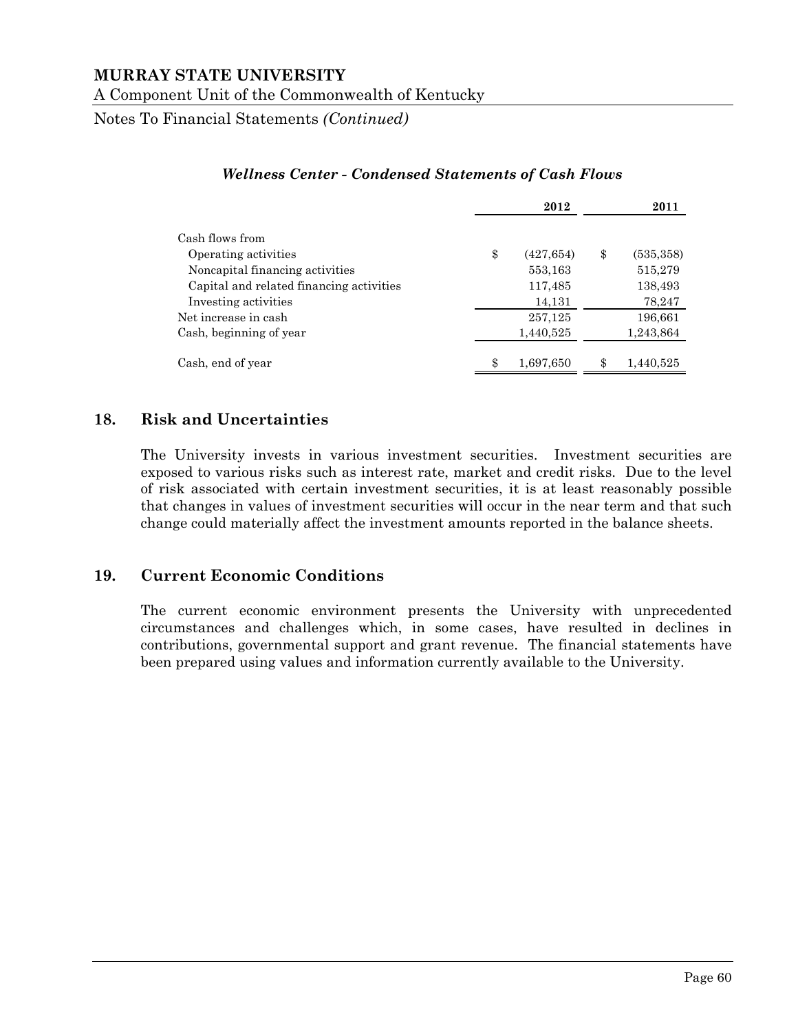*Wellness Center - Condensed Statements of Cash Flows*

| | 2012 | 2011 |
|---|---|---|
| Cash flows from | | |
| Operating activities | $ (427,654) | $ (535,358) |
| Noncapital financing activities | 553,163 | 515,279 |
| Capital and related financing activities | 117,485 | 138,493 |
| Investing activities | 14,131 | 78,247 |
| Net increase in cash | 257,125 | 196,661 |
| Cash, beginning of year | 1,440,525 | 1,243,864 |
| Cash, end of year | $ 1,697,650 | $ 1,440,525 |

## 18. Risk and Uncertainties

The University invests in various investment securities. Investment securities are exposed to various risks such as interest rate, market and credit risks. Due to the level of risk associated with certain investment securities, it is at least reasonably possible that changes in values of investment securities will occur in the near term and that such change could materially affect the investment amounts reported in the balance sheets.

## 19. Current Economic Conditions

The current economic environment presents the University with unprecedented circumstances and challenges which, in some cases, have resulted in declines in contributions, governmental support and grant revenue. The financial statements have been prepared using values and information currently available to the University.